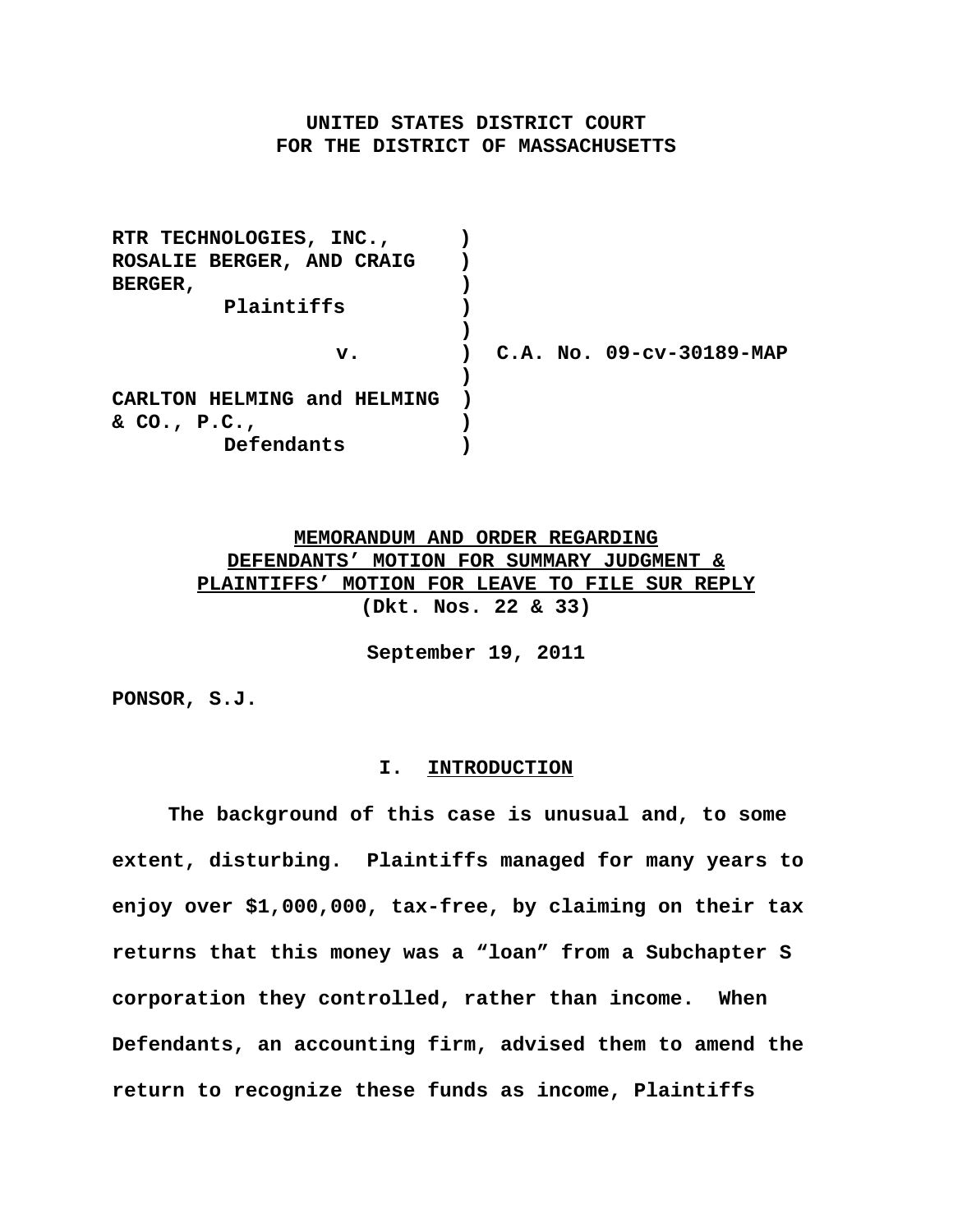**UNITED STATES DISTRICT COURT**
**FOR THE DISTRICT OF MASSACHUSETTS**

```
RTR TECHNOLOGIES, INC.,      )
ROSALIE BERGER, AND CRAIG    )
BERGER,                      )
         Plaintiffs          )
                             )
                v.           )  C.A. No. 09-cv-30189-MAP
                             )
CARLTON HELMING and HELMING  )
& CO., P.C.,                 )
         Defendants          )
```

**MEMORANDUM AND ORDER REGARDING**
**DEFENDANTS' MOTION FOR SUMMARY JUDGMENT &**
**PLAINTIFFS' MOTION FOR LEAVE TO FILE SUR REPLY**
**(Dkt. Nos. 22 & 33)**

**September 19, 2011**

**PONSOR, S.J.**

## I. INTRODUCTION

The background of this case is unusual and, to some extent, disturbing. Plaintiffs managed for many years to enjoy over $1,000,000, tax-free, by claiming on their tax returns that this money was a "loan" from a Subchapter S corporation they controlled, rather than income. When Defendants, an accounting firm, advised them to amend the return to recognize these funds as income, Plaintiffs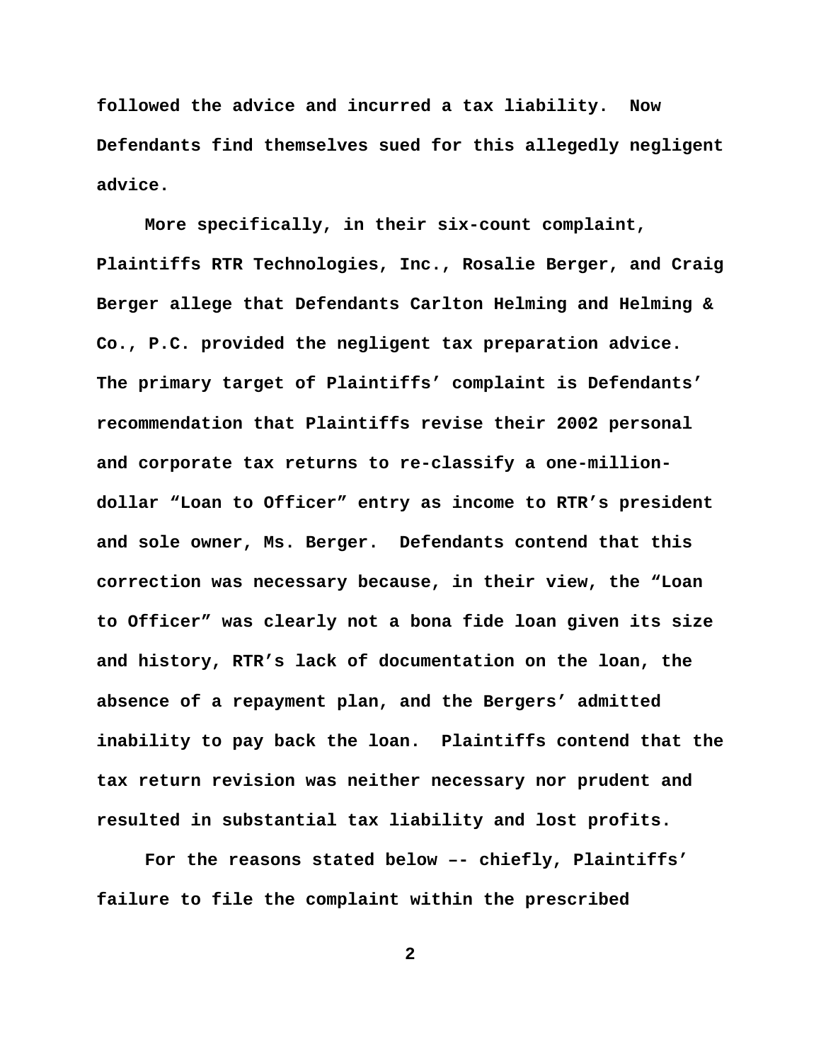followed the advice and incurred a tax liability. Now Defendants find themselves sued for this allegedly negligent advice.

More specifically, in their six-count complaint, Plaintiffs RTR Technologies, Inc., Rosalie Berger, and Craig Berger allege that Defendants Carlton Helming and Helming & Co., P.C. provided the negligent tax preparation advice. The primary target of Plaintiffs' complaint is Defendants' recommendation that Plaintiffs revise their 2002 personal and corporate tax returns to re-classify a one-million-dollar "Loan to Officer" entry as income to RTR's president and sole owner, Ms. Berger. Defendants contend that this correction was necessary because, in their view, the "Loan to Officer" was clearly not a bona fide loan given its size and history, RTR's lack of documentation on the loan, the absence of a repayment plan, and the Bergers' admitted inability to pay back the loan. Plaintiffs contend that the tax return revision was neither necessary nor prudent and resulted in substantial tax liability and lost profits.

For the reasons stated below –- chiefly, Plaintiffs' failure to file the complaint within the prescribed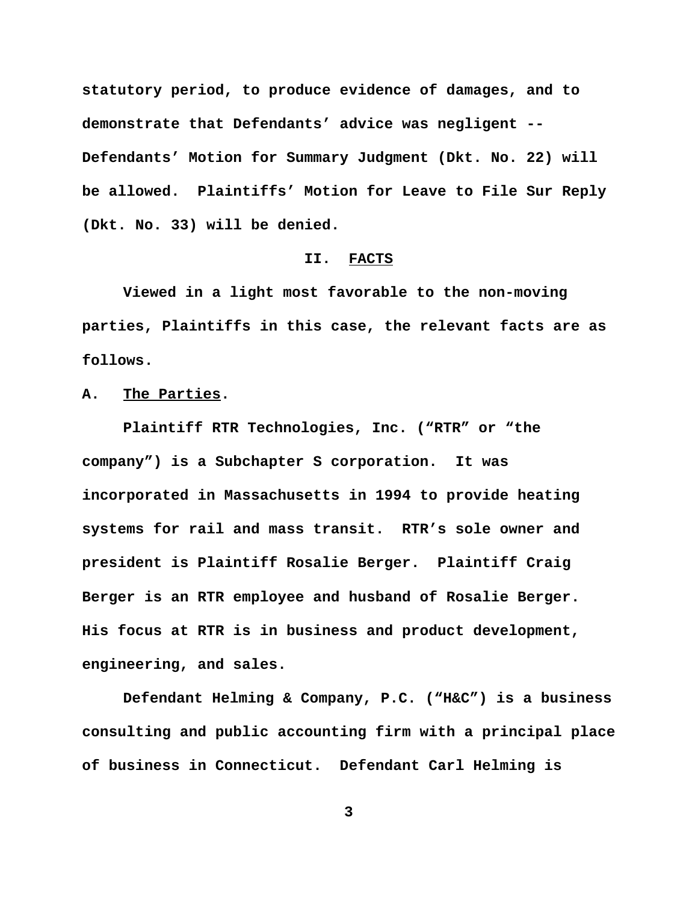statutory period, to produce evidence of damages, and to demonstrate that Defendants' advice was negligent -- Defendants' Motion for Summary Judgment (Dkt. No. 22) will be allowed. Plaintiffs' Motion for Leave to File Sur Reply (Dkt. No. 33) will be denied.

## II. FACTS

Viewed in a light most favorable to the non-moving parties, Plaintiffs in this case, the relevant facts are as follows.

### A. The Parties.

Plaintiff RTR Technologies, Inc. ("RTR" or "the company") is a Subchapter S corporation. It was incorporated in Massachusetts in 1994 to provide heating systems for rail and mass transit. RTR's sole owner and president is Plaintiff Rosalie Berger. Plaintiff Craig Berger is an RTR employee and husband of Rosalie Berger. His focus at RTR is in business and product development, engineering, and sales.

Defendant Helming & Company, P.C. ("H&C") is a business consulting and public accounting firm with a principal place of business in Connecticut. Defendant Carl Helming is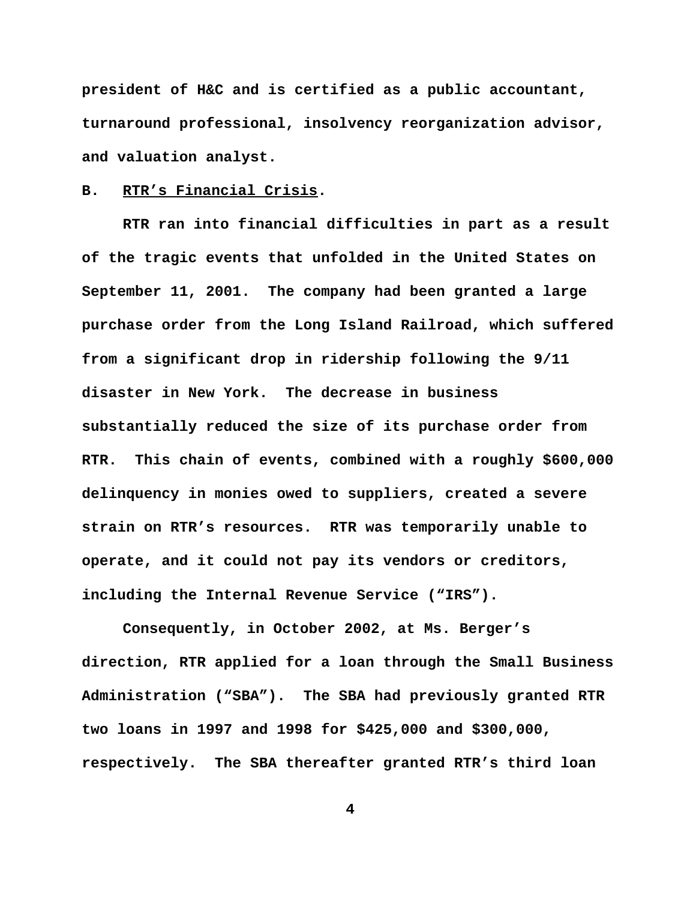president of H&C and is certified as a public accountant, turnaround professional, insolvency reorganization advisor, and valuation analyst.

## B. RTR's Financial Crisis.

RTR ran into financial difficulties in part as a result of the tragic events that unfolded in the United States on September 11, 2001. The company had been granted a large purchase order from the Long Island Railroad, which suffered from a significant drop in ridership following the 9/11 disaster in New York. The decrease in business substantially reduced the size of its purchase order from RTR. This chain of events, combined with a roughly $600,000 delinquency in monies owed to suppliers, created a severe strain on RTR's resources. RTR was temporarily unable to operate, and it could not pay its vendors or creditors, including the Internal Revenue Service ("IRS").

Consequently, in October 2002, at Ms. Berger's direction, RTR applied for a loan through the Small Business Administration ("SBA"). The SBA had previously granted RTR two loans in 1997 and 1998 for $425,000 and $300,000, respectively. The SBA thereafter granted RTR's third loan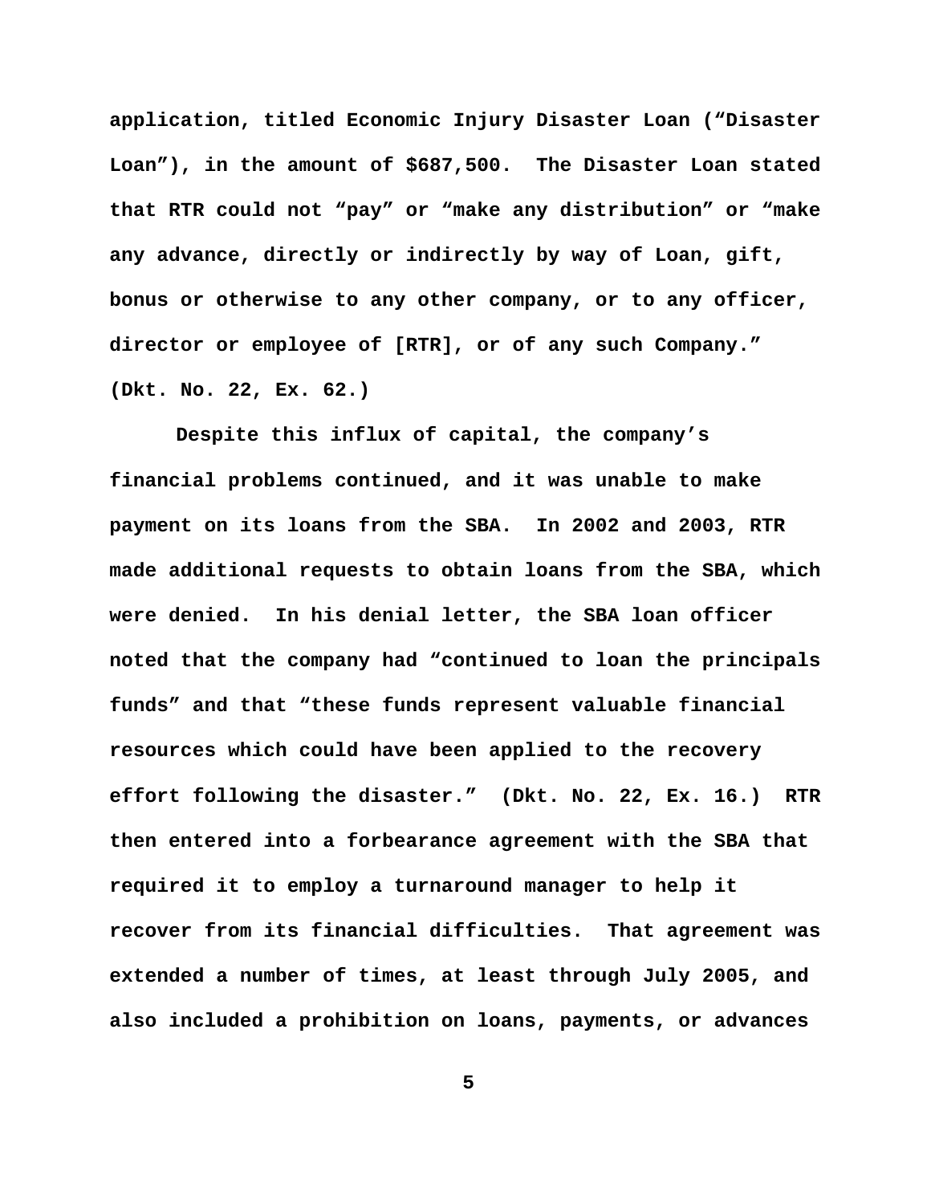application, titled Economic Injury Disaster Loan ("Disaster Loan"), in the amount of $687,500. The Disaster Loan stated that RTR could not "pay" or "make any distribution" or "make any advance, directly or indirectly by way of Loan, gift, bonus or otherwise to any other company, or to any officer, director or employee of [RTR], or of any such Company." (Dkt. No. 22, Ex. 62.)

Despite this influx of capital, the company's financial problems continued, and it was unable to make payment on its loans from the SBA. In 2002 and 2003, RTR made additional requests to obtain loans from the SBA, which were denied. In his denial letter, the SBA loan officer noted that the company had "continued to loan the principals funds" and that "these funds represent valuable financial resources which could have been applied to the recovery effort following the disaster." (Dkt. No. 22, Ex. 16.) RTR then entered into a forbearance agreement with the SBA that required it to employ a turnaround manager to help it recover from its financial difficulties. That agreement was extended a number of times, at least through July 2005, and also included a prohibition on loans, payments, or advances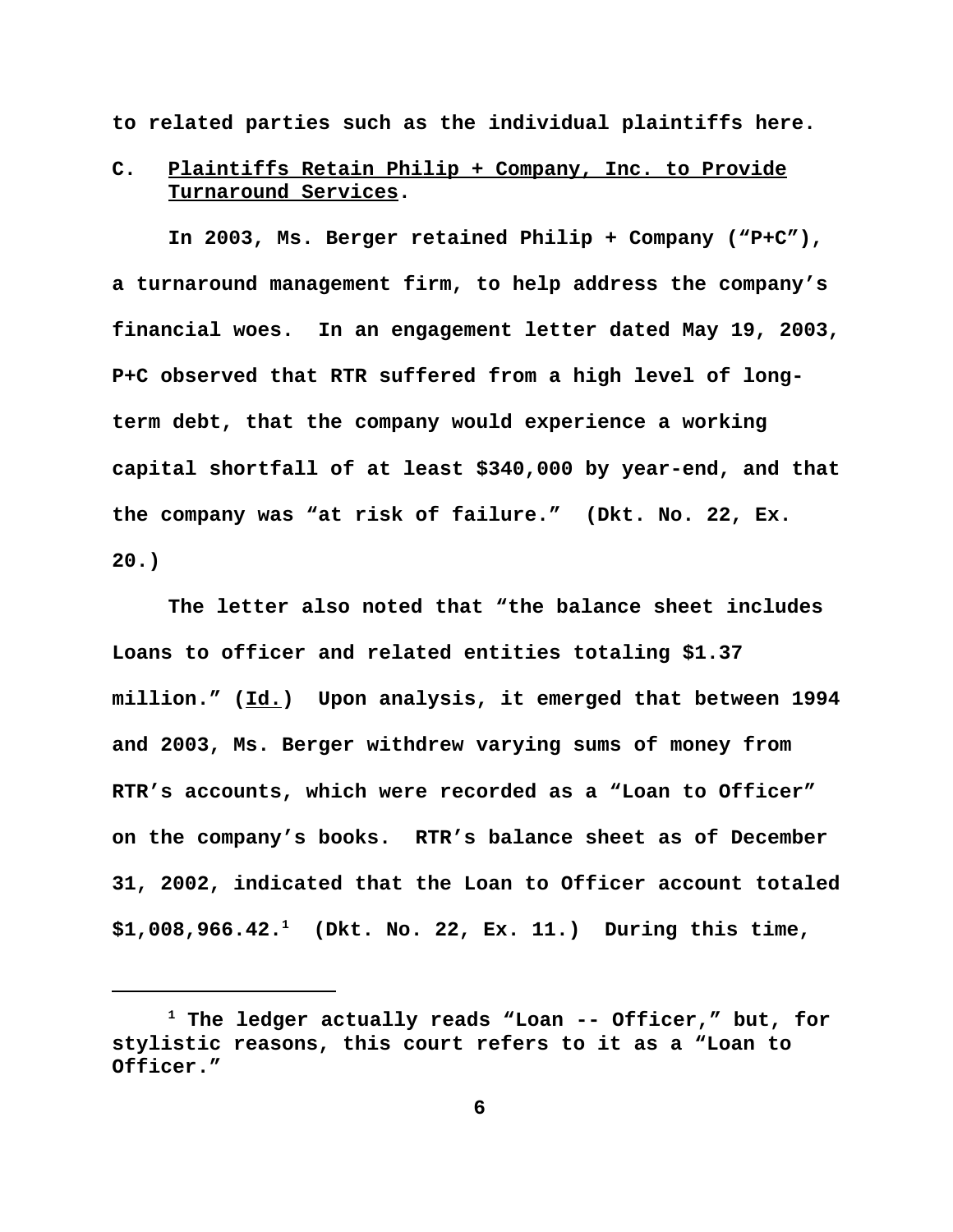to related parties such as the individual plaintiffs here.

### C. Plaintiffs Retain Philip + Company, Inc. to Provide Turnaround Services.

In 2003, Ms. Berger retained Philip + Company ("P+C"), a turnaround management firm, to help address the company's financial woes. In an engagement letter dated May 19, 2003, P+C observed that RTR suffered from a high level of long-term debt, that the company would experience a working capital shortfall of at least $340,000 by year-end, and that the company was "at risk of failure." (Dkt. No. 22, Ex. 20.)

The letter also noted that "the balance sheet includes Loans to officer and related entities totaling $1.37 million." (Id.) Upon analysis, it emerged that between 1994 and 2003, Ms. Berger withdrew varying sums of money from RTR's accounts, which were recorded as a "Loan to Officer" on the company's books. RTR's balance sheet as of December 31, 2002, indicated that the Loan to Officer account totaled $1,008,966.42.[1] (Dkt. No. 22, Ex. 11.) During this time,

---

[1] The ledger actually reads "Loan -- Officer," but, for stylistic reasons, this court refers to it as a "Loan to Officer."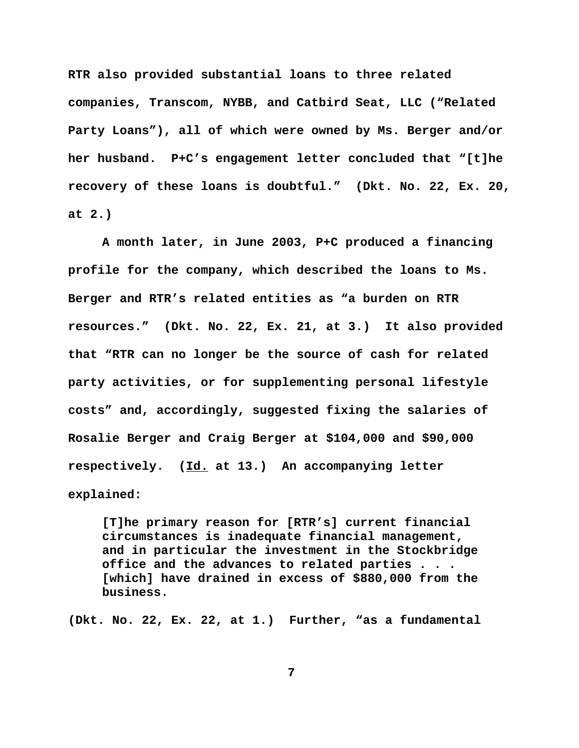RTR also provided substantial loans to three related companies, Transcom, NYBB, and Catbird Seat, LLC ("Related Party Loans"), all of which were owned by Ms. Berger and/or her husband. P+C's engagement letter concluded that "[t]he recovery of these loans is doubtful." (Dkt. No. 22, Ex. 20, at 2.)

A month later, in June 2003, P+C produced a financing profile for the company, which described the loans to Ms. Berger and RTR's related entities as "a burden on RTR resources." (Dkt. No. 22, Ex. 21, at 3.) It also provided that "RTR can no longer be the source of cash for related party activities, or for supplementing personal lifestyle costs" and, accordingly, suggested fixing the salaries of Rosalie Berger and Craig Berger at $104,000 and $90,000 respectively. (Id. at 13.) An accompanying letter explained:

> [T]he primary reason for [RTR's] current financial circumstances is inadequate financial management, and in particular the investment in the Stockbridge office and the advances to related parties . . . [which] have drained in excess of $880,000 from the business.

(Dkt. No. 22, Ex. 22, at 1.) Further, "as a fundamental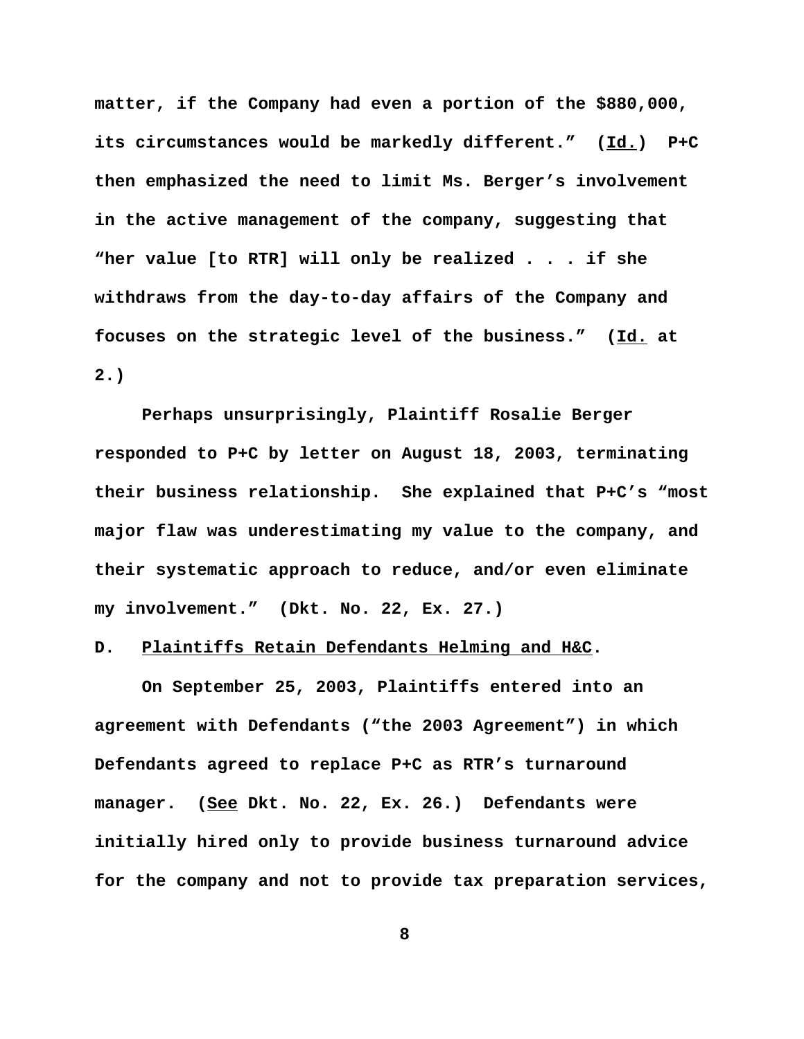matter, if the Company had even a portion of the $880,000, its circumstances would be markedly different." (Id.) P+C then emphasized the need to limit Ms. Berger's involvement in the active management of the company, suggesting that "her value [to RTR] will only be realized . . . if she withdraws from the day-to-day affairs of the Company and focuses on the strategic level of the business." (Id. at 2.)

Perhaps unsurprisingly, Plaintiff Rosalie Berger responded to P+C by letter on August 18, 2003, terminating their business relationship. She explained that P+C's "most major flaw was underestimating my value to the company, and their systematic approach to reduce, and/or even eliminate my involvement." (Dkt. No. 22, Ex. 27.)

### D. Plaintiffs Retain Defendants Helming and H&C.

On September 25, 2003, Plaintiffs entered into an agreement with Defendants ("the 2003 Agreement") in which Defendants agreed to replace P+C as RTR's turnaround manager. (See Dkt. No. 22, Ex. 26.) Defendants were initially hired only to provide business turnaround advice for the company and not to provide tax preparation services,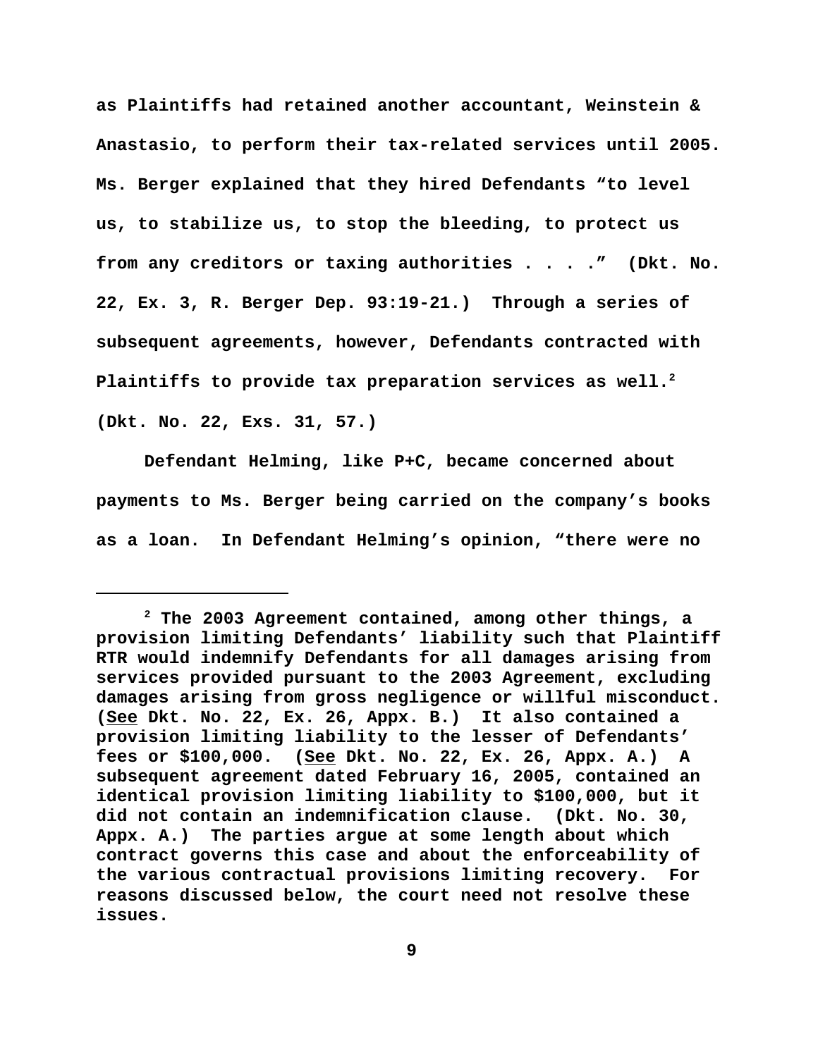as Plaintiffs had retained another accountant, Weinstein & Anastasio, to perform their tax-related services until 2005. Ms. Berger explained that they hired Defendants "to level us, to stabilize us, to stop the bleeding, to protect us from any creditors or taxing authorities . . . ." (Dkt. No. 22, Ex. 3, R. Berger Dep. 93:19-21.) Through a series of subsequent agreements, however, Defendants contracted with Plaintiffs to provide tax preparation services as well.[2] (Dkt. No. 22, Exs. 31, 57.)

Defendant Helming, like P+C, became concerned about payments to Ms. Berger being carried on the company's books as a loan. In Defendant Helming's opinion, "there were no

---

[2] The 2003 Agreement contained, among other things, a provision limiting Defendants' liability such that Plaintiff RTR would indemnify Defendants for all damages arising from services provided pursuant to the 2003 Agreement, excluding damages arising from gross negligence or willful misconduct. (See Dkt. No. 22, Ex. 26, Appx. B.) It also contained a provision limiting liability to the lesser of Defendants' fees or $100,000. (See Dkt. No. 22, Ex. 26, Appx. A.) A subsequent agreement dated February 16, 2005, contained an identical provision limiting liability to $100,000, but it did not contain an indemnification clause. (Dkt. No. 30, Appx. A.) The parties argue at some length about which contract governs this case and about the enforceability of the various contractual provisions limiting recovery. For reasons discussed below, the court need not resolve these issues.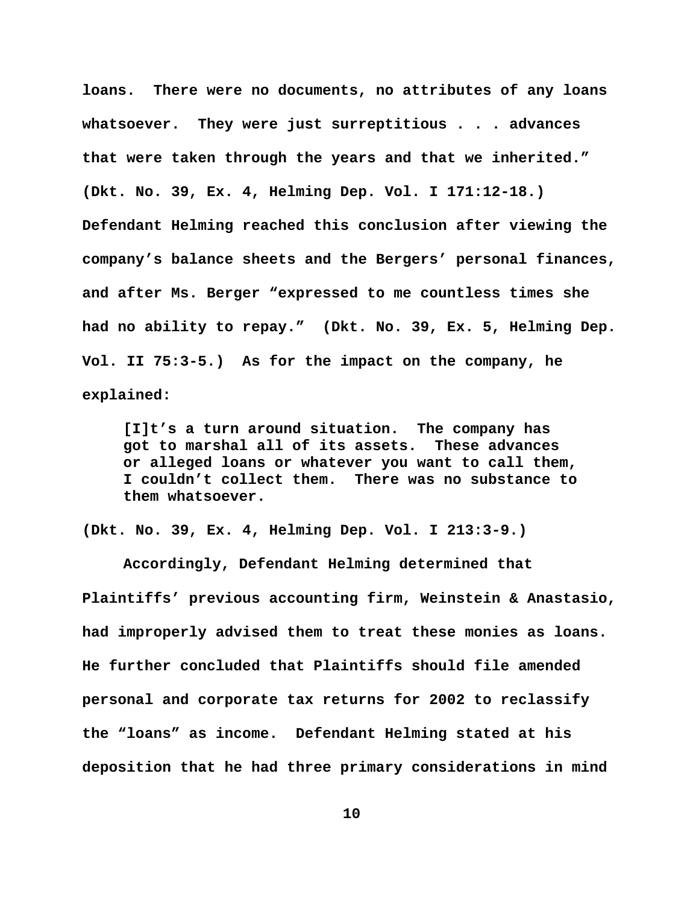loans. There were no documents, no attributes of any loans whatsoever. They were just surreptitious . . . advances that were taken through the years and that we inherited." (Dkt. No. 39, Ex. 4, Helming Dep. Vol. I 171:12-18.) Defendant Helming reached this conclusion after viewing the company's balance sheets and the Bergers' personal finances, and after Ms. Berger "expressed to me countless times she had no ability to repay." (Dkt. No. 39, Ex. 5, Helming Dep. Vol. II 75:3-5.) As for the impact on the company, he explained:

> [I]t's a turn around situation. The company has got to marshal all of its assets. These advances or alleged loans or whatever you want to call them, I couldn't collect them. There was no substance to them whatsoever.

(Dkt. No. 39, Ex. 4, Helming Dep. Vol. I 213:3-9.)

Accordingly, Defendant Helming determined that Plaintiffs' previous accounting firm, Weinstein & Anastasio, had improperly advised them to treat these monies as loans. He further concluded that Plaintiffs should file amended personal and corporate tax returns for 2002 to reclassify the "loans" as income. Defendant Helming stated at his deposition that he had three primary considerations in mind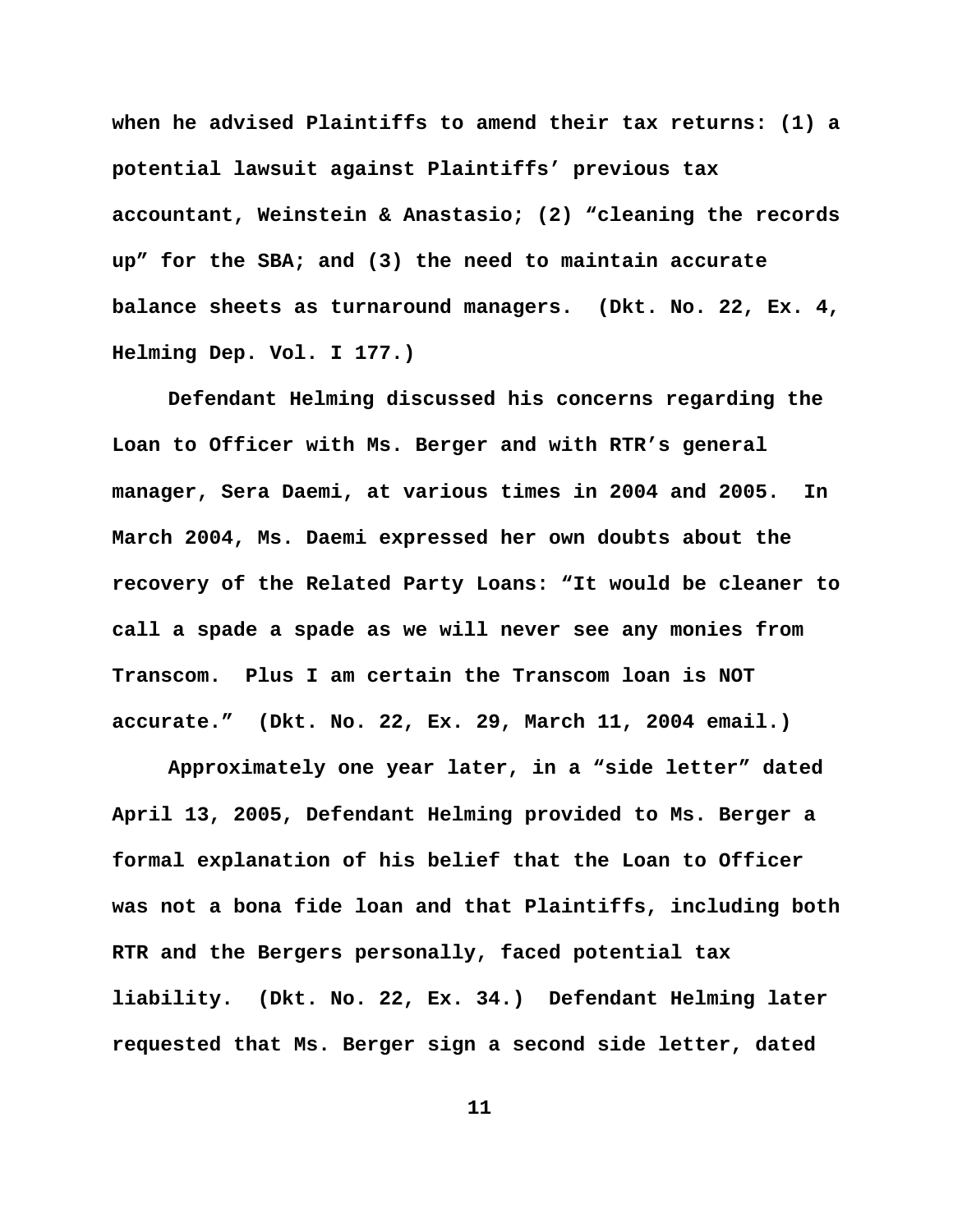when he advised Plaintiffs to amend their tax returns: (1) a potential lawsuit against Plaintiffs' previous tax accountant, Weinstein & Anastasio; (2) "cleaning the records up" for the SBA; and (3) the need to maintain accurate balance sheets as turnaround managers. (Dkt. No. 22, Ex. 4, Helming Dep. Vol. I 177.)

Defendant Helming discussed his concerns regarding the Loan to Officer with Ms. Berger and with RTR's general manager, Sera Daemi, at various times in 2004 and 2005. In March 2004, Ms. Daemi expressed her own doubts about the recovery of the Related Party Loans: "It would be cleaner to call a spade a spade as we will never see any monies from Transcom. Plus I am certain the Transcom loan is NOT accurate." (Dkt. No. 22, Ex. 29, March 11, 2004 email.)

Approximately one year later, in a "side letter" dated April 13, 2005, Defendant Helming provided to Ms. Berger a formal explanation of his belief that the Loan to Officer was not a bona fide loan and that Plaintiffs, including both RTR and the Bergers personally, faced potential tax liability. (Dkt. No. 22, Ex. 34.) Defendant Helming later requested that Ms. Berger sign a second side letter, dated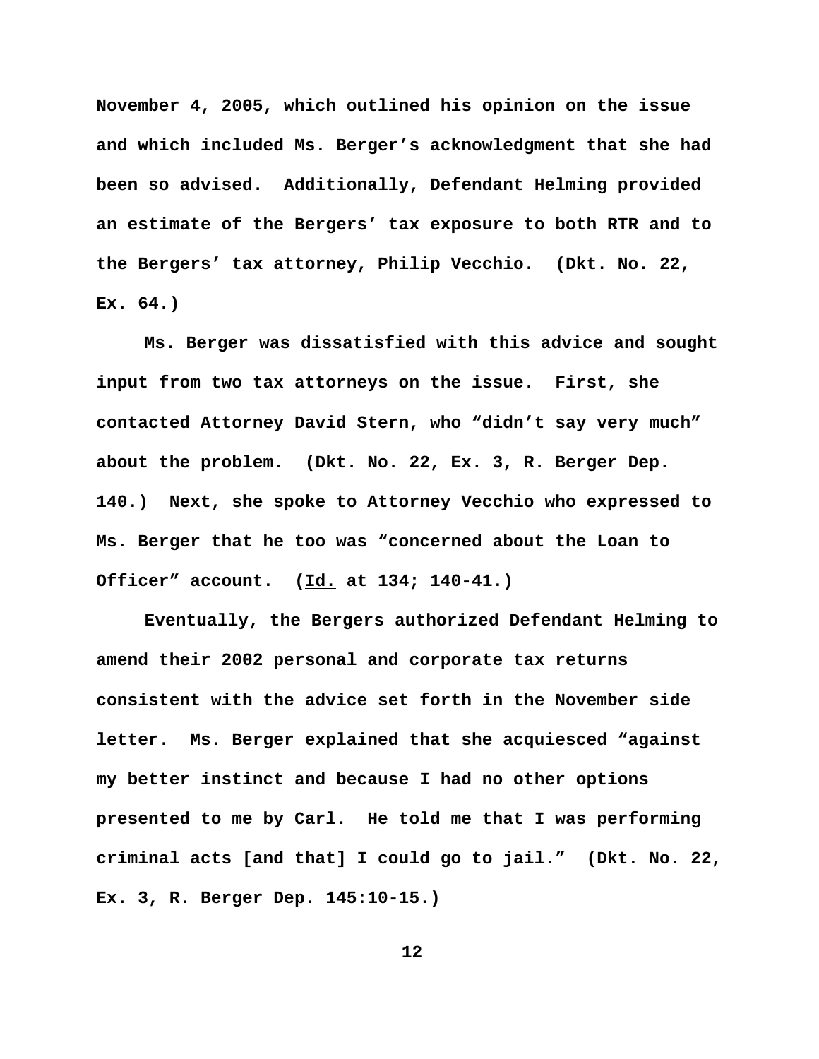November 4, 2005, which outlined his opinion on the issue and which included Ms. Berger's acknowledgment that she had been so advised. Additionally, Defendant Helming provided an estimate of the Bergers' tax exposure to both RTR and to the Bergers' tax attorney, Philip Vecchio. (Dkt. No. 22, Ex. 64.)

Ms. Berger was dissatisfied with this advice and sought input from two tax attorneys on the issue. First, she contacted Attorney David Stern, who "didn't say very much" about the problem. (Dkt. No. 22, Ex. 3, R. Berger Dep. 140.) Next, she spoke to Attorney Vecchio who expressed to Ms. Berger that he too was "concerned about the Loan to Officer" account. (Id. at 134; 140-41.)

Eventually, the Bergers authorized Defendant Helming to amend their 2002 personal and corporate tax returns consistent with the advice set forth in the November side letter. Ms. Berger explained that she acquiesced "against my better instinct and because I had no other options presented to me by Carl. He told me that I was performing criminal acts [and that] I could go to jail." (Dkt. No. 22, Ex. 3, R. Berger Dep. 145:10-15.)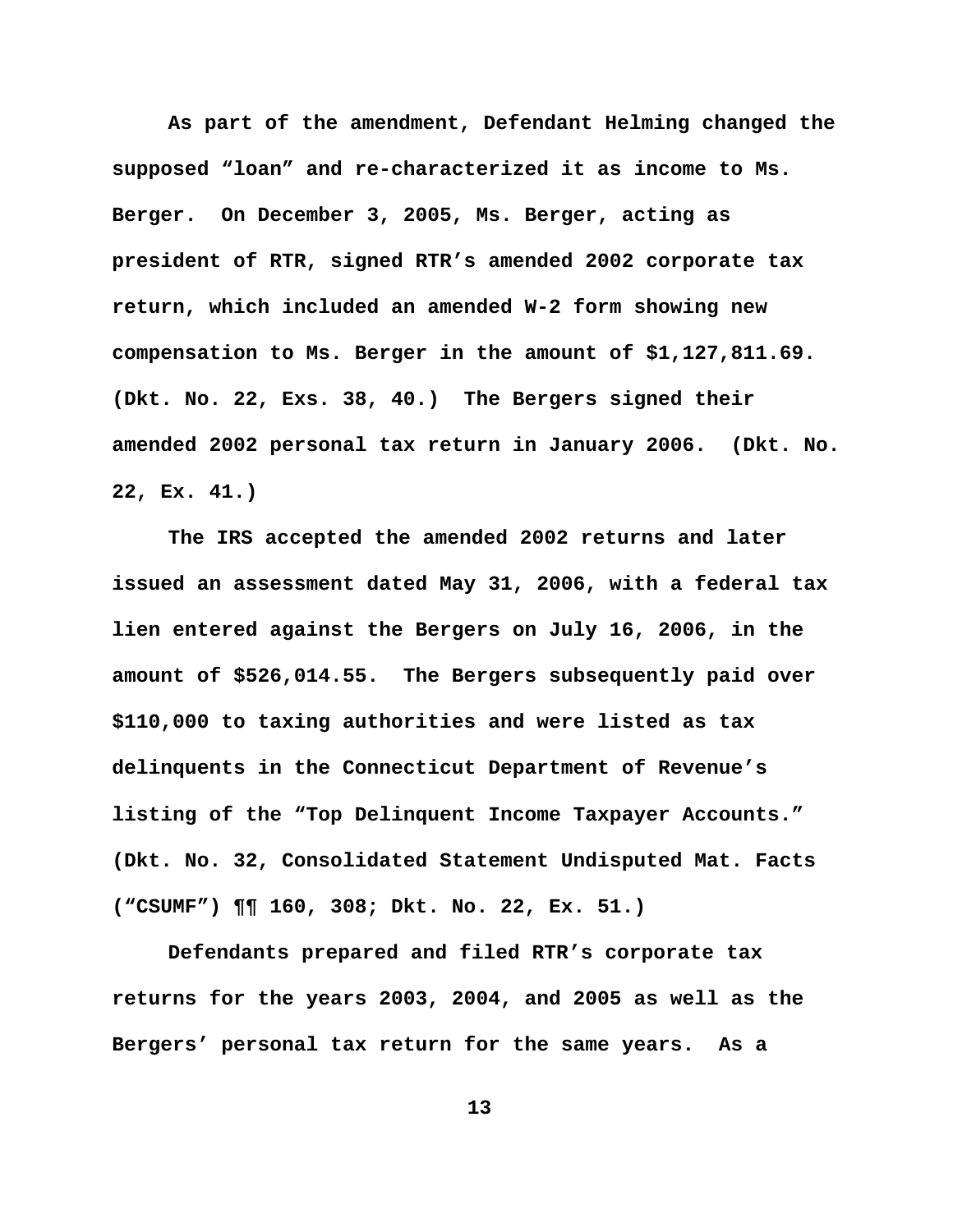As part of the amendment, Defendant Helming changed the supposed "loan" and re-characterized it as income to Ms. Berger. On December 3, 2005, Ms. Berger, acting as president of RTR, signed RTR's amended 2002 corporate tax return, which included an amended W-2 form showing new compensation to Ms. Berger in the amount of $1,127,811.69. (Dkt. No. 22, Exs. 38, 40.) The Bergers signed their amended 2002 personal tax return in January 2006. (Dkt. No. 22, Ex. 41.)

The IRS accepted the amended 2002 returns and later issued an assessment dated May 31, 2006, with a federal tax lien entered against the Bergers on July 16, 2006, in the amount of $526,014.55. The Bergers subsequently paid over $110,000 to taxing authorities and were listed as tax delinquents in the Connecticut Department of Revenue's listing of the "Top Delinquent Income Taxpayer Accounts." (Dkt. No. 32, Consolidated Statement Undisputed Mat. Facts ("CSUMF") ¶¶ 160, 308; Dkt. No. 22, Ex. 51.)

Defendants prepared and filed RTR's corporate tax returns for the years 2003, 2004, and 2005 as well as the Bergers' personal tax return for the same years. As a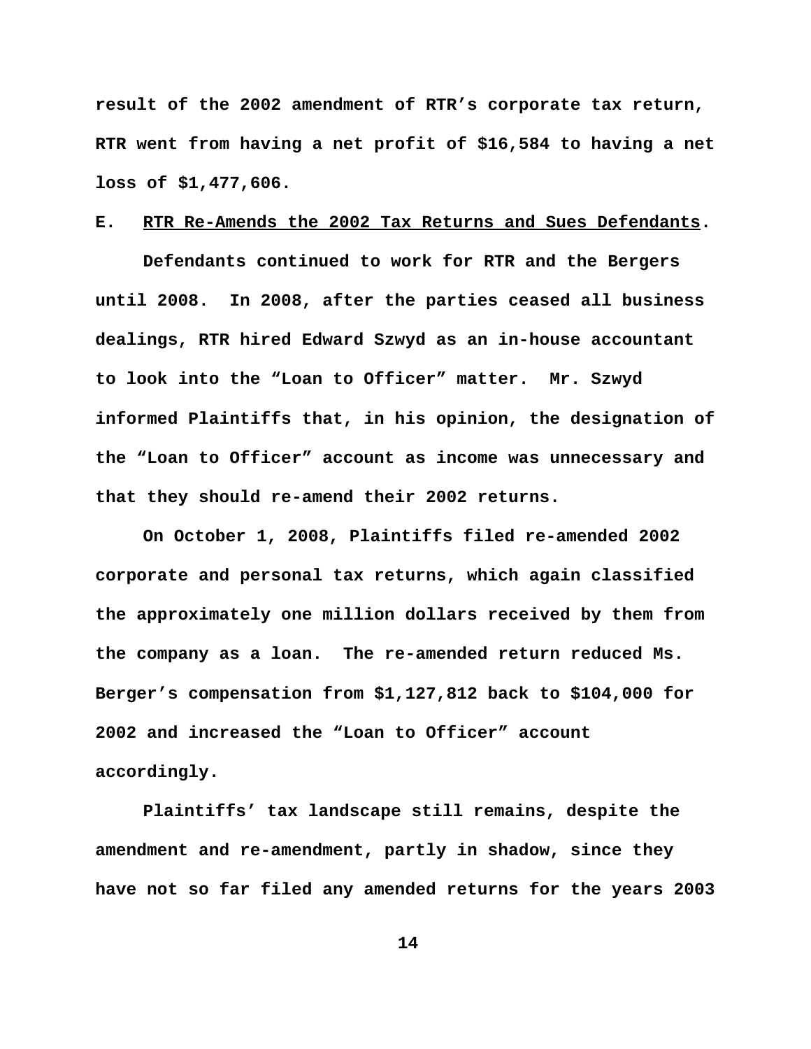result of the 2002 amendment of RTR's corporate tax return, RTR went from having a net profit of $16,584 to having a net loss of $1,477,606.

### E. RTR Re-Amends the 2002 Tax Returns and Sues Defendants.

Defendants continued to work for RTR and the Bergers until 2008. In 2008, after the parties ceased all business dealings, RTR hired Edward Szwyd as an in-house accountant to look into the "Loan to Officer" matter. Mr. Szwyd informed Plaintiffs that, in his opinion, the designation of the "Loan to Officer" account as income was unnecessary and that they should re-amend their 2002 returns.

On October 1, 2008, Plaintiffs filed re-amended 2002 corporate and personal tax returns, which again classified the approximately one million dollars received by them from the company as a loan. The re-amended return reduced Ms. Berger's compensation from $1,127,812 back to $104,000 for 2002 and increased the "Loan to Officer" account accordingly.

Plaintiffs' tax landscape still remains, despite the amendment and re-amendment, partly in shadow, since they have not so far filed any amended returns for the years 2003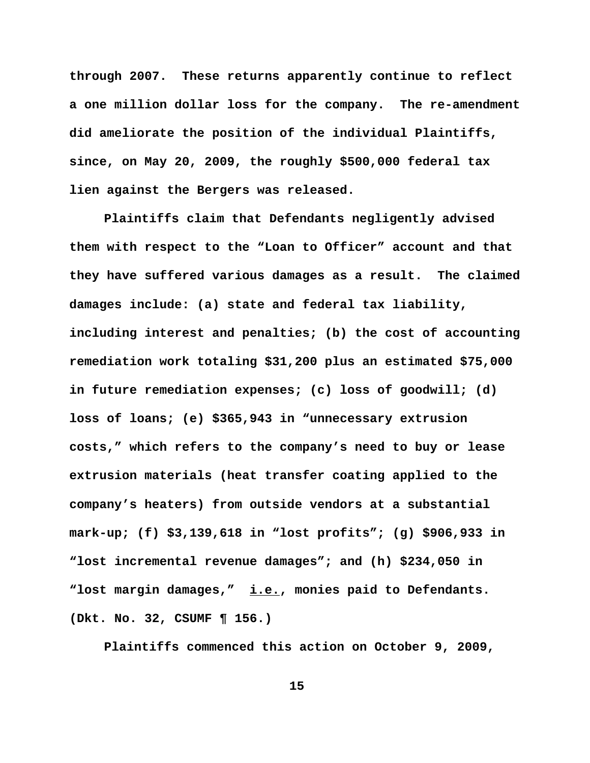through 2007. These returns apparently continue to reflect a one million dollar loss for the company. The re-amendment did ameliorate the position of the individual Plaintiffs, since, on May 20, 2009, the roughly $500,000 federal tax lien against the Bergers was released.

Plaintiffs claim that Defendants negligently advised them with respect to the "Loan to Officer" account and that they have suffered various damages as a result. The claimed damages include: (a) state and federal tax liability, including interest and penalties; (b) the cost of accounting remediation work totaling $31,200 plus an estimated $75,000 in future remediation expenses; (c) loss of goodwill; (d) loss of loans; (e) $365,943 in "unnecessary extrusion costs," which refers to the company's need to buy or lease extrusion materials (heat transfer coating applied to the company's heaters) from outside vendors at a substantial mark-up; (f) $3,139,618 in "lost profits"; (g) $906,933 in "lost incremental revenue damages"; and (h) $234,050 in "lost margin damages," i.e., monies paid to Defendants. (Dkt. No. 32, CSUMF ¶ 156.)

Plaintiffs commenced this action on October 9, 2009,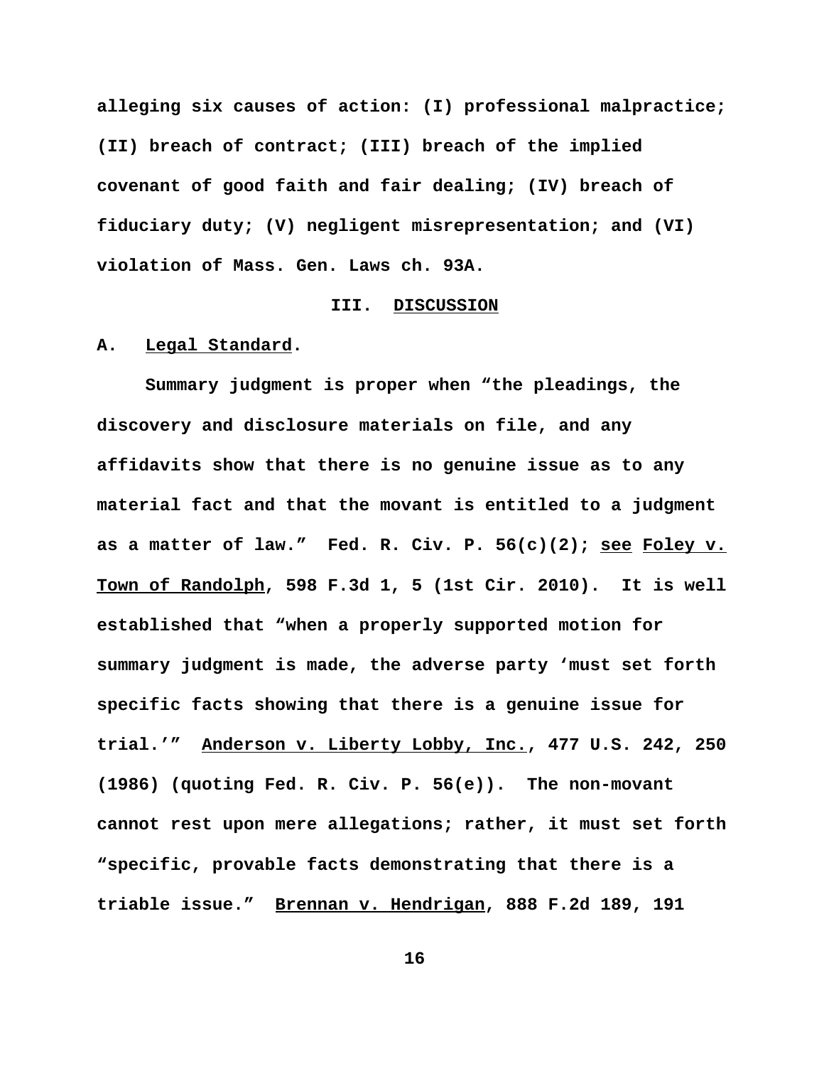alleging six causes of action: (I) professional malpractice; (II) breach of contract; (III) breach of the implied covenant of good faith and fair dealing; (IV) breach of fiduciary duty; (V) negligent misrepresentation; and (VI) violation of Mass. Gen. Laws ch. 93A.

## III. DISCUSSION

### A. Legal Standard.

Summary judgment is proper when "the pleadings, the discovery and disclosure materials on file, and any affidavits show that there is no genuine issue as to any material fact and that the movant is entitled to a judgment as a matter of law." Fed. R. Civ. P. 56(c)(2); see Foley v. Town of Randolph, 598 F.3d 1, 5 (1st Cir. 2010). It is well established that "when a properly supported motion for summary judgment is made, the adverse party 'must set forth specific facts showing that there is a genuine issue for trial.'" Anderson v. Liberty Lobby, Inc., 477 U.S. 242, 250 (1986) (quoting Fed. R. Civ. P. 56(e)). The non-movant cannot rest upon mere allegations; rather, it must set forth "specific, provable facts demonstrating that there is a triable issue." Brennan v. Hendrigan, 888 F.2d 189, 191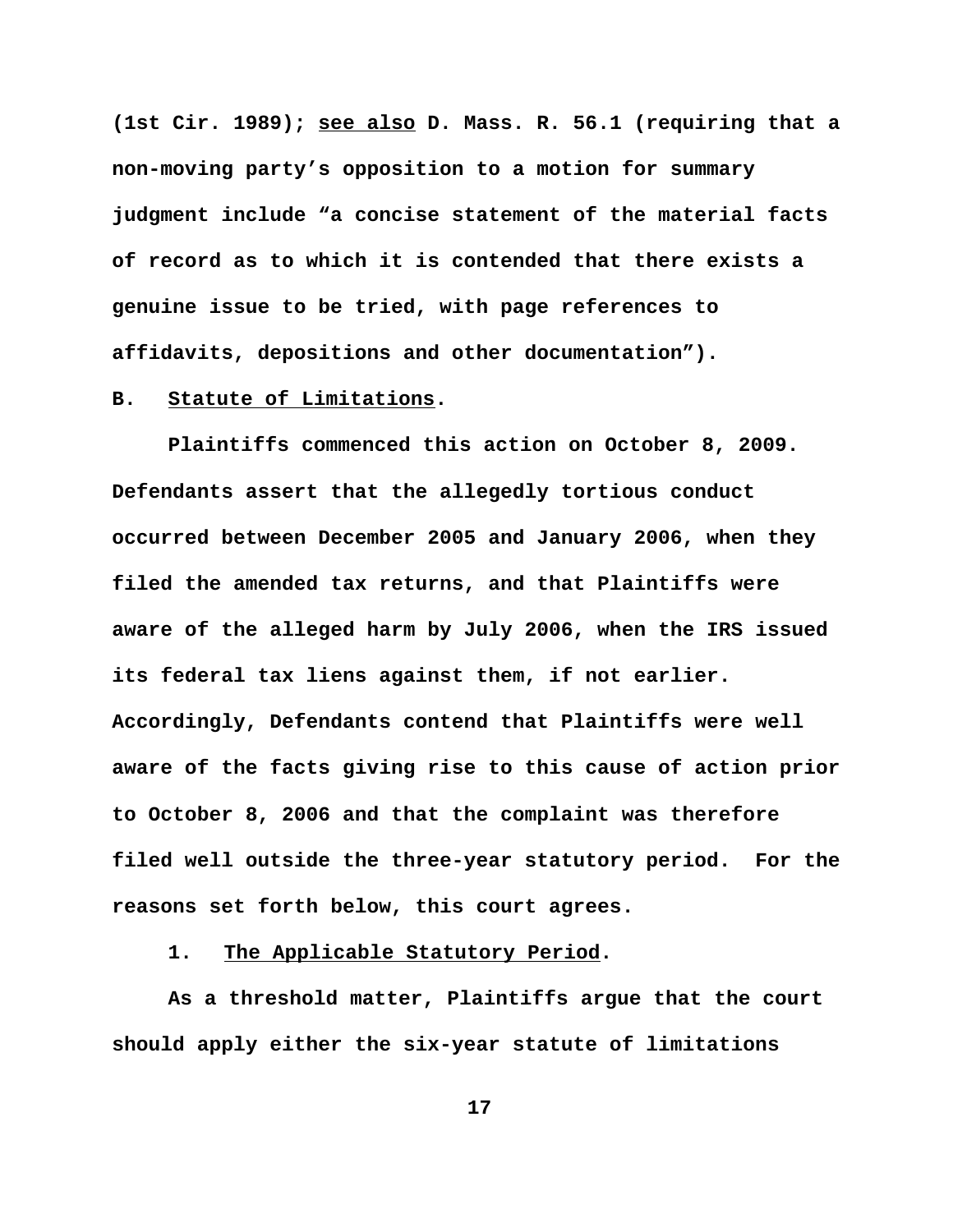(1st Cir. 1989); see also D. Mass. R. 56.1 (requiring that a non-moving party's opposition to a motion for summary judgment include "a concise statement of the material facts of record as to which it is contended that there exists a genuine issue to be tried, with page references to affidavits, depositions and other documentation").

### B. Statute of Limitations.

Plaintiffs commenced this action on October 8, 2009. Defendants assert that the allegedly tortious conduct occurred between December 2005 and January 2006, when they filed the amended tax returns, and that Plaintiffs were aware of the alleged harm by July 2006, when the IRS issued its federal tax liens against them, if not earlier. Accordingly, Defendants contend that Plaintiffs were well aware of the facts giving rise to this cause of action prior to October 8, 2006 and that the complaint was therefore filed well outside the three-year statutory period. For the reasons set forth below, this court agrees.

#### 1. The Applicable Statutory Period.

As a threshold matter, Plaintiffs argue that the court should apply either the six-year statute of limitations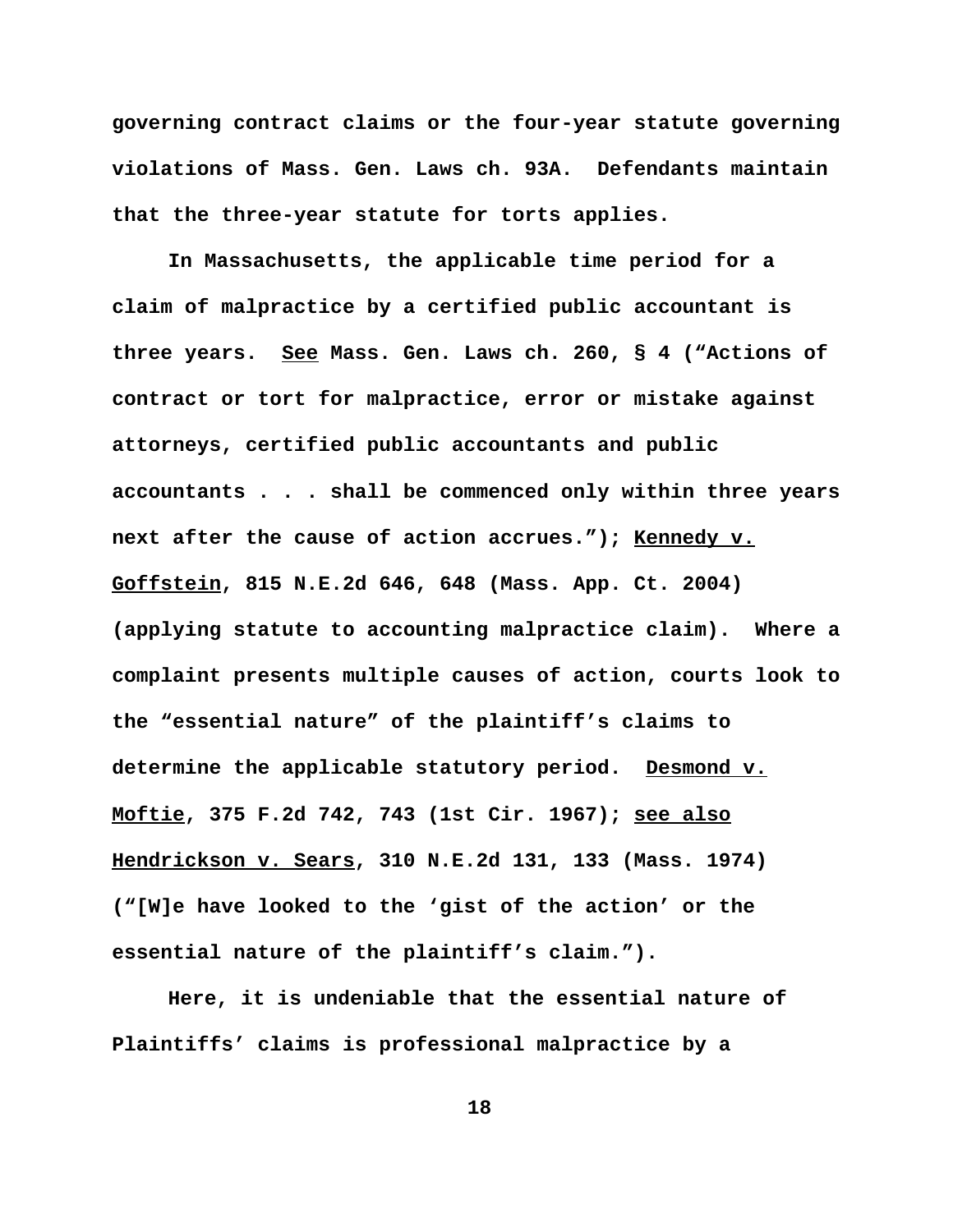governing contract claims or the four-year statute governing violations of Mass. Gen. Laws ch. 93A. Defendants maintain that the three-year statute for torts applies.

In Massachusetts, the applicable time period for a claim of malpractice by a certified public accountant is three years. See Mass. Gen. Laws ch. 260, § 4 ("Actions of contract or tort for malpractice, error or mistake against attorneys, certified public accountants and public accountants . . . shall be commenced only within three years next after the cause of action accrues."); Kennedy v. Goffstein, 815 N.E.2d 646, 648 (Mass. App. Ct. 2004) (applying statute to accounting malpractice claim). Where a complaint presents multiple causes of action, courts look to the "essential nature" of the plaintiff's claims to determine the applicable statutory period. Desmond v. Moftie, 375 F.2d 742, 743 (1st Cir. 1967); see also Hendrickson v. Sears, 310 N.E.2d 131, 133 (Mass. 1974) ("[W]e have looked to the 'gist of the action' or the essential nature of the plaintiff's claim.").

Here, it is undeniable that the essential nature of Plaintiffs' claims is professional malpractice by a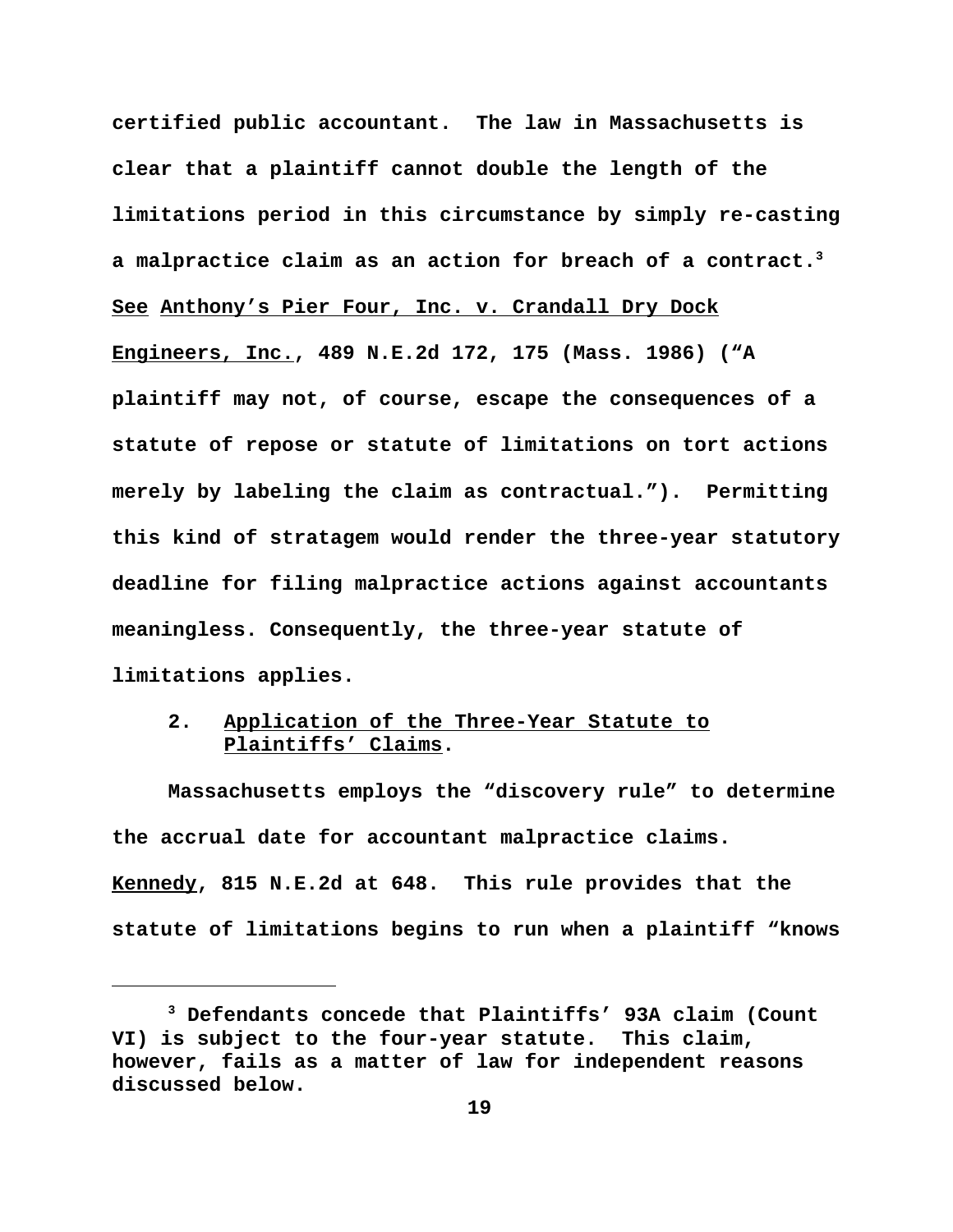certified public accountant. The law in Massachusetts is clear that a plaintiff cannot double the length of the limitations period in this circumstance by simply re-casting a malpractice claim as an action for breach of a contract.[3] See Anthony's Pier Four, Inc. v. Crandall Dry Dock Engineers, Inc., 489 N.E.2d 172, 175 (Mass. 1986) ("A plaintiff may not, of course, escape the consequences of a statute of repose or statute of limitations on tort actions merely by labeling the claim as contractual."). Permitting this kind of stratagem would render the three-year statutory deadline for filing malpractice actions against accountants meaningless. Consequently, the three-year statute of limitations applies.

2. Application of the Three-Year Statute to Plaintiffs' Claims.

Massachusetts employs the "discovery rule" to determine the accrual date for accountant malpractice claims. Kennedy, 815 N.E.2d at 648. This rule provides that the statute of limitations begins to run when a plaintiff "knows

[3] Defendants concede that Plaintiffs' 93A claim (Count VI) is subject to the four-year statute. This claim, however, fails as a matter of law for independent reasons discussed below.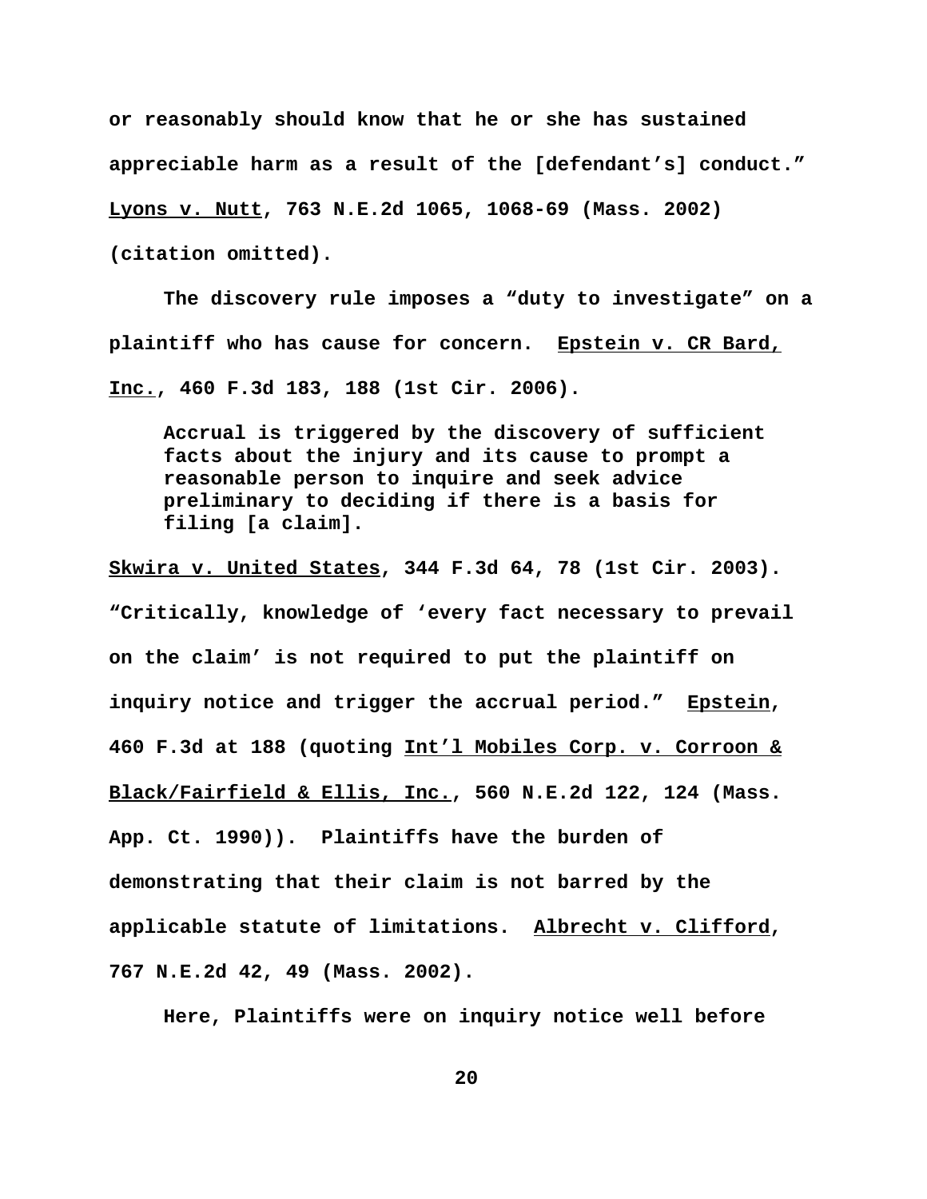or reasonably should know that he or she has sustained appreciable harm as a result of the [defendant's] conduct." Lyons v. Nutt, 763 N.E.2d 1065, 1068-69 (Mass. 2002) (citation omitted).

The discovery rule imposes a "duty to investigate" on a plaintiff who has cause for concern. Epstein v. CR Bard, Inc., 460 F.3d 183, 188 (1st Cir. 2006).

> Accrual is triggered by the discovery of sufficient facts about the injury and its cause to prompt a reasonable person to inquire and seek advice preliminary to deciding if there is a basis for filing [a claim].

Skwira v. United States, 344 F.3d 64, 78 (1st Cir. 2003). "Critically, knowledge of 'every fact necessary to prevail on the claim' is not required to put the plaintiff on inquiry notice and trigger the accrual period." Epstein, 460 F.3d at 188 (quoting Int'l Mobiles Corp. v. Corroon & Black/Fairfield & Ellis, Inc., 560 N.E.2d 122, 124 (Mass. App. Ct. 1990)). Plaintiffs have the burden of demonstrating that their claim is not barred by the applicable statute of limitations. Albrecht v. Clifford, 767 N.E.2d 42, 49 (Mass. 2002).

Here, Plaintiffs were on inquiry notice well before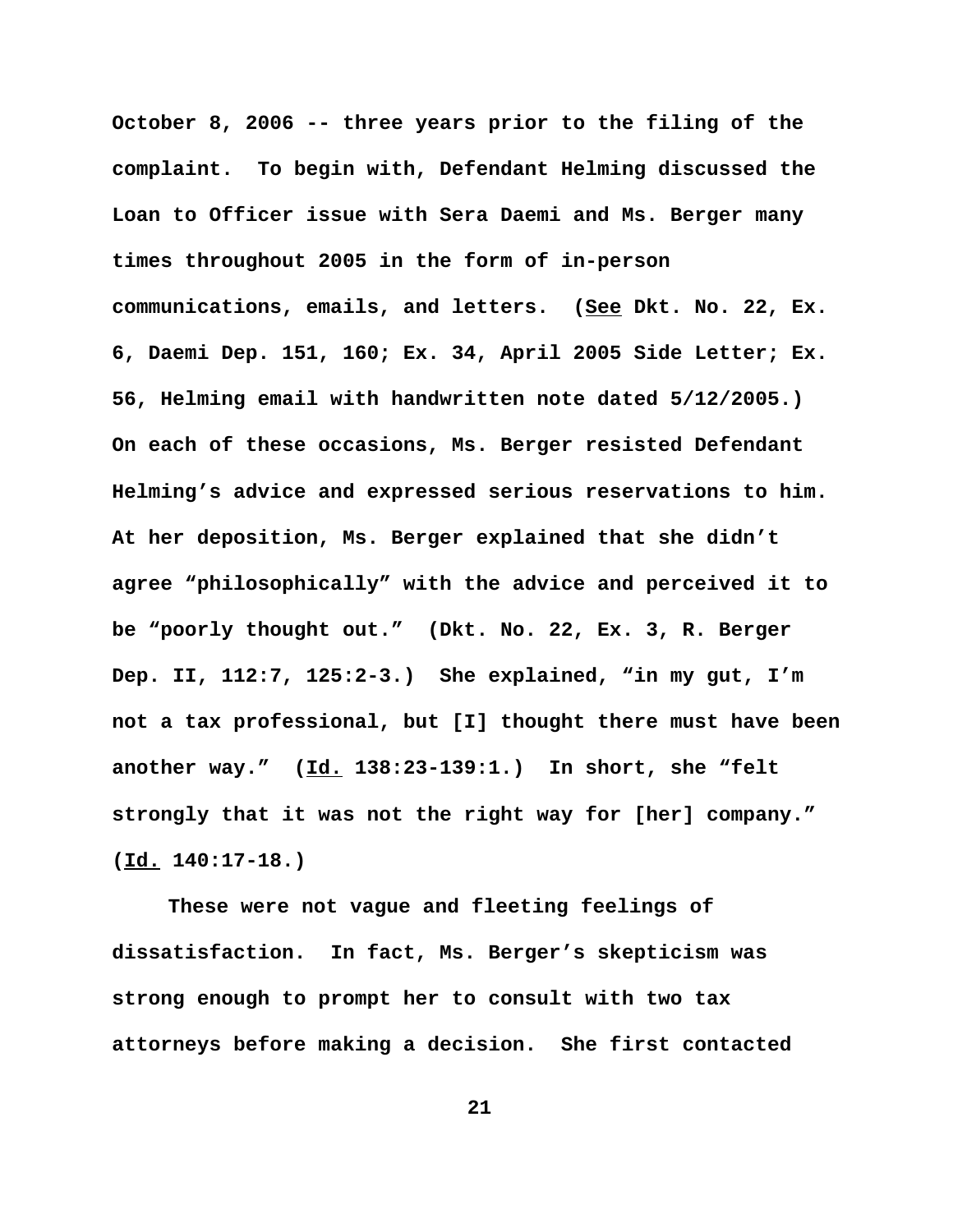October 8, 2006 -- three years prior to the filing of the complaint. To begin with, Defendant Helming discussed the Loan to Officer issue with Sera Daemi and Ms. Berger many times throughout 2005 in the form of in-person communications, emails, and letters. (See Dkt. No. 22, Ex. 6, Daemi Dep. 151, 160; Ex. 34, April 2005 Side Letter; Ex. 56, Helming email with handwritten note dated 5/12/2005.) On each of these occasions, Ms. Berger resisted Defendant Helming's advice and expressed serious reservations to him. At her deposition, Ms. Berger explained that she didn't agree "philosophically" with the advice and perceived it to be "poorly thought out." (Dkt. No. 22, Ex. 3, R. Berger Dep. II, 112:7, 125:2-3.) She explained, "in my gut, I'm not a tax professional, but [I] thought there must have been another way." (Id. 138:23-139:1.) In short, she "felt strongly that it was not the right way for [her] company." (Id. 140:17-18.)

These were not vague and fleeting feelings of dissatisfaction. In fact, Ms. Berger's skepticism was strong enough to prompt her to consult with two tax attorneys before making a decision. She first contacted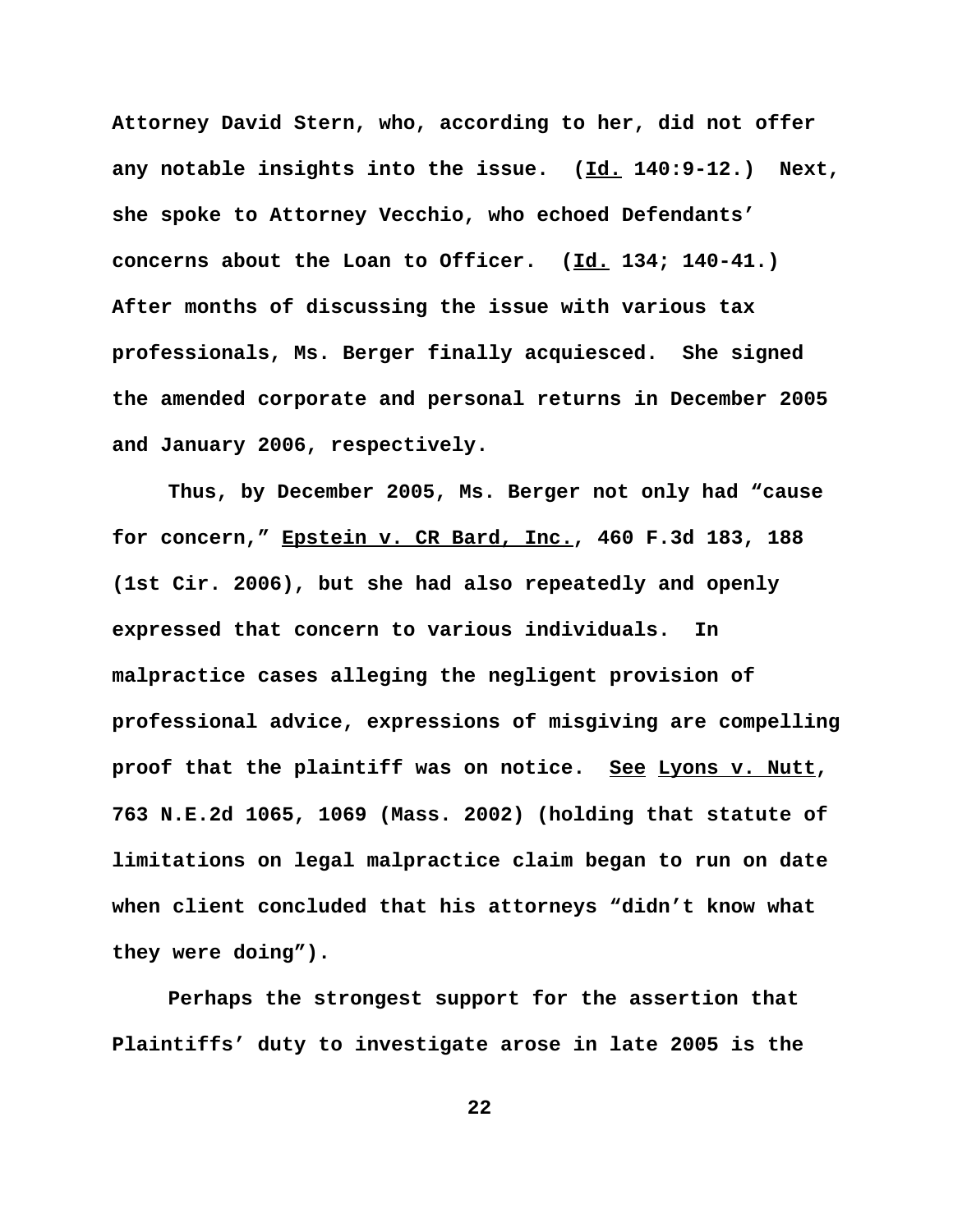Attorney David Stern, who, according to her, did not offer any notable insights into the issue. (Id. 140:9-12.) Next, she spoke to Attorney Vecchio, who echoed Defendants' concerns about the Loan to Officer. (Id. 134; 140-41.) After months of discussing the issue with various tax professionals, Ms. Berger finally acquiesced. She signed the amended corporate and personal returns in December 2005 and January 2006, respectively.

Thus, by December 2005, Ms. Berger not only had "cause for concern," Epstein v. CR Bard, Inc., 460 F.3d 183, 188 (1st Cir. 2006), but she had also repeatedly and openly expressed that concern to various individuals. In malpractice cases alleging the negligent provision of professional advice, expressions of misgiving are compelling proof that the plaintiff was on notice. See Lyons v. Nutt, 763 N.E.2d 1065, 1069 (Mass. 2002) (holding that statute of limitations on legal malpractice claim began to run on date when client concluded that his attorneys "didn't know what they were doing").

Perhaps the strongest support for the assertion that Plaintiffs' duty to investigate arose in late 2005 is the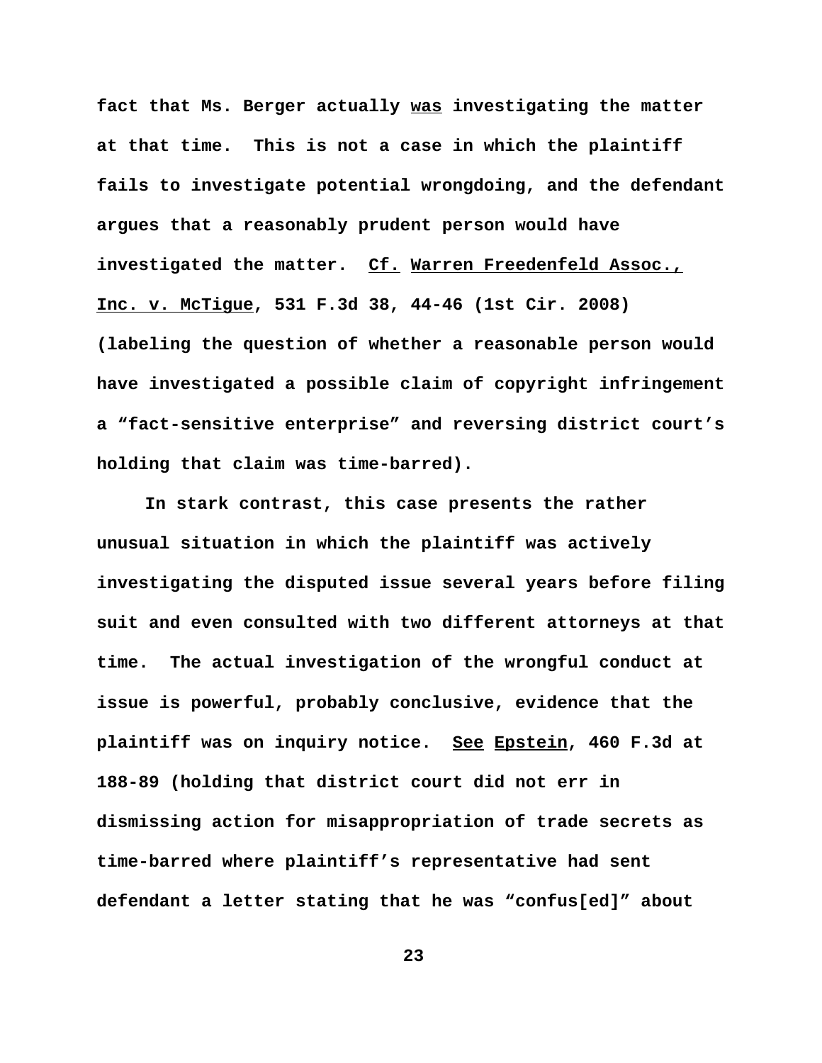fact that Ms. Berger actually was investigating the matter at that time. This is not a case in which the plaintiff fails to investigate potential wrongdoing, and the defendant argues that a reasonably prudent person would have investigated the matter. Cf. Warren Freedenfeld Assoc., Inc. v. McTigue, 531 F.3d 38, 44-46 (1st Cir. 2008) (labeling the question of whether a reasonable person would have investigated a possible claim of copyright infringement a "fact-sensitive enterprise" and reversing district court's holding that claim was time-barred).

In stark contrast, this case presents the rather unusual situation in which the plaintiff was actively investigating the disputed issue several years before filing suit and even consulted with two different attorneys at that time. The actual investigation of the wrongful conduct at issue is powerful, probably conclusive, evidence that the plaintiff was on inquiry notice. See Epstein, 460 F.3d at 188-89 (holding that district court did not err in dismissing action for misappropriation of trade secrets as time-barred where plaintiff's representative had sent defendant a letter stating that he was "confus[ed]" about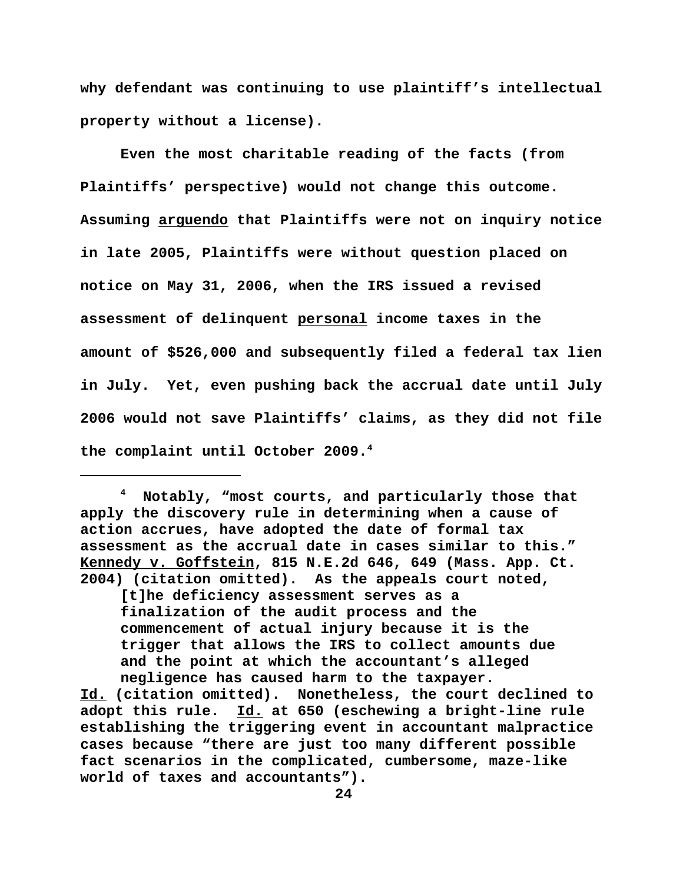why defendant was continuing to use plaintiff's intellectual property without a license).

Even the most charitable reading of the facts (from Plaintiffs' perspective) would not change this outcome. Assuming arguendo that Plaintiffs were not on inquiry notice in late 2005, Plaintiffs were without question placed on notice on May 31, 2006, when the IRS issued a revised assessment of delinquent personal income taxes in the amount of $526,000 and subsequently filed a federal tax lien in July. Yet, even pushing back the accrual date until July 2006 would not save Plaintiffs' claims, as they did not file the complaint until October 2009.[4]

---

[4] Notably, "most courts, and particularly those that apply the discovery rule in determining when a cause of action accrues, have adopted the date of formal tax assessment as the accrual date in cases similar to this." Kennedy v. Goffstein, 815 N.E.2d 646, 649 (Mass. App. Ct. 2004) (citation omitted). As the appeals court noted,

> [t]he deficiency assessment serves as a finalization of the audit process and the commencement of actual injury because it is the trigger that allows the IRS to collect amounts due and the point at which the accountant's alleged negligence has caused harm to the taxpayer.

Id. (citation omitted). Nonetheless, the court declined to adopt this rule. Id. at 650 (eschewing a bright-line rule establishing the triggering event in accountant malpractice cases because "there are just too many different possible fact scenarios in the complicated, cumbersome, maze-like world of taxes and accountants").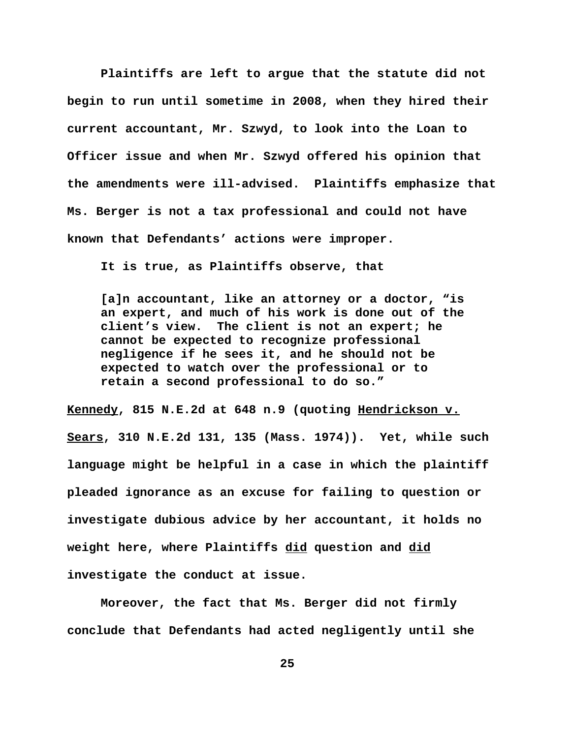Plaintiffs are left to argue that the statute did not begin to run until sometime in 2008, when they hired their current accountant, Mr. Szwyd, to look into the Loan to Officer issue and when Mr. Szwyd offered his opinion that the amendments were ill-advised. Plaintiffs emphasize that Ms. Berger is not a tax professional and could not have known that Defendants' actions were improper.

It is true, as Plaintiffs observe, that

> [a]n accountant, like an attorney or a doctor, "is an expert, and much of his work is done out of the client's view. The client is not an expert; he cannot be expected to recognize professional negligence if he sees it, and he should not be expected to watch over the professional or to retain a second professional to do so."

Kennedy, 815 N.E.2d at 648 n.9 (quoting Hendrickson v. Sears, 310 N.E.2d 131, 135 (Mass. 1974)). Yet, while such language might be helpful in a case in which the plaintiff pleaded ignorance as an excuse for failing to question or investigate dubious advice by her accountant, it holds no weight here, where Plaintiffs did question and did investigate the conduct at issue.

Moreover, the fact that Ms. Berger did not firmly conclude that Defendants had acted negligently until she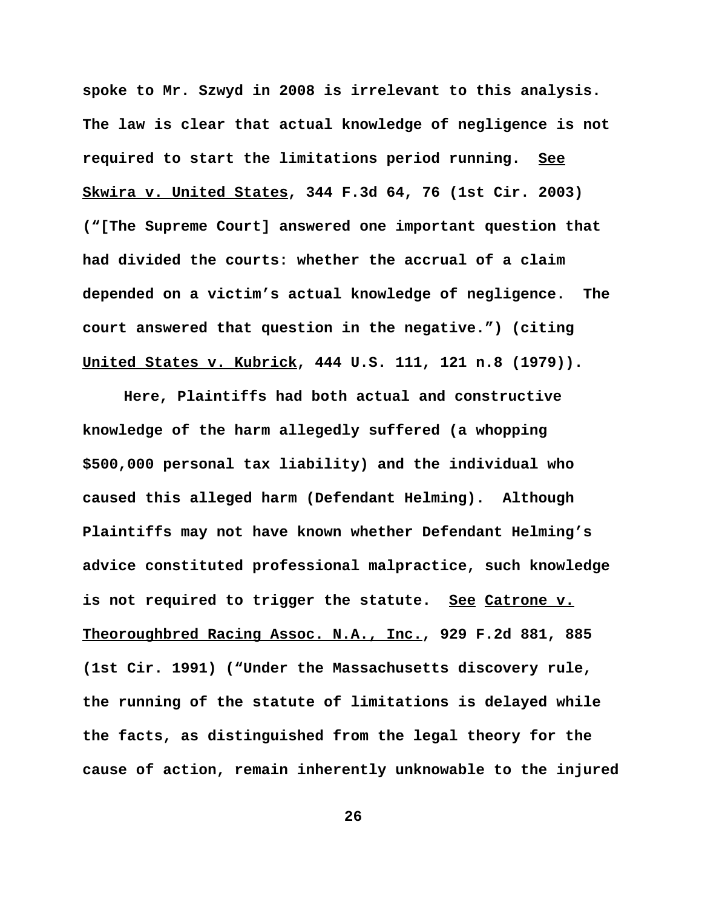**spoke to Mr. Szwyd in 2008 is irrelevant to this analysis. The law is clear that actual knowledge of negligence is not required to start the limitations period running. See Skwira v. United States, 344 F.3d 64, 76 (1st Cir. 2003) ("[The Supreme Court] answered one important question that had divided the courts: whether the accrual of a claim depended on a victim's actual knowledge of negligence. The court answered that question in the negative.") (citing United States v. Kubrick, 444 U.S. 111, 121 n.8 (1979)).**

**Here, Plaintiffs had both actual and constructive knowledge of the harm allegedly suffered (a whopping $500,000 personal tax liability) and the individual who caused this alleged harm (Defendant Helming). Although Plaintiffs may not have known whether Defendant Helming's advice constituted professional malpractice, such knowledge is not required to trigger the statute. See Catrone v. Theoroughbred Racing Assoc. N.A., Inc., 929 F.2d 881, 885 (1st Cir. 1991) ("Under the Massachusetts discovery rule, the running of the statute of limitations is delayed while the facts, as distinguished from the legal theory for the cause of action, remain inherently unknowable to the injured**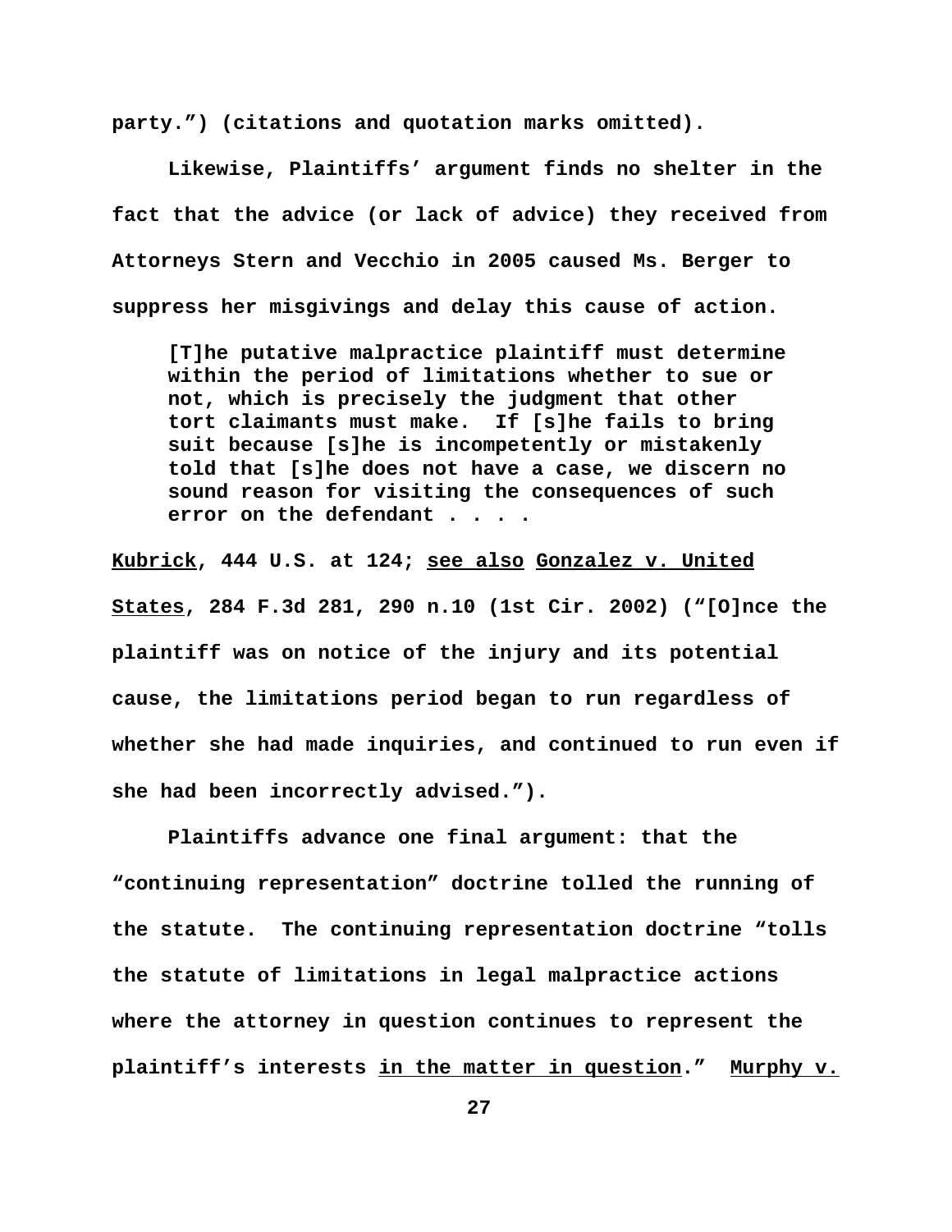party.") (citations and quotation marks omitted).

Likewise, Plaintiffs' argument finds no shelter in the fact that the advice (or lack of advice) they received from Attorneys Stern and Vecchio in 2005 caused Ms. Berger to suppress her misgivings and delay this cause of action.

> [T]he putative malpractice plaintiff must determine within the period of limitations whether to sue or not, which is precisely the judgment that other tort claimants must make. If [s]he fails to bring suit because [s]he is incompetently or mistakenly told that [s]he does not have a case, we discern no sound reason for visiting the consequences of such error on the defendant . . . .

Kubrick, 444 U.S. at 124; see also Gonzalez v. United States, 284 F.3d 281, 290 n.10 (1st Cir. 2002) ("[O]nce the plaintiff was on notice of the injury and its potential cause, the limitations period began to run regardless of whether she had made inquiries, and continued to run even if she had been incorrectly advised.").

Plaintiffs advance one final argument: that the "continuing representation" doctrine tolled the running of the statute. The continuing representation doctrine "tolls the statute of limitations in legal malpractice actions where the attorney in question continues to represent the plaintiff's interests in the matter in question." Murphy v.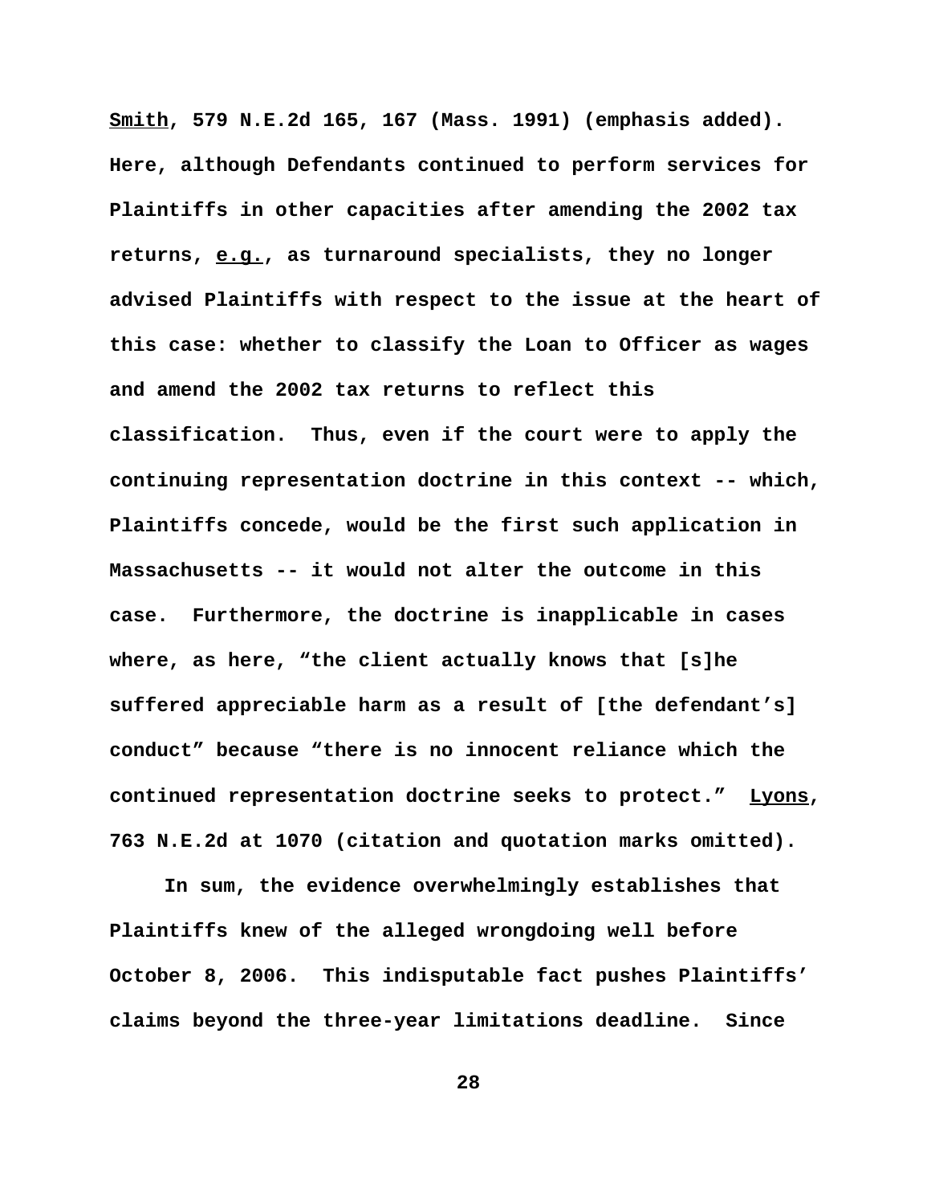Smith, 579 N.E.2d 165, 167 (Mass. 1991) (emphasis added). Here, although Defendants continued to perform services for Plaintiffs in other capacities after amending the 2002 tax returns, e.g., as turnaround specialists, they no longer advised Plaintiffs with respect to the issue at the heart of this case: whether to classify the Loan to Officer as wages and amend the 2002 tax returns to reflect this classification. Thus, even if the court were to apply the continuing representation doctrine in this context -- which, Plaintiffs concede, would be the first such application in Massachusetts -- it would not alter the outcome in this case. Furthermore, the doctrine is inapplicable in cases where, as here, "the client actually knows that [s]he suffered appreciable harm as a result of [the defendant's] conduct" because "there is no innocent reliance which the continued representation doctrine seeks to protect." Lyons, 763 N.E.2d at 1070 (citation and quotation marks omitted).

In sum, the evidence overwhelmingly establishes that Plaintiffs knew of the alleged wrongdoing well before October 8, 2006. This indisputable fact pushes Plaintiffs' claims beyond the three-year limitations deadline. Since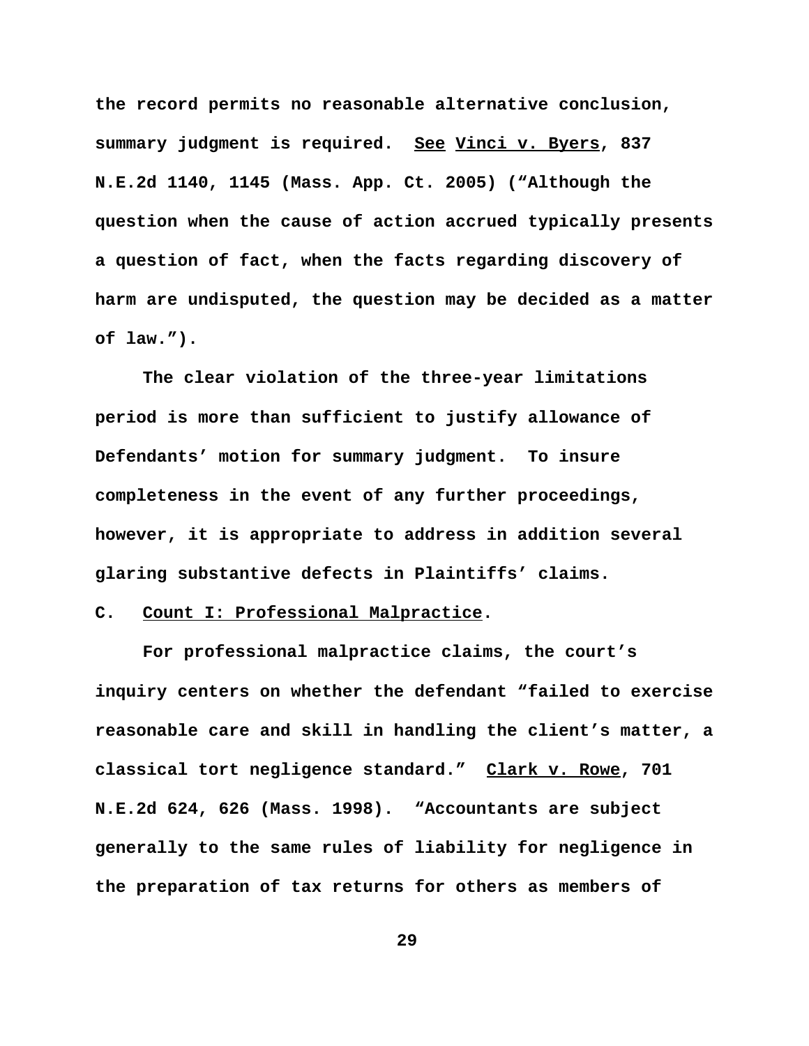the record permits no reasonable alternative conclusion, summary judgment is required. See Vinci v. Byers, 837 N.E.2d 1140, 1145 (Mass. App. Ct. 2005) ("Although the question when the cause of action accrued typically presents a question of fact, when the facts regarding discovery of harm are undisputed, the question may be decided as a matter of law.").

The clear violation of the three-year limitations period is more than sufficient to justify allowance of Defendants' motion for summary judgment. To insure completeness in the event of any further proceedings, however, it is appropriate to address in addition several glaring substantive defects in Plaintiffs' claims.

### C. Count I: Professional Malpractice.

For professional malpractice claims, the court's inquiry centers on whether the defendant "failed to exercise reasonable care and skill in handling the client's matter, a classical tort negligence standard." Clark v. Rowe, 701 N.E.2d 624, 626 (Mass. 1998). "Accountants are subject generally to the same rules of liability for negligence in the preparation of tax returns for others as members of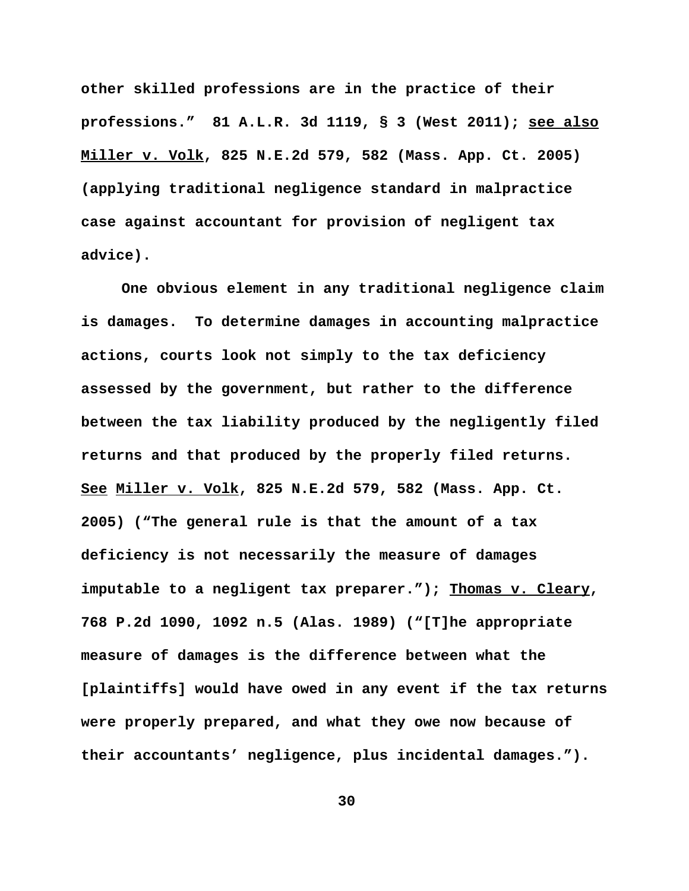**other skilled professions are in the practice of their professions." 81 A.L.R. 3d 1119, § 3 (West 2011); see also Miller v. Volk, 825 N.E.2d 579, 582 (Mass. App. Ct. 2005) (applying traditional negligence standard in malpractice case against accountant for provision of negligent tax advice).**

**One obvious element in any traditional negligence claim is damages. To determine damages in accounting malpractice actions, courts look not simply to the tax deficiency assessed by the government, but rather to the difference between the tax liability produced by the negligently filed returns and that produced by the properly filed returns. See Miller v. Volk, 825 N.E.2d 579, 582 (Mass. App. Ct. 2005) ("The general rule is that the amount of a tax deficiency is not necessarily the measure of damages imputable to a negligent tax preparer."); Thomas v. Cleary, 768 P.2d 1090, 1092 n.5 (Alas. 1989) ("[T]he appropriate measure of damages is the difference between what the [plaintiffs] would have owed in any event if the tax returns were properly prepared, and what they owe now because of their accountants' negligence, plus incidental damages.").**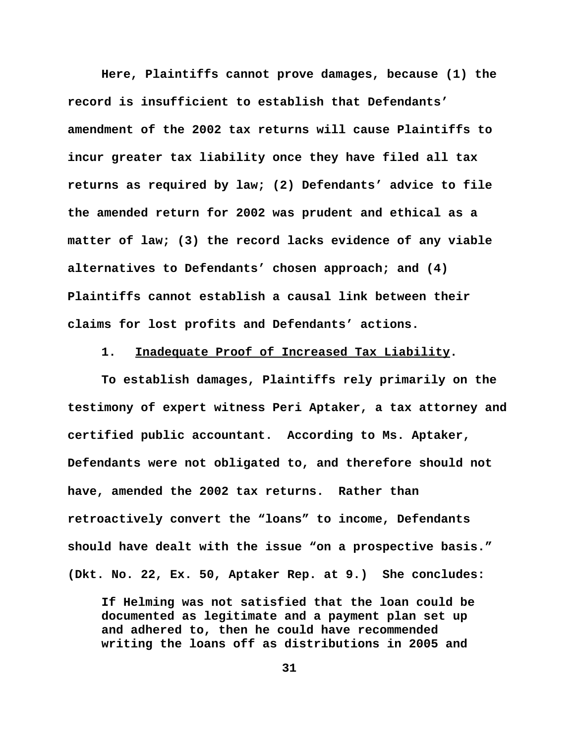Here, Plaintiffs cannot prove damages, because (1) the record is insufficient to establish that Defendants' amendment of the 2002 tax returns will cause Plaintiffs to incur greater tax liability once they have filed all tax returns as required by law; (2) Defendants' advice to file the amended return for 2002 was prudent and ethical as a matter of law; (3) the record lacks evidence of any viable alternatives to Defendants' chosen approach; and (4) Plaintiffs cannot establish a causal link between their claims for lost profits and Defendants' actions.

1. <u>Inadequate Proof of Increased Tax Liability</u>.

To establish damages, Plaintiffs rely primarily on the testimony of expert witness Peri Aptaker, a tax attorney and certified public accountant. According to Ms. Aptaker, Defendants were not obligated to, and therefore should not have, amended the 2002 tax returns. Rather than retroactively convert the "loans" to income, Defendants should have dealt with the issue "on a prospective basis." (Dkt. No. 22, Ex. 50, Aptaker Rep. at 9.) She concludes:

> If Helming was not satisfied that the loan could be documented as legitimate and a payment plan set up and adhered to, then he could have recommended writing the loans off as distributions in 2005 and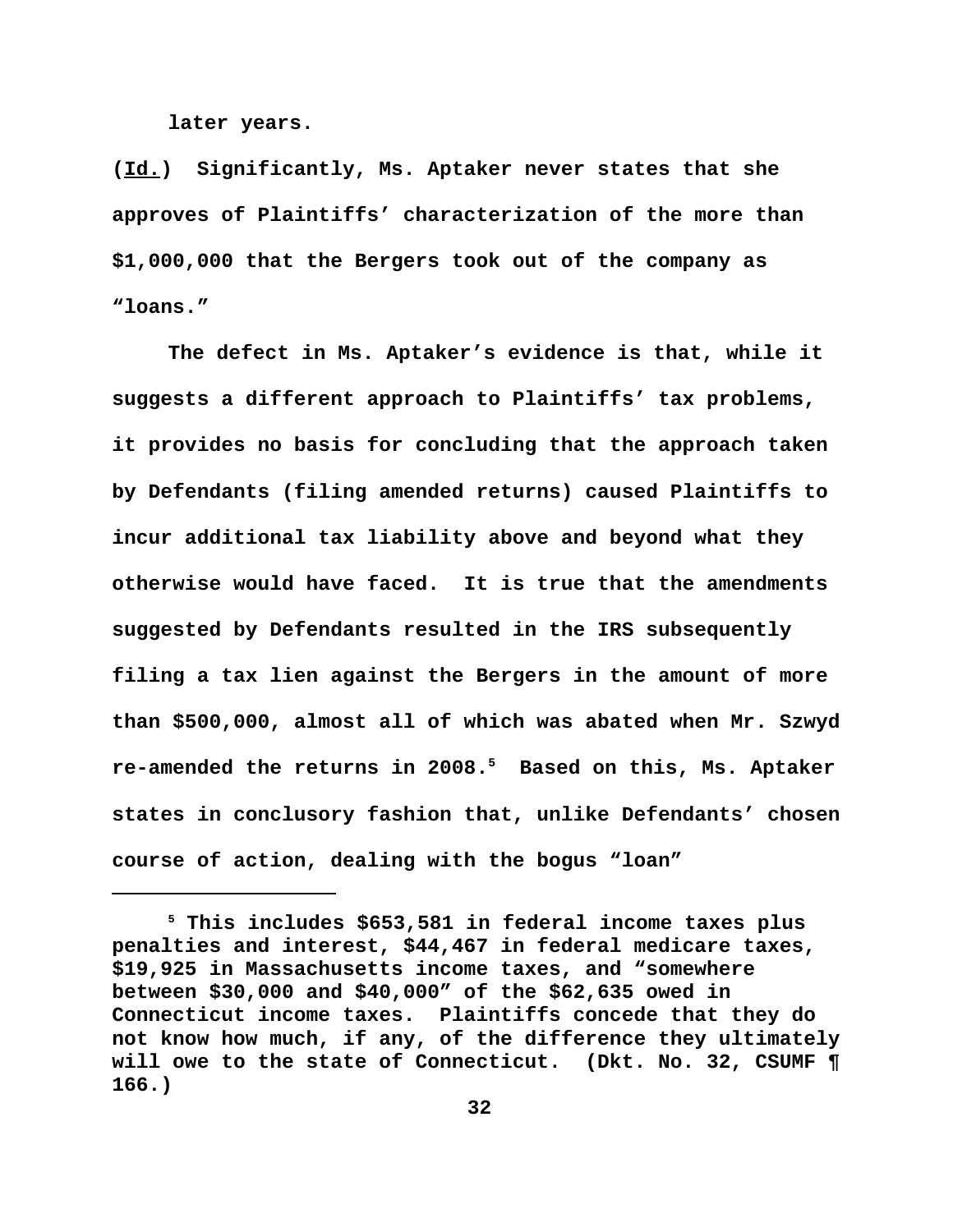later years.

(Id.) Significantly, Ms. Aptaker never states that she approves of Plaintiffs' characterization of the more than $1,000,000 that the Bergers took out of the company as "loans."

The defect in Ms. Aptaker's evidence is that, while it suggests a different approach to Plaintiffs' tax problems, it provides no basis for concluding that the approach taken by Defendants (filing amended returns) caused Plaintiffs to incur additional tax liability above and beyond what they otherwise would have faced. It is true that the amendments suggested by Defendants resulted in the IRS subsequently filing a tax lien against the Bergers in the amount of more than $500,000, almost all of which was abated when Mr. Szwyd re-amended the returns in 2008.[5] Based on this, Ms. Aptaker states in conclusory fashion that, unlike Defendants' chosen course of action, dealing with the bogus "loan"

[5] This includes $653,581 in federal income taxes plus penalties and interest, $44,467 in federal medicare taxes, $19,925 in Massachusetts income taxes, and "somewhere between $30,000 and $40,000" of the $62,635 owed in Connecticut income taxes. Plaintiffs concede that they do not know how much, if any, of the difference they ultimately will owe to the state of Connecticut. (Dkt. No. 32, CSUMF ¶ 166.)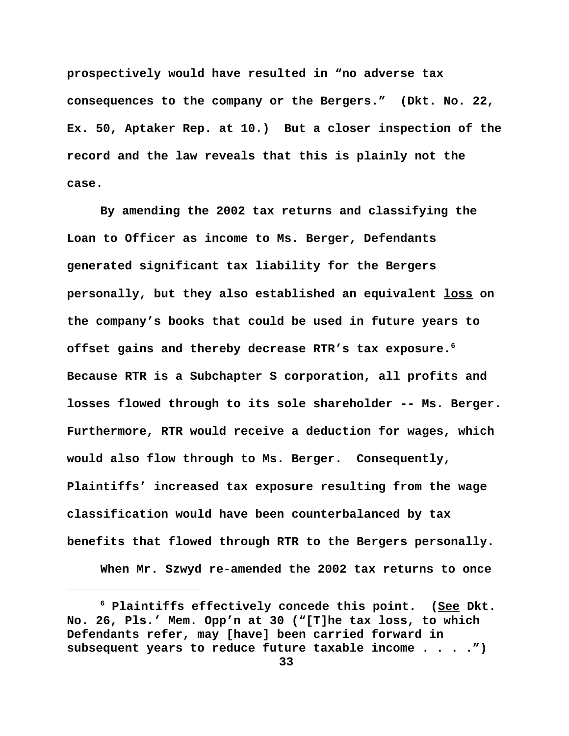prospectively would have resulted in “no adverse tax consequences to the company or the Bergers.” (Dkt. No. 22, Ex. 50, Aptaker Rep. at 10.) But a closer inspection of the record and the law reveals that this is plainly not the case.

By amending the 2002 tax returns and classifying the Loan to Officer as income to Ms. Berger, Defendants generated significant tax liability for the Bergers personally, but they also established an equivalent loss on the company’s books that could be used in future years to offset gains and thereby decrease RTR’s tax exposure.[6] Because RTR is a Subchapter S corporation, all profits and losses flowed through to its sole shareholder -- Ms. Berger. Furthermore, RTR would receive a deduction for wages, which would also flow through to Ms. Berger. Consequently, Plaintiffs’ increased tax exposure resulting from the wage classification would have been counterbalanced by tax benefits that flowed through RTR to the Bergers personally.

When Mr. Szwyd re-amended the 2002 tax returns to once

---

[6] Plaintiffs effectively concede this point. (See Dkt. No. 26, Pls.’ Mem. Opp’n at 30 (“[T]he tax loss, to which Defendants refer, may [have] been carried forward in subsequent years to reduce future taxable income . . . .”)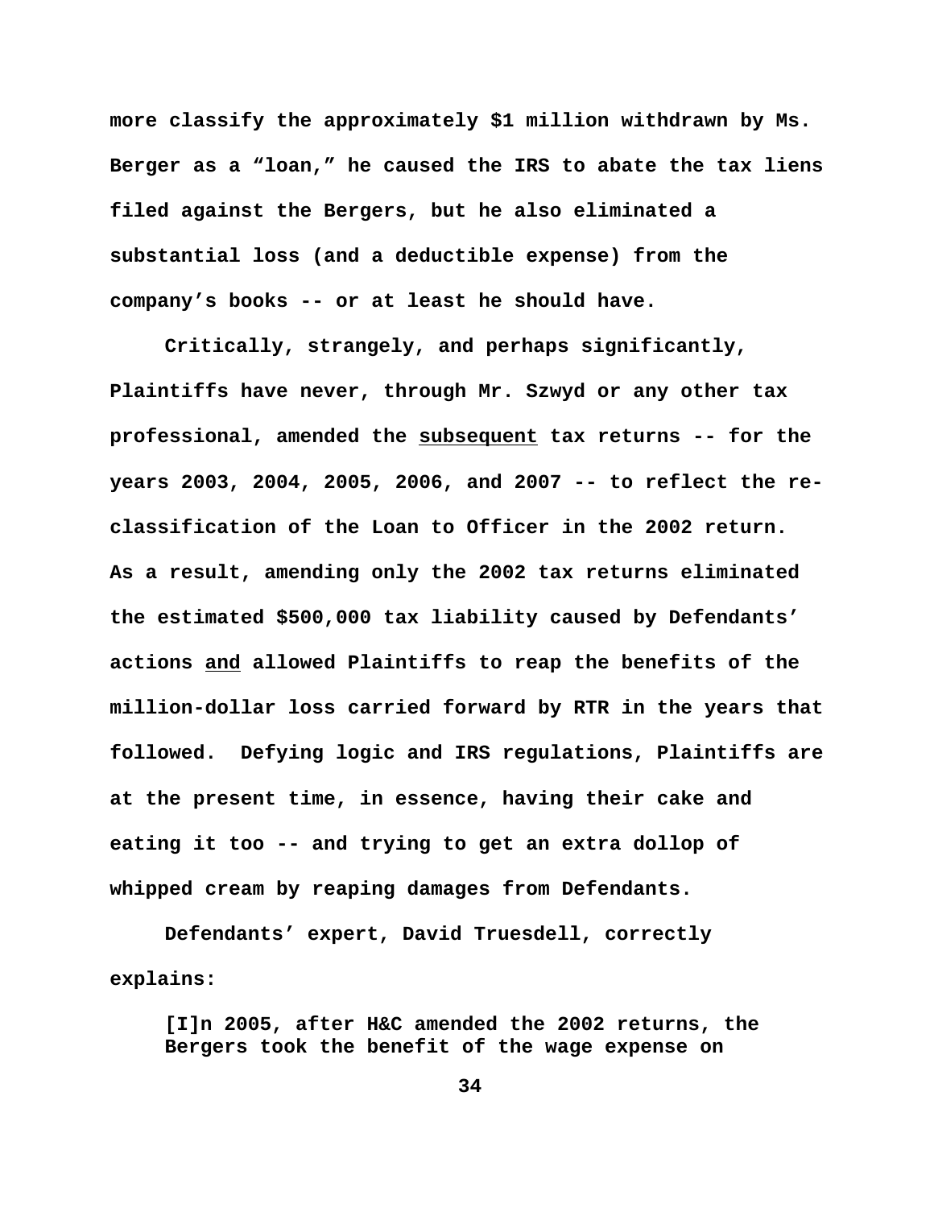more classify the approximately $1 million withdrawn by Ms. Berger as a "loan," he caused the IRS to abate the tax liens filed against the Bergers, but he also eliminated a substantial loss (and a deductible expense) from the company's books -- or at least he should have.

Critically, strangely, and perhaps significantly, Plaintiffs have never, through Mr. Szwyd or any other tax professional, amended the <u>subsequent</u> tax returns -- for the years 2003, 2004, 2005, 2006, and 2007 -- to reflect the re-classification of the Loan to Officer in the 2002 return. As a result, amending only the 2002 tax returns eliminated the estimated $500,000 tax liability caused by Defendants' actions <u>and</u> allowed Plaintiffs to reap the benefits of the million-dollar loss carried forward by RTR in the years that followed. Defying logic and IRS regulations, Plaintiffs are at the present time, in essence, having their cake and eating it too -- and trying to get an extra dollop of whipped cream by reaping damages from Defendants.

Defendants' expert, David Truesdell, correctly explains:

> [I]n 2005, after H&C amended the 2002 returns, the Bergers took the benefit of the wage expense on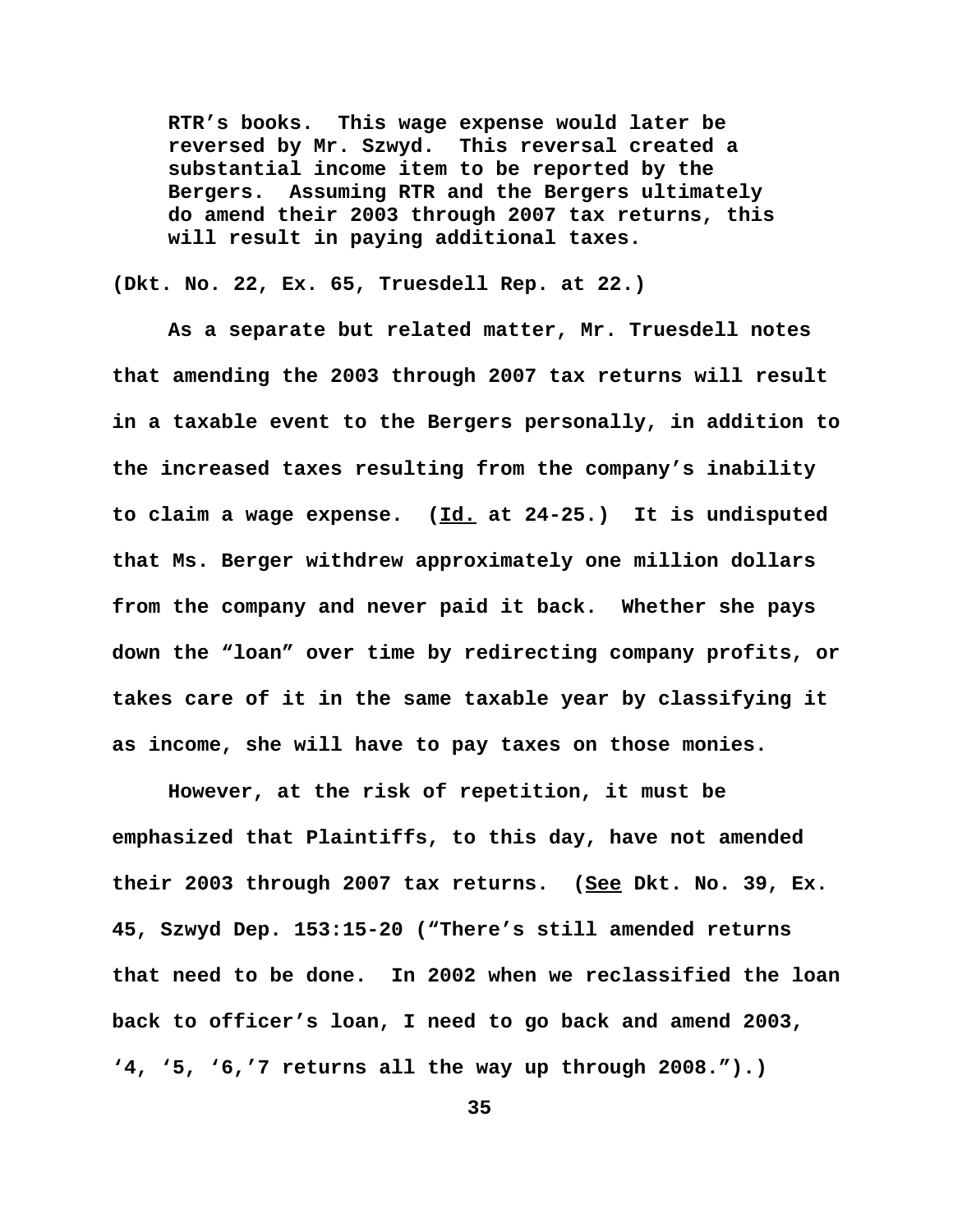> RTR's books. This wage expense would later be reversed by Mr. Szwyd. This reversal created a substantial income item to be reported by the Bergers. Assuming RTR and the Bergers ultimately do amend their 2003 through 2007 tax returns, this will result in paying additional taxes.

(Dkt. No. 22, Ex. 65, Truesdell Rep. at 22.)

As a separate but related matter, Mr. Truesdell notes that amending the 2003 through 2007 tax returns will result in a taxable event to the Bergers personally, in addition to the increased taxes resulting from the company's inability to claim a wage expense. (Id. at 24-25.) It is undisputed that Ms. Berger withdrew approximately one million dollars from the company and never paid it back. Whether she pays down the "loan" over time by redirecting company profits, or takes care of it in the same taxable year by classifying it as income, she will have to pay taxes on those monies.

However, at the risk of repetition, it must be emphasized that Plaintiffs, to this day, have not amended their 2003 through 2007 tax returns. (See Dkt. No. 39, Ex. 45, Szwyd Dep. 153:15-20 ("There's still amended returns that need to be done. In 2002 when we reclassified the loan back to officer's loan, I need to go back and amend 2003, '4, '5, '6,'7 returns all the way up through 2008.").)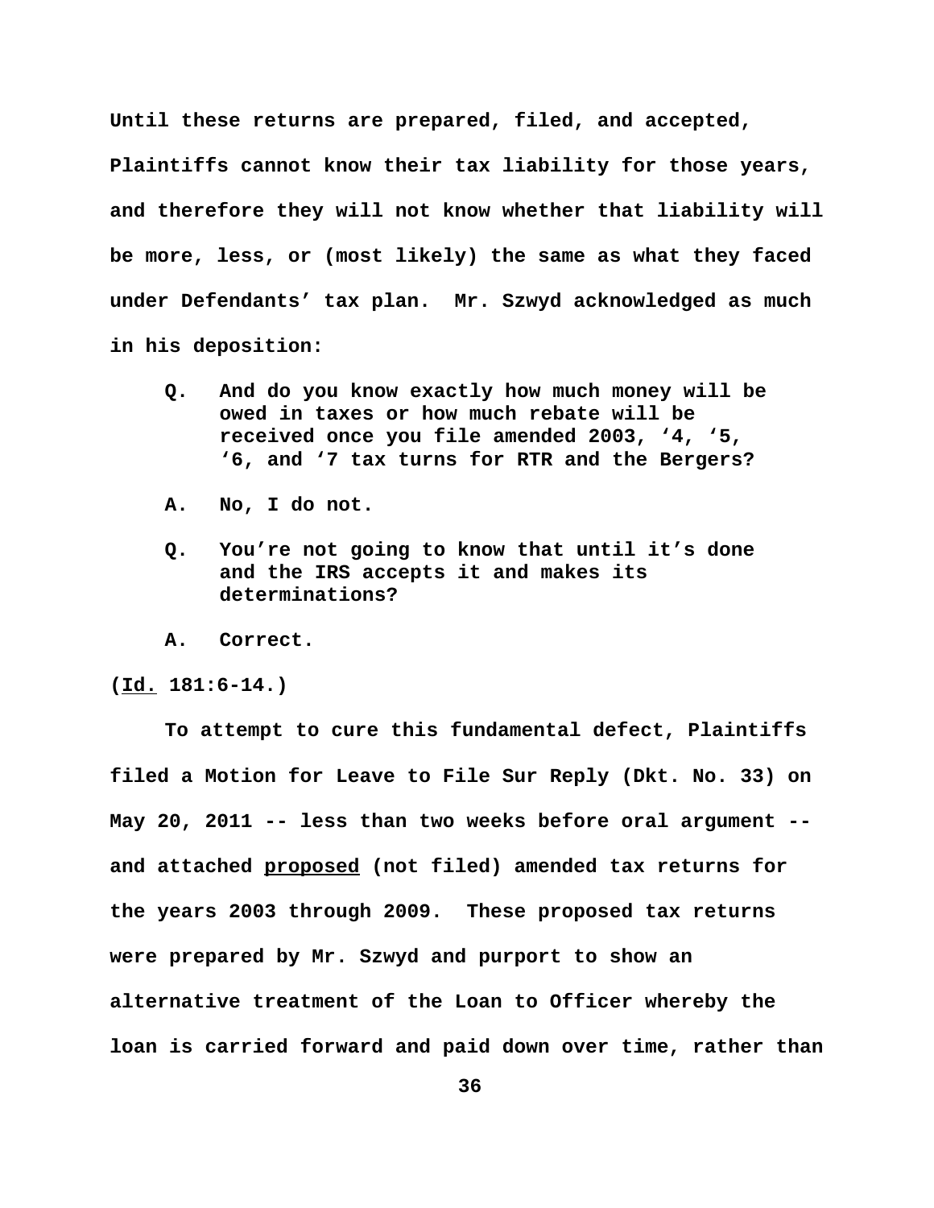**Until these returns are prepared, filed, and accepted, Plaintiffs cannot know their tax liability for those years, and therefore they will not know whether that liability will be more, less, or (most likely) the same as what they faced under Defendants' tax plan. Mr. Szwyd acknowledged as much in his deposition:**

> **Q. And do you know exactly how much money will be owed in taxes or how much rebate will be received once you file amended 2003, '4, '5, '6, and '7 tax turns for RTR and the Bergers?**
>
> **A. No, I do not.**
>
> **Q. You're not going to know that until it's done and the IRS accepts it and makes its determinations?**
>
> **A. Correct.**

**(<u>Id.</u> 181:6-14.)**

**To attempt to cure this fundamental defect, Plaintiffs filed a Motion for Leave to File Sur Reply (Dkt. No. 33) on May 20, 2011 -- less than two weeks before oral argument -- and attached <u>proposed</u> (not filed) amended tax returns for the years 2003 through 2009. These proposed tax returns were prepared by Mr. Szwyd and purport to show an alternative treatment of the Loan to Officer whereby the loan is carried forward and paid down over time, rather than**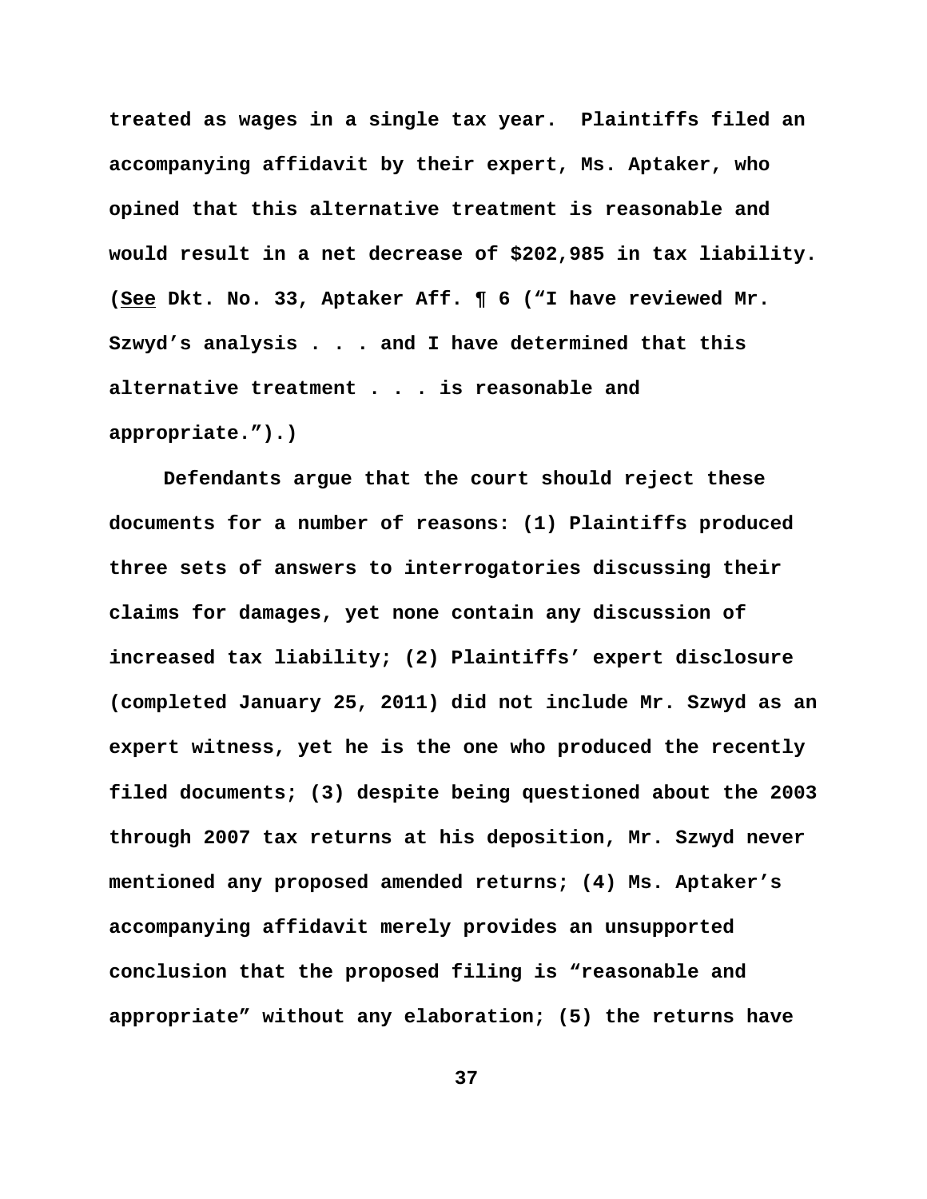treated as wages in a single tax year. Plaintiffs filed an accompanying affidavit by their expert, Ms. Aptaker, who opined that this alternative treatment is reasonable and would result in a net decrease of $202,985 in tax liability. (See Dkt. No. 33, Aptaker Aff. ¶ 6 ("I have reviewed Mr. Szwyd's analysis . . . and I have determined that this alternative treatment . . . is reasonable and appropriate.").)

Defendants argue that the court should reject these documents for a number of reasons: (1) Plaintiffs produced three sets of answers to interrogatories discussing their claims for damages, yet none contain any discussion of increased tax liability; (2) Plaintiffs' expert disclosure (completed January 25, 2011) did not include Mr. Szwyd as an expert witness, yet he is the one who produced the recently filed documents; (3) despite being questioned about the 2003 through 2007 tax returns at his deposition, Mr. Szwyd never mentioned any proposed amended returns; (4) Ms. Aptaker's accompanying affidavit merely provides an unsupported conclusion that the proposed filing is "reasonable and appropriate" without any elaboration; (5) the returns have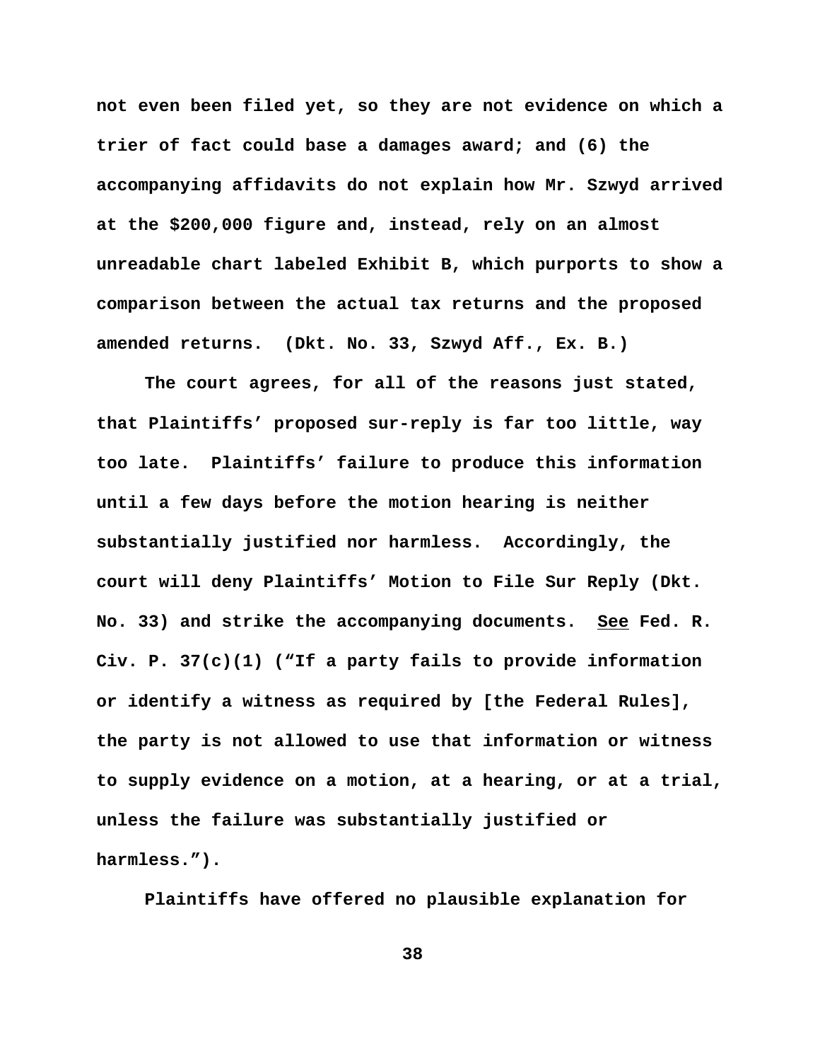not even been filed yet, so they are not evidence on which a trier of fact could base a damages award; and (6) the accompanying affidavits do not explain how Mr. Szwyd arrived at the $200,000 figure and, instead, rely on an almost unreadable chart labeled Exhibit B, which purports to show a comparison between the actual tax returns and the proposed amended returns. (Dkt. No. 33, Szwyd Aff., Ex. B.)

The court agrees, for all of the reasons just stated, that Plaintiffs' proposed sur-reply is far too little, way too late. Plaintiffs' failure to produce this information until a few days before the motion hearing is neither substantially justified nor harmless. Accordingly, the court will deny Plaintiffs' Motion to File Sur Reply (Dkt. No. 33) and strike the accompanying documents. See Fed. R. Civ. P. 37(c)(1) ("If a party fails to provide information or identify a witness as required by [the Federal Rules], the party is not allowed to use that information or witness to supply evidence on a motion, at a hearing, or at a trial, unless the failure was substantially justified or harmless.").

Plaintiffs have offered no plausible explanation for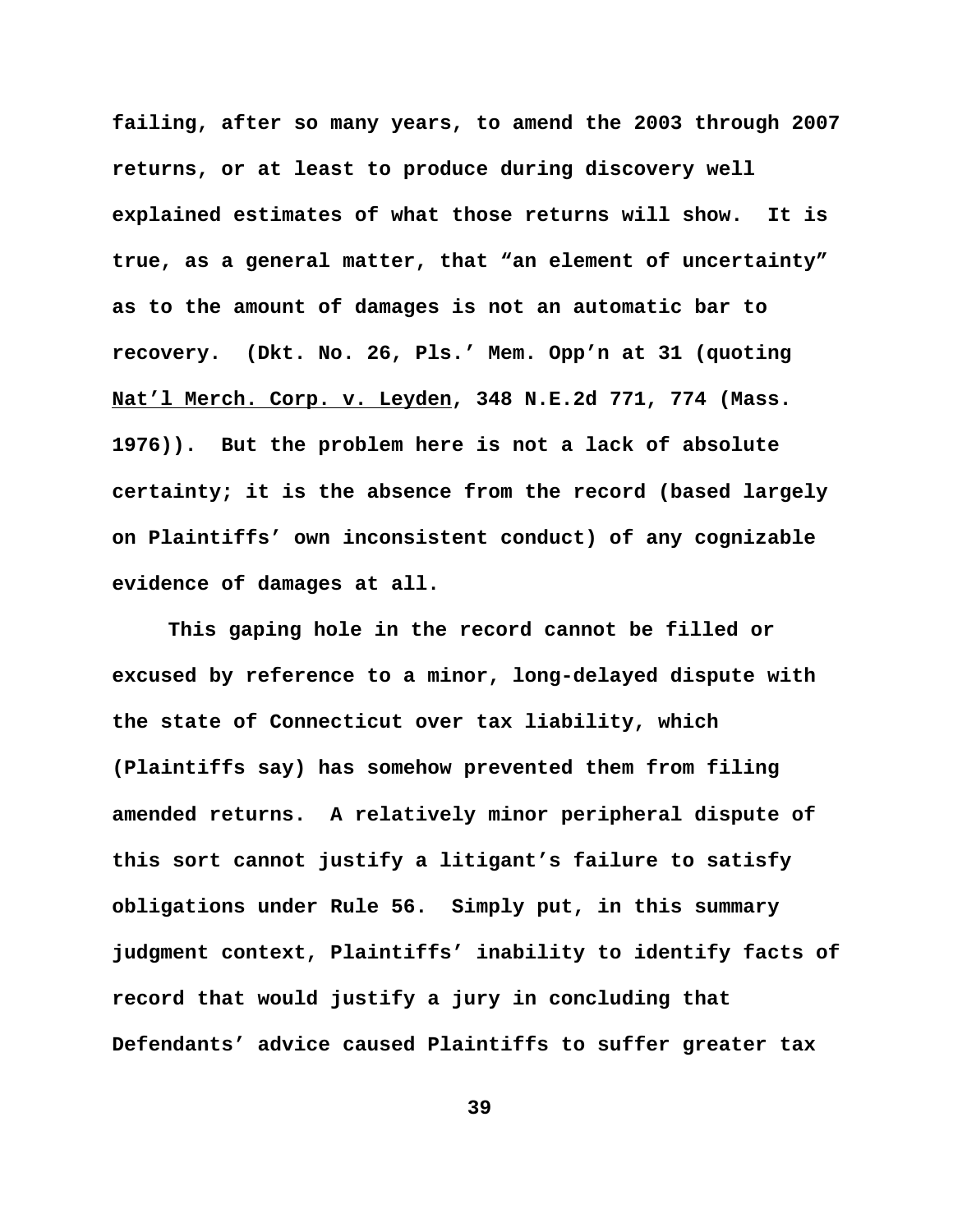failing, after so many years, to amend the 2003 through 2007 returns, or at least to produce during discovery well explained estimates of what those returns will show. It is true, as a general matter, that "an element of uncertainty" as to the amount of damages is not an automatic bar to recovery. (Dkt. No. 26, Pls.' Mem. Opp'n at 31 (quoting Nat'l Merch. Corp. v. Leyden, 348 N.E.2d 771, 774 (Mass. 1976)). But the problem here is not a lack of absolute certainty; it is the absence from the record (based largely on Plaintiffs' own inconsistent conduct) of any cognizable evidence of damages at all.

This gaping hole in the record cannot be filled or excused by reference to a minor, long-delayed dispute with the state of Connecticut over tax liability, which (Plaintiffs say) has somehow prevented them from filing amended returns. A relatively minor peripheral dispute of this sort cannot justify a litigant's failure to satisfy obligations under Rule 56. Simply put, in this summary judgment context, Plaintiffs' inability to identify facts of record that would justify a jury in concluding that Defendants' advice caused Plaintiffs to suffer greater tax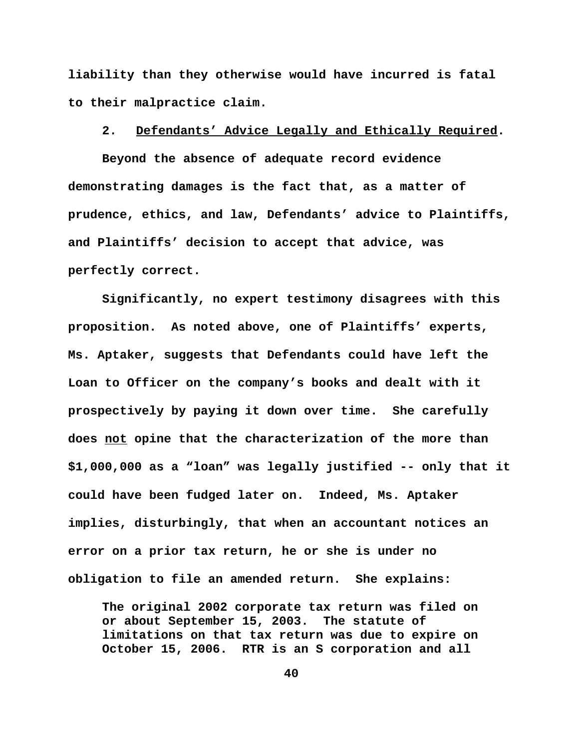liability than they otherwise would have incurred is fatal to their malpractice claim.

2. <u>Defendants' Advice Legally and Ethically Required</u>.

Beyond the absence of adequate record evidence demonstrating damages is the fact that, as a matter of prudence, ethics, and law, Defendants' advice to Plaintiffs, and Plaintiffs' decision to accept that advice, was perfectly correct.

Significantly, no expert testimony disagrees with this proposition. As noted above, one of Plaintiffs' experts, Ms. Aptaker, suggests that Defendants could have left the Loan to Officer on the company's books and dealt with it prospectively by paying it down over time. She carefully does <u>not</u> opine that the characterization of the more than $1,000,000 as a "loan" was legally justified -- only that it could have been fudged later on. Indeed, Ms. Aptaker implies, disturbingly, that when an accountant notices an error on a prior tax return, he or she is under no obligation to file an amended return. She explains:

> The original 2002 corporate tax return was filed on or about September 15, 2003. The statute of limitations on that tax return was due to expire on October 15, 2006. RTR is an S corporation and all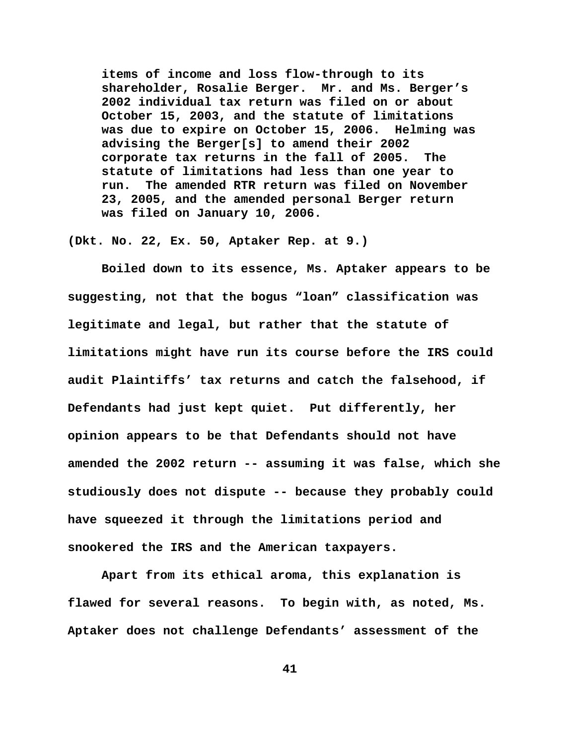> items of income and loss flow-through to its shareholder, Rosalie Berger. Mr. and Ms. Berger's 2002 individual tax return was filed on or about October 15, 2003, and the statute of limitations was due to expire on October 15, 2006. Helming was advising the Berger[s] to amend their 2002 corporate tax returns in the fall of 2005. The statute of limitations had less than one year to run. The amended RTR return was filed on November 23, 2005, and the amended personal Berger return was filed on January 10, 2006.

(Dkt. No. 22, Ex. 50, Aptaker Rep. at 9.)

Boiled down to its essence, Ms. Aptaker appears to be suggesting, not that the bogus "loan" classification was legitimate and legal, but rather that the statute of limitations might have run its course before the IRS could audit Plaintiffs' tax returns and catch the falsehood, if Defendants had just kept quiet. Put differently, her opinion appears to be that Defendants should not have amended the 2002 return -- assuming it was false, which she studiously does not dispute -- because they probably could have squeezed it through the limitations period and snookered the IRS and the American taxpayers.

Apart from its ethical aroma, this explanation is flawed for several reasons. To begin with, as noted, Ms. Aptaker does not challenge Defendants' assessment of the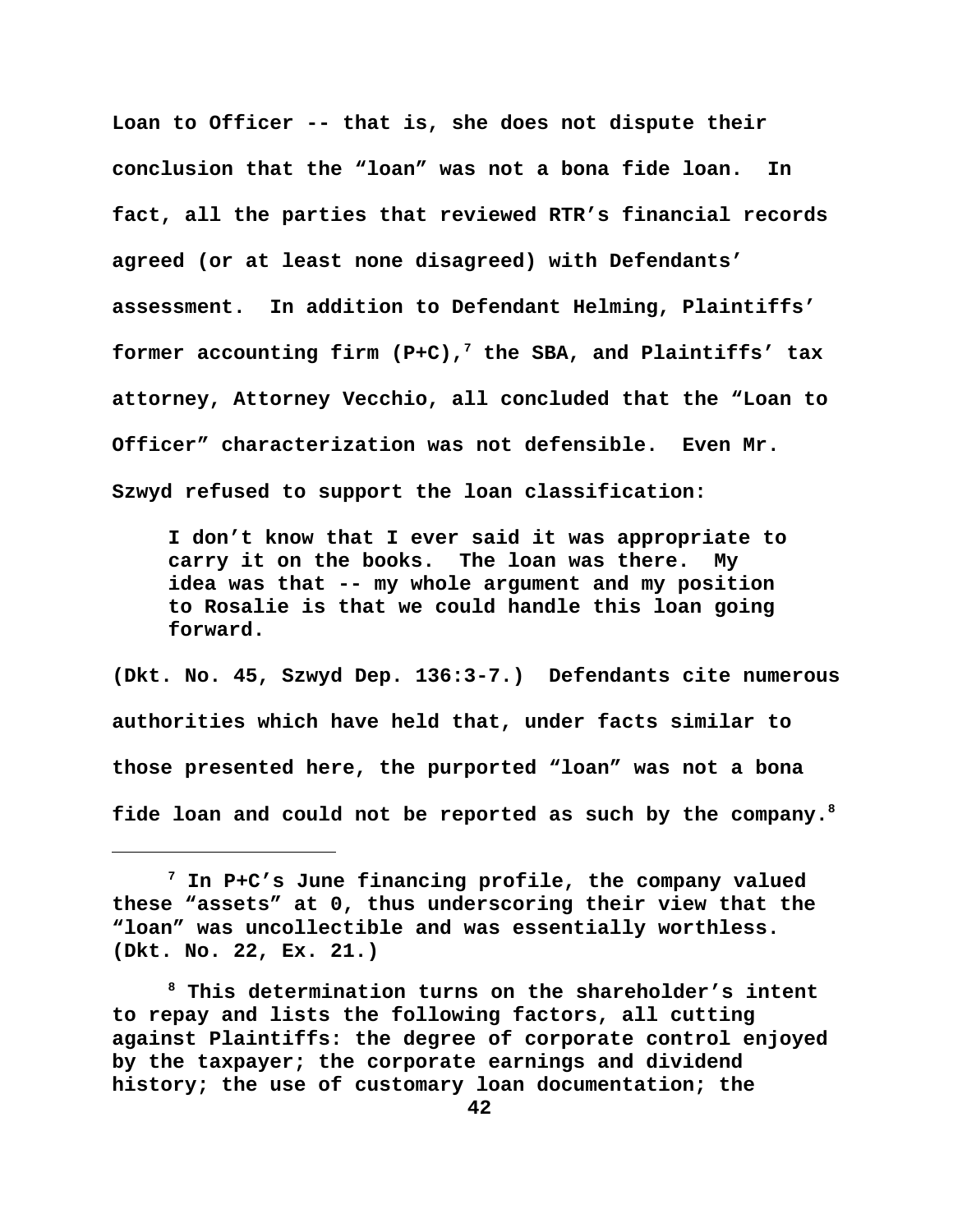Loan to Officer -- that is, she does not dispute their conclusion that the "loan" was not a bona fide loan. In fact, all the parties that reviewed RTR's financial records agreed (or at least none disagreed) with Defendants' assessment. In addition to Defendant Helming, Plaintiffs' former accounting firm (P+C),[7] the SBA, and Plaintiffs' tax attorney, Attorney Vecchio, all concluded that the "Loan to Officer" characterization was not defensible. Even Mr. Szwyd refused to support the loan classification:

> I don't know that I ever said it was appropriate to carry it on the books. The loan was there. My idea was that -- my whole argument and my position to Rosalie is that we could handle this loan going forward.

(Dkt. No. 45, Szwyd Dep. 136:3-7.) Defendants cite numerous authorities which have held that, under facts similar to those presented here, the purported "loan" was not a bona fide loan and could not be reported as such by the company.[8]

---

[7] In P+C's June financing profile, the company valued these "assets" at 0, thus underscoring their view that the "loan" was uncollectible and was essentially worthless. (Dkt. No. 22, Ex. 21.)

[8] This determination turns on the shareholder's intent to repay and lists the following factors, all cutting against Plaintiffs: the degree of corporate control enjoyed by the taxpayer; the corporate earnings and dividend history; the use of customary loan documentation; the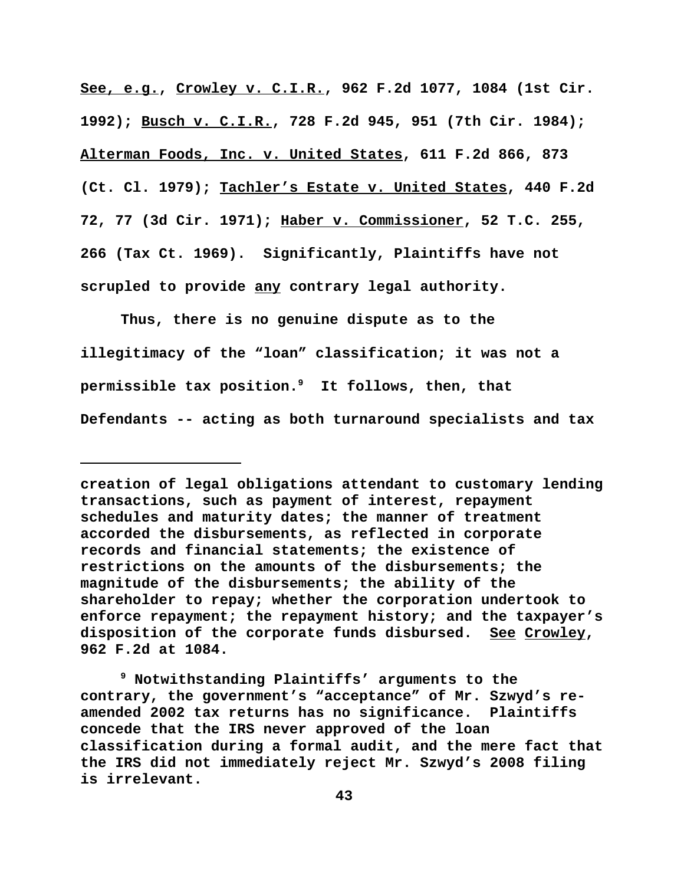See, e.g., Crowley v. C.I.R., 962 F.2d 1077, 1084 (1st Cir. 1992); Busch v. C.I.R., 728 F.2d 945, 951 (7th Cir. 1984); Alterman Foods, Inc. v. United States, 611 F.2d 866, 873 (Ct. Cl. 1979); Tachler's Estate v. United States, 440 F.2d 72, 77 (3d Cir. 1971); Haber v. Commissioner, 52 T.C. 255, 266 (Tax Ct. 1969). Significantly, Plaintiffs have not scrupled to provide any contrary legal authority.

Thus, there is no genuine dispute as to the illegitimacy of the "loan" classification; it was not a permissible tax position.[9] It follows, then, that Defendants -- acting as both turnaround specialists and tax

---

creation of legal obligations attendant to customary lending transactions, such as payment of interest, repayment schedules and maturity dates; the manner of treatment accorded the disbursements, as reflected in corporate records and financial statements; the existence of restrictions on the amounts of the disbursements; the magnitude of the disbursements; the ability of the shareholder to repay; whether the corporation undertook to enforce repayment; the repayment history; and the taxpayer's disposition of the corporate funds disbursed. See Crowley, 962 F.2d at 1084.

[9] Notwithstanding Plaintiffs' arguments to the contrary, the government's "acceptance" of Mr. Szwyd's re-amended 2002 tax returns has no significance. Plaintiffs concede that the IRS never approved of the loan classification during a formal audit, and the mere fact that the IRS did not immediately reject Mr. Szwyd's 2008 filing is irrelevant.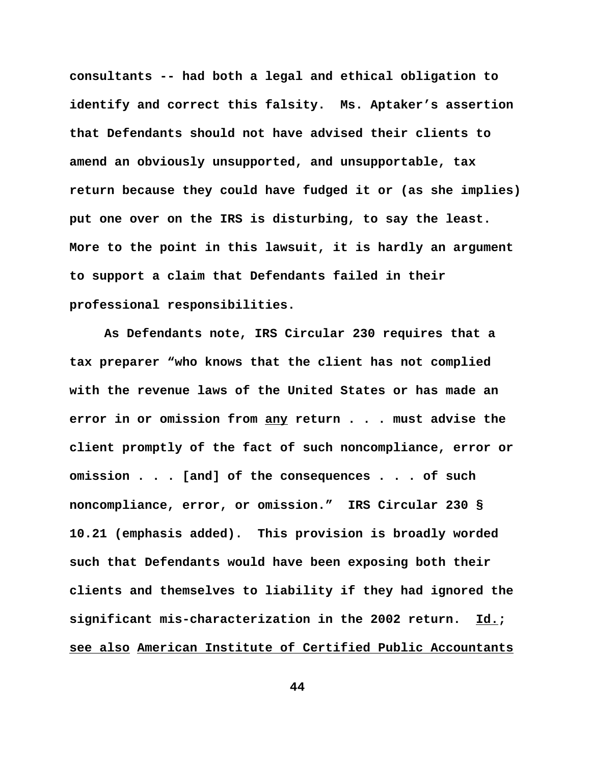consultants -- had both a legal and ethical obligation to identify and correct this falsity. Ms. Aptaker's assertion that Defendants should not have advised their clients to amend an obviously unsupported, and unsupportable, tax return because they could have fudged it or (as she implies) put one over on the IRS is disturbing, to say the least. More to the point in this lawsuit, it is hardly an argument to support a claim that Defendants failed in their professional responsibilities.

As Defendants note, IRS Circular 230 requires that a tax preparer "who knows that the client has not complied with the revenue laws of the United States or has made an error in or omission from <u>any</u> return . . . must advise the client promptly of the fact of such noncompliance, error or omission . . . [and] of the consequences . . . of such noncompliance, error, or omission." IRS Circular 230 § 10.21 (emphasis added). This provision is broadly worded such that Defendants would have been exposing both their clients and themselves to liability if they had ignored the significant mis-characterization in the 2002 return. <u>Id.</u>; <u>see also</u> <u>American Institute of Certified Public Accountants</u>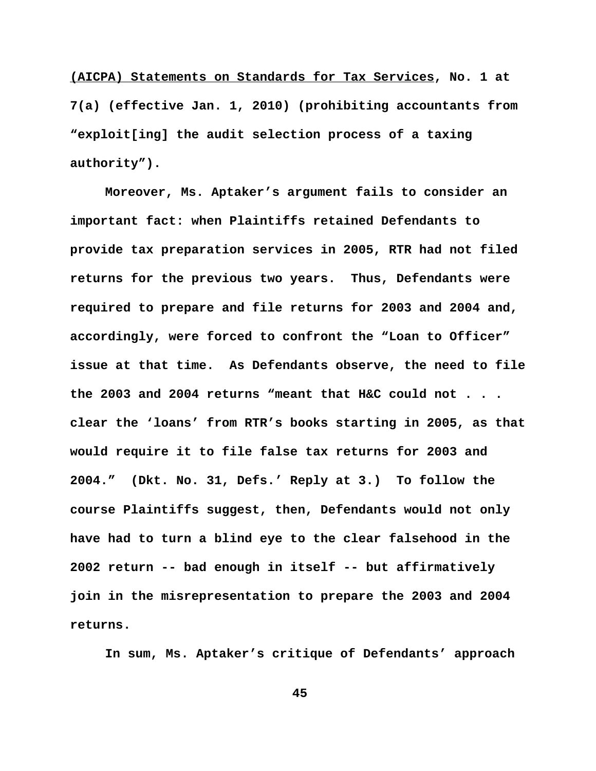(AICPA) Statements on Standards for Tax Services, No. 1 at 7(a) (effective Jan. 1, 2010) (prohibiting accountants from "exploit[ing] the audit selection process of a taxing authority").

Moreover, Ms. Aptaker's argument fails to consider an important fact: when Plaintiffs retained Defendants to provide tax preparation services in 2005, RTR had not filed returns for the previous two years. Thus, Defendants were required to prepare and file returns for 2003 and 2004 and, accordingly, were forced to confront the "Loan to Officer" issue at that time. As Defendants observe, the need to file the 2003 and 2004 returns "meant that H&C could not . . . clear the 'loans' from RTR's books starting in 2005, as that would require it to file false tax returns for 2003 and 2004." (Dkt. No. 31, Defs.' Reply at 3.) To follow the course Plaintiffs suggest, then, Defendants would not only have had to turn a blind eye to the clear falsehood in the 2002 return -- bad enough in itself -- but affirmatively join in the misrepresentation to prepare the 2003 and 2004 returns.

In sum, Ms. Aptaker's critique of Defendants' approach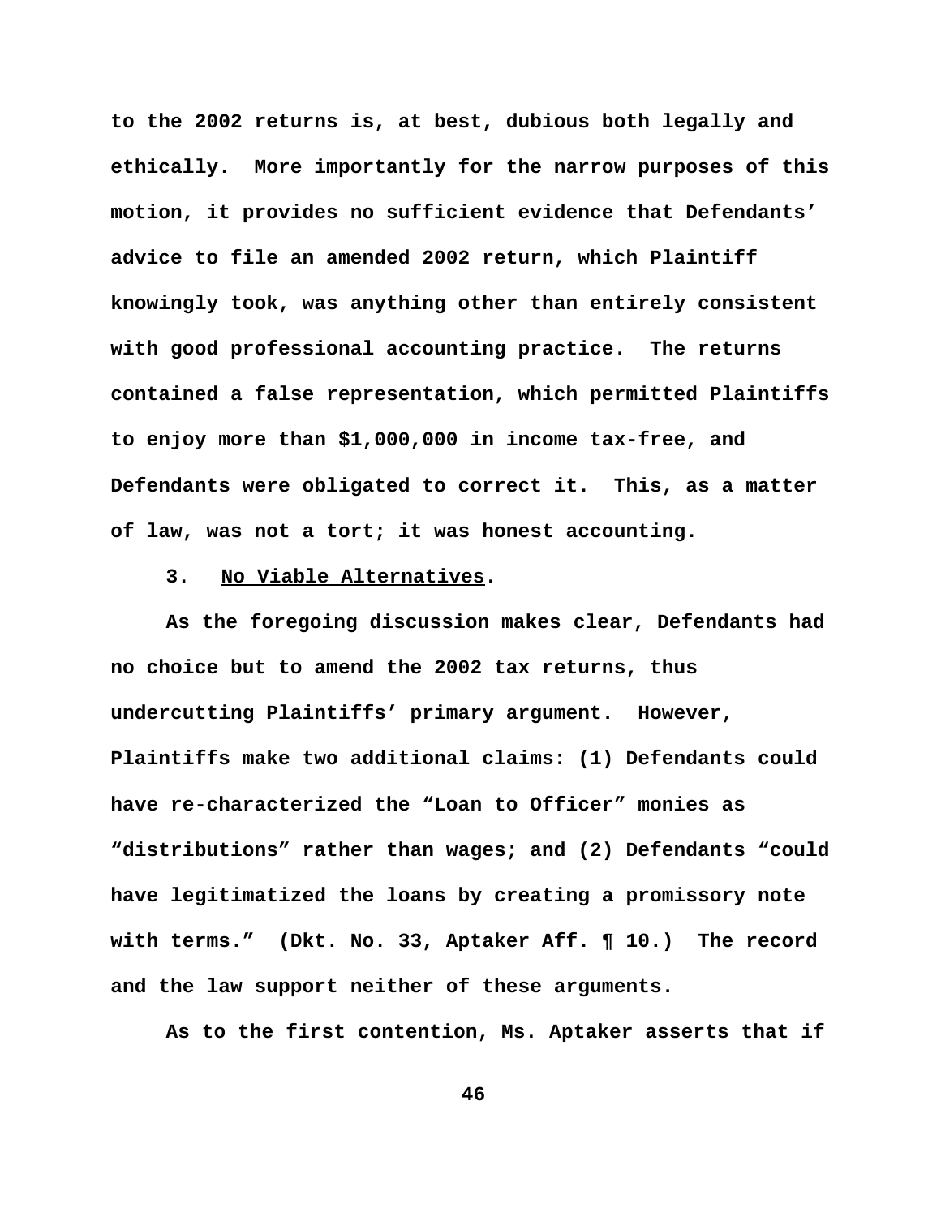to the 2002 returns is, at best, dubious both legally and ethically. More importantly for the narrow purposes of this motion, it provides no sufficient evidence that Defendants' advice to file an amended 2002 return, which Plaintiff knowingly took, was anything other than entirely consistent with good professional accounting practice. The returns contained a false representation, which permitted Plaintiffs to enjoy more than $1,000,000 in income tax-free, and Defendants were obligated to correct it. This, as a matter of law, was not a tort; it was honest accounting.

3. <u>No Viable Alternatives</u>.

As the foregoing discussion makes clear, Defendants had no choice but to amend the 2002 tax returns, thus undercutting Plaintiffs' primary argument. However, Plaintiffs make two additional claims: (1) Defendants could have re-characterized the "Loan to Officer" monies as "distributions" rather than wages; and (2) Defendants "could have legitimatized the loans by creating a promissory note with terms." (Dkt. No. 33, Aptaker Aff. ¶ 10.) The record and the law support neither of these arguments.

As to the first contention, Ms. Aptaker asserts that if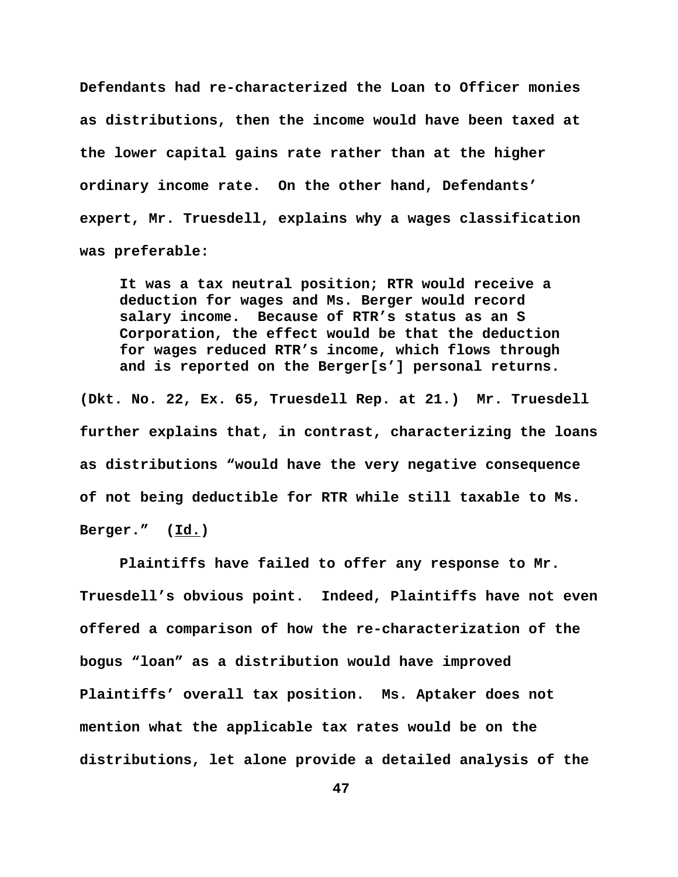Defendants had re-characterized the Loan to Officer monies as distributions, then the income would have been taxed at the lower capital gains rate rather than at the higher ordinary income rate. On the other hand, Defendants' expert, Mr. Truesdell, explains why a wages classification was preferable:

> It was a tax neutral position; RTR would receive a deduction for wages and Ms. Berger would record salary income. Because of RTR's status as an S Corporation, the effect would be that the deduction for wages reduced RTR's income, which flows through and is reported on the Berger[s'] personal returns.

(Dkt. No. 22, Ex. 65, Truesdell Rep. at 21.) Mr. Truesdell further explains that, in contrast, characterizing the loans as distributions "would have the very negative consequence of not being deductible for RTR while still taxable to Ms. Berger." (Id.)

Plaintiffs have failed to offer any response to Mr. Truesdell's obvious point. Indeed, Plaintiffs have not even offered a comparison of how the re-characterization of the bogus "loan" as a distribution would have improved Plaintiffs' overall tax position. Ms. Aptaker does not mention what the applicable tax rates would be on the distributions, let alone provide a detailed analysis of the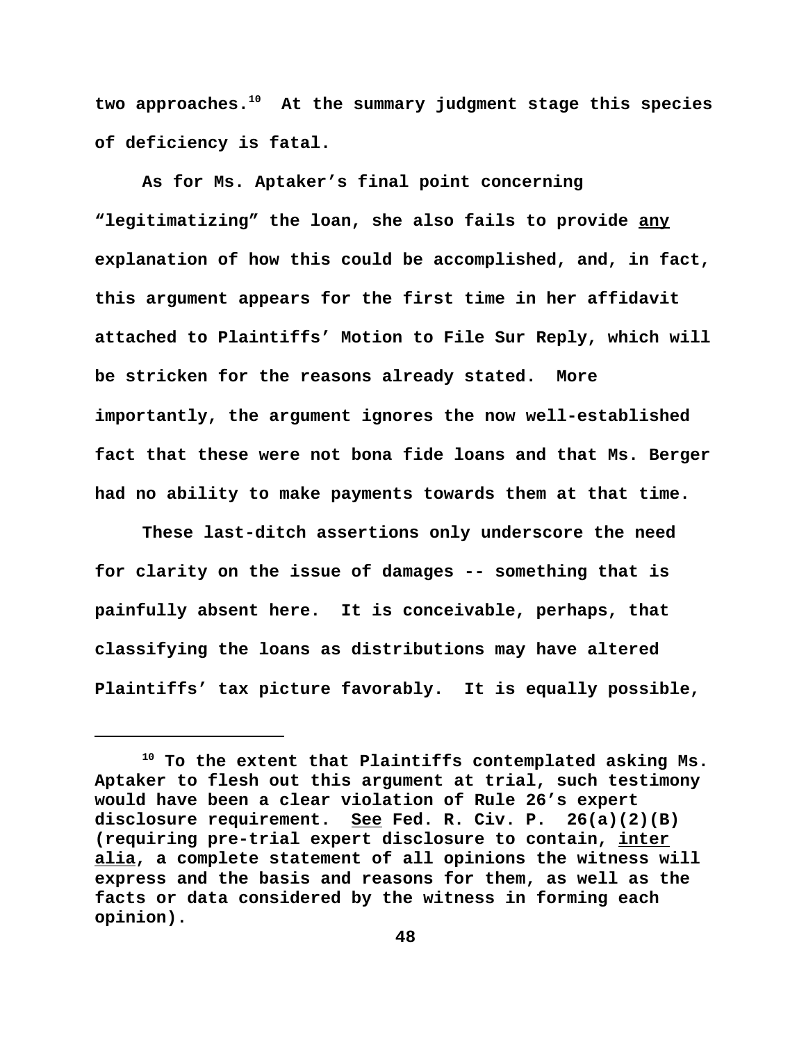two approaches.[10] At the summary judgment stage this species of deficiency is fatal.

As for Ms. Aptaker's final point concerning "legitimatizing" the loan, she also fails to provide <u>any</u> explanation of how this could be accomplished, and, in fact, this argument appears for the first time in her affidavit attached to Plaintiffs' Motion to File Sur Reply, which will be stricken for the reasons already stated. More importantly, the argument ignores the now well-established fact that these were not bona fide loans and that Ms. Berger had no ability to make payments towards them at that time.

These last-ditch assertions only underscore the need for clarity on the issue of damages -- something that is painfully absent here. It is conceivable, perhaps, that classifying the loans as distributions may have altered Plaintiffs' tax picture favorably. It is equally possible,

---

[10] To the extent that Plaintiffs contemplated asking Ms. Aptaker to flesh out this argument at trial, such testimony would have been a clear violation of Rule 26's expert disclosure requirement. <u>See</u> Fed. R. Civ. P. 26(a)(2)(B) (requiring pre-trial expert disclosure to contain, <u>inter alia</u>, a complete statement of all opinions the witness will express and the basis and reasons for them, as well as the facts or data considered by the witness in forming each opinion).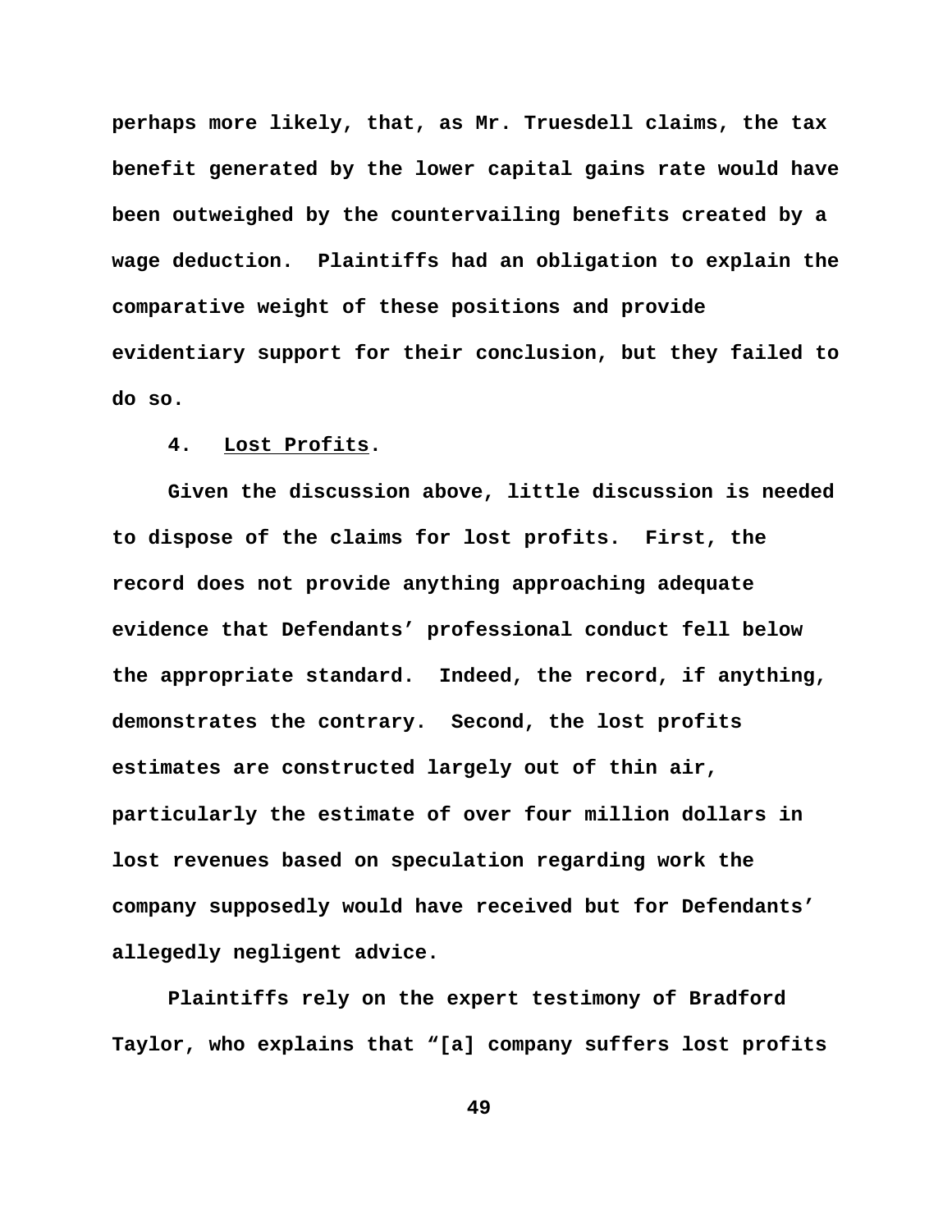perhaps more likely, that, as Mr. Truesdell claims, the tax benefit generated by the lower capital gains rate would have been outweighed by the countervailing benefits created by a wage deduction. Plaintiffs had an obligation to explain the comparative weight of these positions and provide evidentiary support for their conclusion, but they failed to do so.

4. Lost Profits.

Given the discussion above, little discussion is needed to dispose of the claims for lost profits. First, the record does not provide anything approaching adequate evidence that Defendants' professional conduct fell below the appropriate standard. Indeed, the record, if anything, demonstrates the contrary. Second, the lost profits estimates are constructed largely out of thin air, particularly the estimate of over four million dollars in lost revenues based on speculation regarding work the company supposedly would have received but for Defendants' allegedly negligent advice.

Plaintiffs rely on the expert testimony of Bradford Taylor, who explains that "[a] company suffers lost profits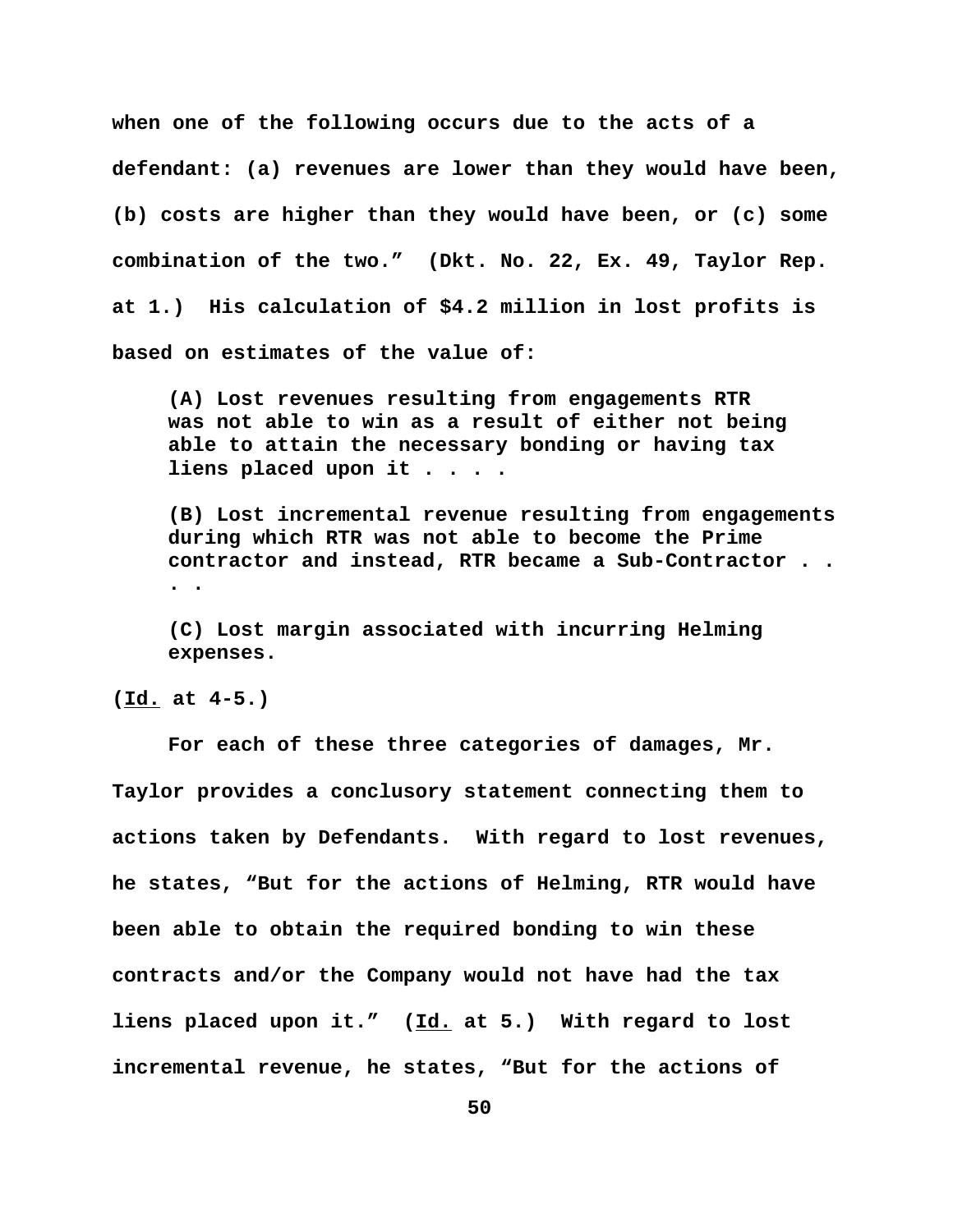when one of the following occurs due to the acts of a defendant: (a) revenues are lower than they would have been, (b) costs are higher than they would have been, or (c) some combination of the two." (Dkt. No. 22, Ex. 49, Taylor Rep. at 1.) His calculation of $4.2 million in lost profits is based on estimates of the value of:

> (A) Lost revenues resulting from engagements RTR was not able to win as a result of either not being able to attain the necessary bonding or having tax liens placed upon it . . . .
>
> (B) Lost incremental revenue resulting from engagements during which RTR was not able to become the Prime contractor and instead, RTR became a Sub-Contractor . . . .
>
> (C) Lost margin associated with incurring Helming expenses.

(Id. at 4-5.)

For each of these three categories of damages, Mr. Taylor provides a conclusory statement connecting them to actions taken by Defendants. With regard to lost revenues, he states, "But for the actions of Helming, RTR would have been able to obtain the required bonding to win these contracts and/or the Company would not have had the tax liens placed upon it." (Id. at 5.) With regard to lost incremental revenue, he states, "But for the actions of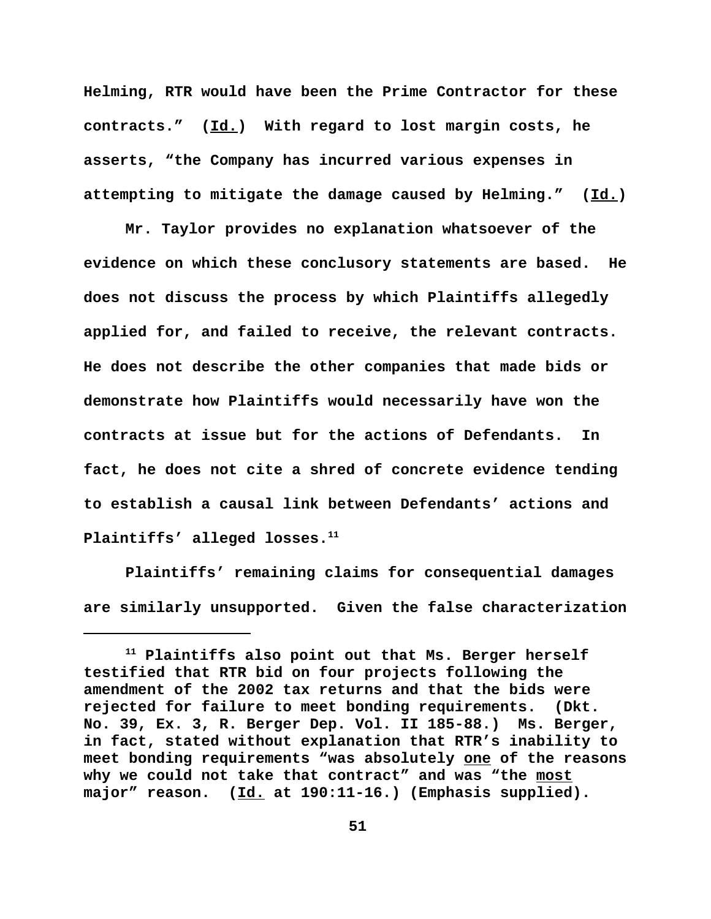Helming, RTR would have been the Prime Contractor for these contracts." (Id.) With regard to lost margin costs, he asserts, "the Company has incurred various expenses in attempting to mitigate the damage caused by Helming." (Id.)

Mr. Taylor provides no explanation whatsoever of the evidence on which these conclusory statements are based. He does not discuss the process by which Plaintiffs allegedly applied for, and failed to receive, the relevant contracts. He does not describe the other companies that made bids or demonstrate how Plaintiffs would necessarily have won the contracts at issue but for the actions of Defendants. In fact, he does not cite a shred of concrete evidence tending to establish a causal link between Defendants' actions and Plaintiffs' alleged losses.[11]

Plaintiffs' remaining claims for consequential damages are similarly unsupported. Given the false characterization

---

[11] Plaintiffs also point out that Ms. Berger herself testified that RTR bid on four projects following the amendment of the 2002 tax returns and that the bids were rejected for failure to meet bonding requirements. (Dkt. No. 39, Ex. 3, R. Berger Dep. Vol. II 185-88.) Ms. Berger, in fact, stated without explanation that RTR's inability to meet bonding requirements "was absolutely one of the reasons why we could not take that contract" and was "the most major" reason. (Id. at 190:11-16.) (Emphasis supplied).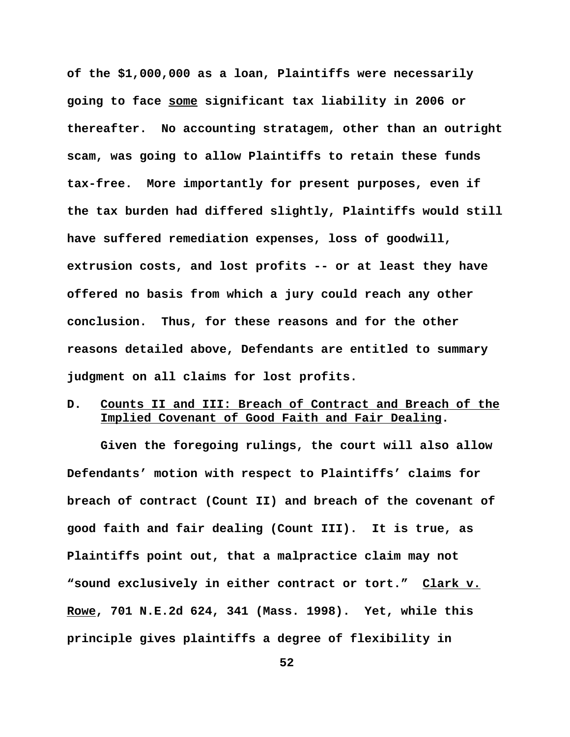of the $1,000,000 as a loan, Plaintiffs were necessarily going to face <u>some</u> significant tax liability in 2006 or thereafter. No accounting stratagem, other than an outright scam, was going to allow Plaintiffs to retain these funds tax-free. More importantly for present purposes, even if the tax burden had differed slightly, Plaintiffs would still have suffered remediation expenses, loss of goodwill, extrusion costs, and lost profits -- or at least they have offered no basis from which a jury could reach any other conclusion. Thus, for these reasons and for the other reasons detailed above, Defendants are entitled to summary judgment on all claims for lost profits.

### D. <u>Counts II and III: Breach of Contract and Breach of the Implied Covenant of Good Faith and Fair Dealing</u>.

Given the foregoing rulings, the court will also allow Defendants' motion with respect to Plaintiffs' claims for breach of contract (Count II) and breach of the covenant of good faith and fair dealing (Count III). It is true, as Plaintiffs point out, that a malpractice claim may not "sound exclusively in either contract or tort." <u>Clark v. Rowe</u>, 701 N.E.2d 624, 341 (Mass. 1998). Yet, while this principle gives plaintiffs a degree of flexibility in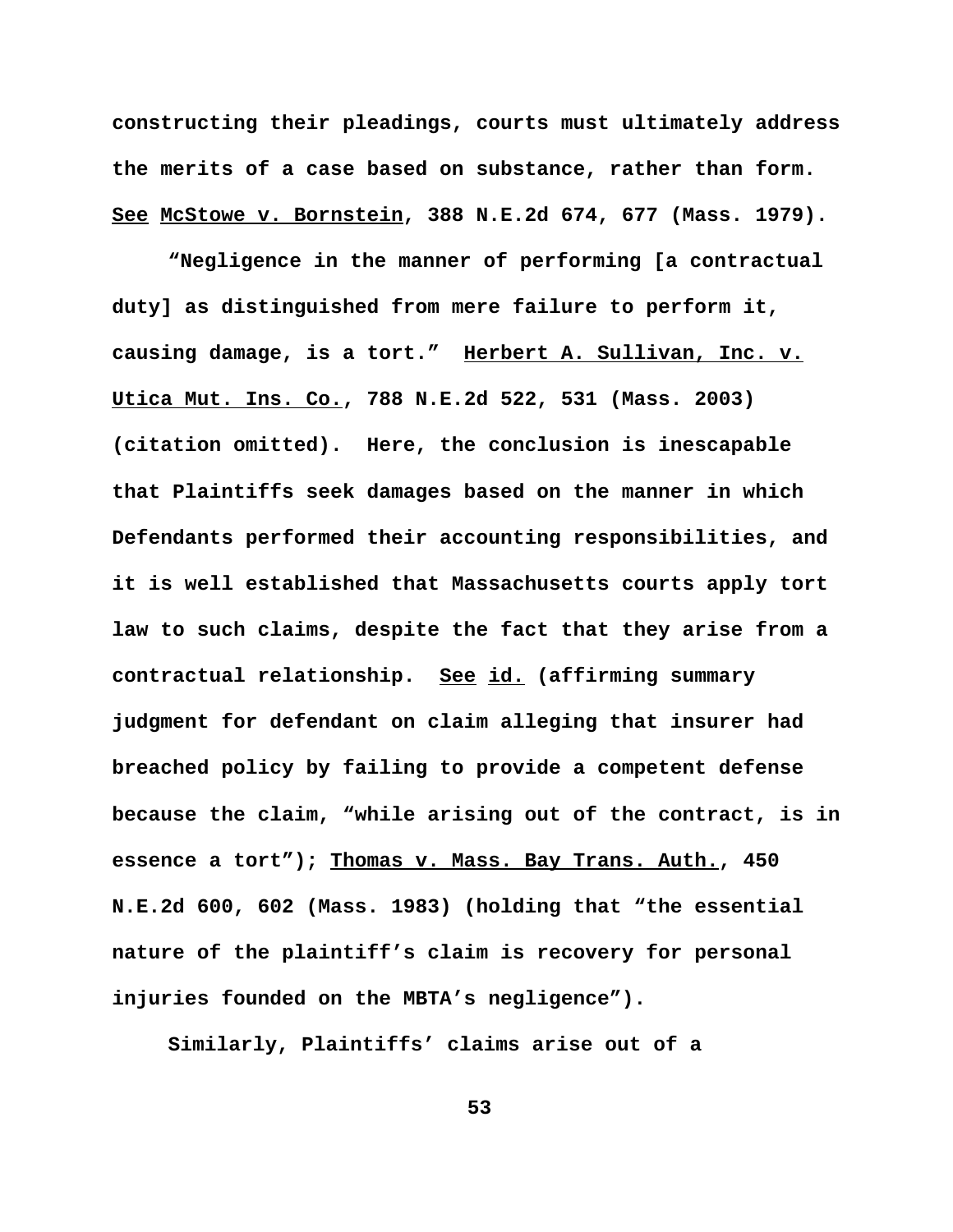**constructing their pleadings, courts must ultimately address the merits of a case based on substance, rather than form. See McStowe v. Bornstein, 388 N.E.2d 674, 677 (Mass. 1979).**

**"Negligence in the manner of performing [a contractual duty] as distinguished from mere failure to perform it, causing damage, is a tort." Herbert A. Sullivan, Inc. v. Utica Mut. Ins. Co., 788 N.E.2d 522, 531 (Mass. 2003) (citation omitted). Here, the conclusion is inescapable that Plaintiffs seek damages based on the manner in which Defendants performed their accounting responsibilities, and it is well established that Massachusetts courts apply tort law to such claims, despite the fact that they arise from a contractual relationship. See id. (affirming summary judgment for defendant on claim alleging that insurer had breached policy by failing to provide a competent defense because the claim, "while arising out of the contract, is in essence a tort"); Thomas v. Mass. Bay Trans. Auth., 450 N.E.2d 600, 602 (Mass. 1983) (holding that "the essential nature of the plaintiff's claim is recovery for personal injuries founded on the MBTA's negligence").**

**Similarly, Plaintiffs' claims arise out of a**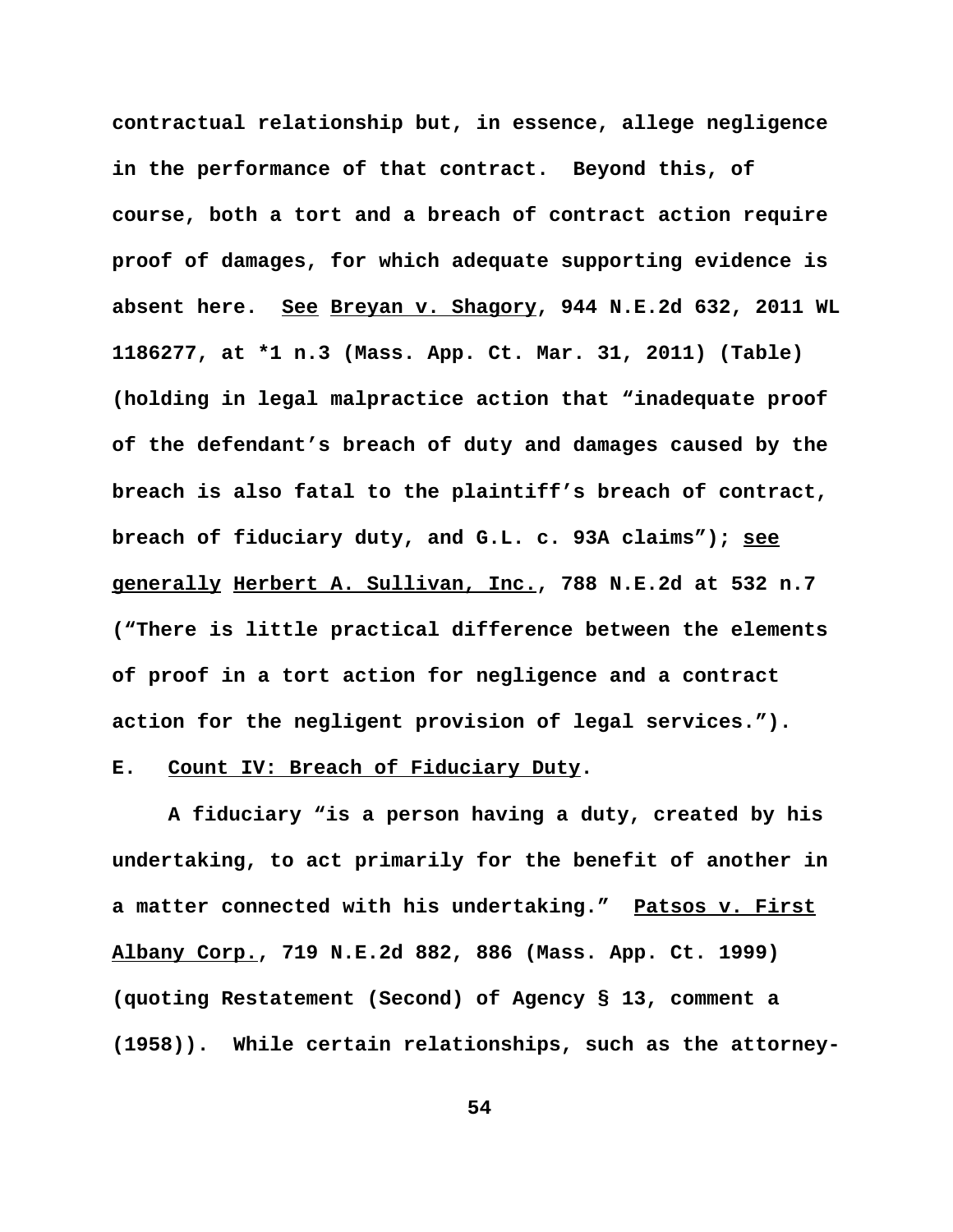contractual relationship but, in essence, allege negligence in the performance of that contract. Beyond this, of course, both a tort and a breach of contract action require proof of damages, for which adequate supporting evidence is absent here. See Breyan v. Shagory, 944 N.E.2d 632, 2011 WL 1186277, at *1 n.3 (Mass. App. Ct. Mar. 31, 2011) (Table) (holding in legal malpractice action that "inadequate proof of the defendant's breach of duty and damages caused by the breach is also fatal to the plaintiff's breach of contract, breach of fiduciary duty, and G.L. c. 93A claims"); see generally Herbert A. Sullivan, Inc., 788 N.E.2d at 532 n.7 ("There is little practical difference between the elements of proof in a tort action for negligence and a contract action for the negligent provision of legal services.").

### E. Count IV: Breach of Fiduciary Duty.

A fiduciary "is a person having a duty, created by his undertaking, to act primarily for the benefit of another in a matter connected with his undertaking." Patsos v. First Albany Corp., 719 N.E.2d 882, 886 (Mass. App. Ct. 1999) (quoting Restatement (Second) of Agency § 13, comment a (1958)). While certain relationships, such as the attorney-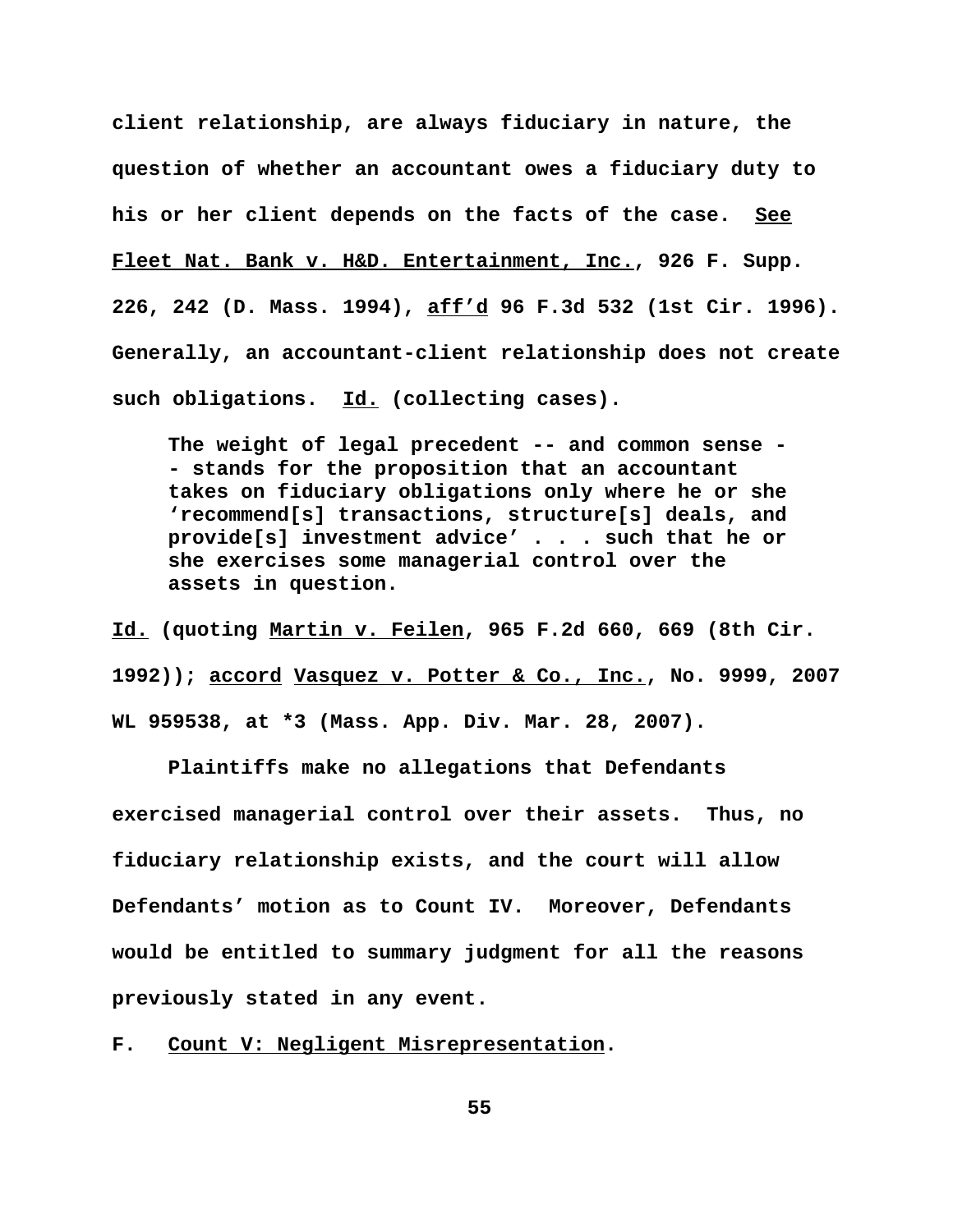client relationship, are always fiduciary in nature, the question of whether an accountant owes a fiduciary duty to his or her client depends on the facts of the case. See Fleet Nat. Bank v. H&D. Entertainment, Inc., 926 F. Supp. 226, 242 (D. Mass. 1994), aff'd 96 F.3d 532 (1st Cir. 1996). Generally, an accountant-client relationship does not create such obligations. Id. (collecting cases).

> The weight of legal precedent -- and common sense -- stands for the proposition that an accountant takes on fiduciary obligations only where he or she 'recommend[s] transactions, structure[s] deals, and provide[s] investment advice' . . . such that he or she exercises some managerial control over the assets in question.

Id. (quoting Martin v. Feilen, 965 F.2d 660, 669 (8th Cir. 1992)); accord Vasquez v. Potter & Co., Inc., No. 9999, 2007 WL 959538, at *3 (Mass. App. Div. Mar. 28, 2007).

Plaintiffs make no allegations that Defendants exercised managerial control over their assets. Thus, no fiduciary relationship exists, and the court will allow Defendants' motion as to Count IV. Moreover, Defendants would be entitled to summary judgment for all the reasons previously stated in any event.

### F. Count V: Negligent Misrepresentation.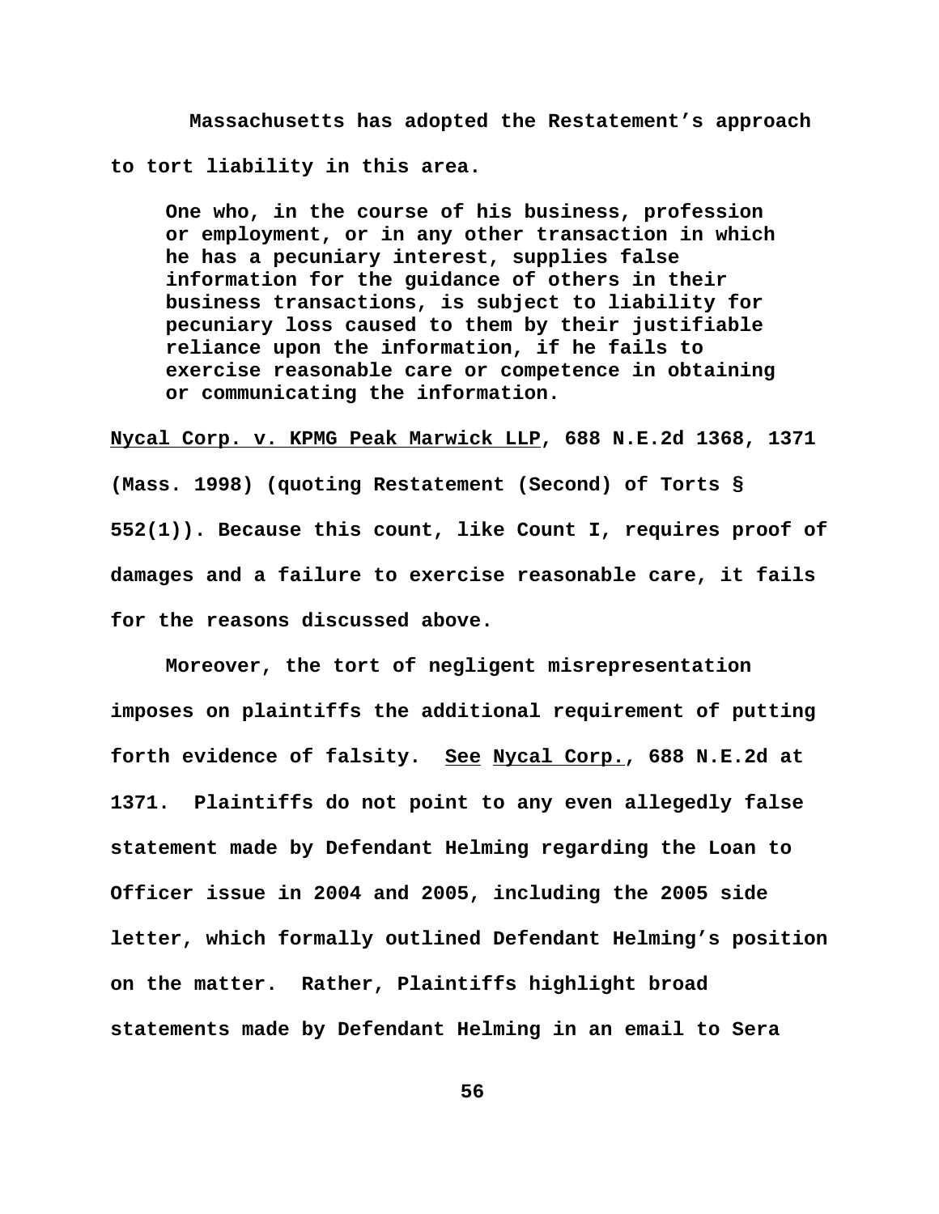Massachusetts has adopted the Restatement's approach to tort liability in this area.

> One who, in the course of his business, profession or employment, or in any other transaction in which he has a pecuniary interest, supplies false information for the guidance of others in their business transactions, is subject to liability for pecuniary loss caused to them by their justifiable reliance upon the information, if he fails to exercise reasonable care or competence in obtaining or communicating the information.

Nycal Corp. v. KPMG Peak Marwick LLP, 688 N.E.2d 1368, 1371 (Mass. 1998) (quoting Restatement (Second) of Torts § 552(1)). Because this count, like Count I, requires proof of damages and a failure to exercise reasonable care, it fails for the reasons discussed above.

Moreover, the tort of negligent misrepresentation imposes on plaintiffs the additional requirement of putting forth evidence of falsity. See Nycal Corp., 688 N.E.2d at 1371. Plaintiffs do not point to any even allegedly false statement made by Defendant Helming regarding the Loan to Officer issue in 2004 and 2005, including the 2005 side letter, which formally outlined Defendant Helming's position on the matter. Rather, Plaintiffs highlight broad statements made by Defendant Helming in an email to Sera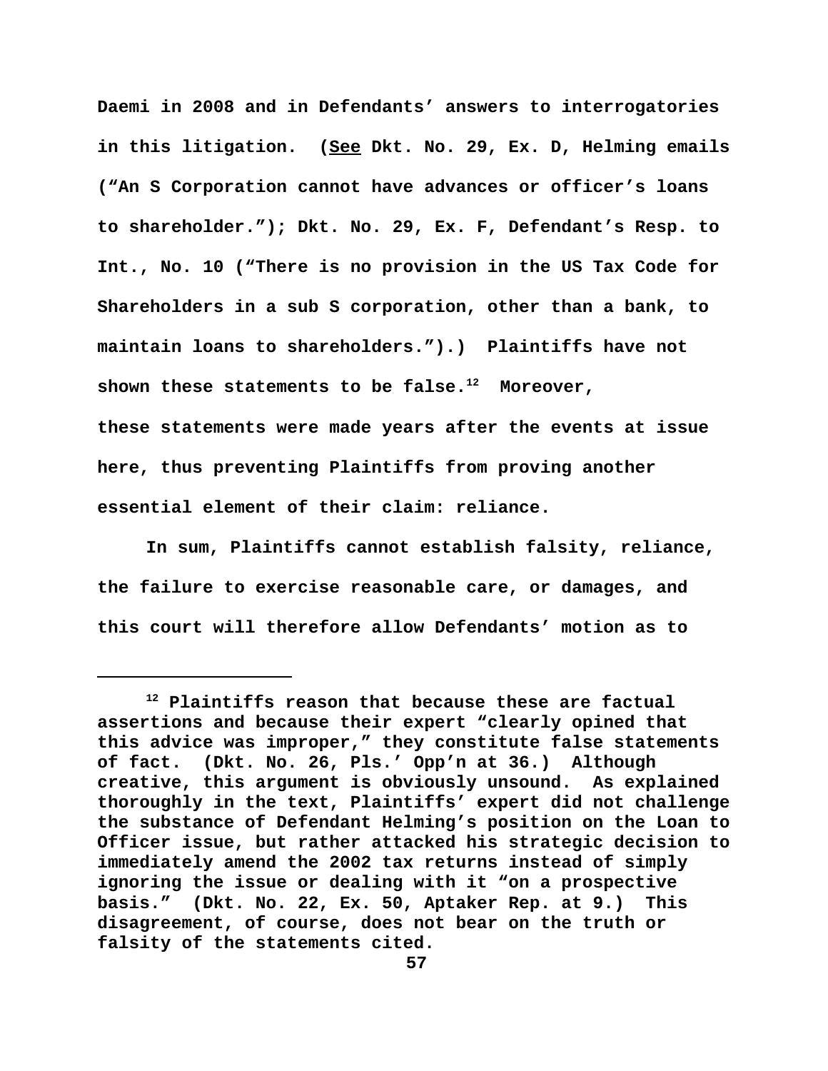Daemi in 2008 and in Defendants' answers to interrogatories in this litigation. (See Dkt. No. 29, Ex. D, Helming emails ("An S Corporation cannot have advances or officer's loans to shareholder."); Dkt. No. 29, Ex. F, Defendant's Resp. to Int., No. 10 ("There is no provision in the US Tax Code for Shareholders in a sub S corporation, other than a bank, to maintain loans to shareholders.").) Plaintiffs have not shown these statements to be false.[12] Moreover, these statements were made years after the events at issue here, thus preventing Plaintiffs from proving another essential element of their claim: reliance.

In sum, Plaintiffs cannot establish falsity, reliance, the failure to exercise reasonable care, or damages, and this court will therefore allow Defendants' motion as to

---

[12] Plaintiffs reason that because these are factual assertions and because their expert "clearly opined that this advice was improper," they constitute false statements of fact. (Dkt. No. 26, Pls.' Opp'n at 36.) Although creative, this argument is obviously unsound. As explained thoroughly in the text, Plaintiffs' expert did not challenge the substance of Defendant Helming's position on the Loan to Officer issue, but rather attacked his strategic decision to immediately amend the 2002 tax returns instead of simply ignoring the issue or dealing with it "on a prospective basis." (Dkt. No. 22, Ex. 50, Aptaker Rep. at 9.) This disagreement, of course, does not bear on the truth or falsity of the statements cited.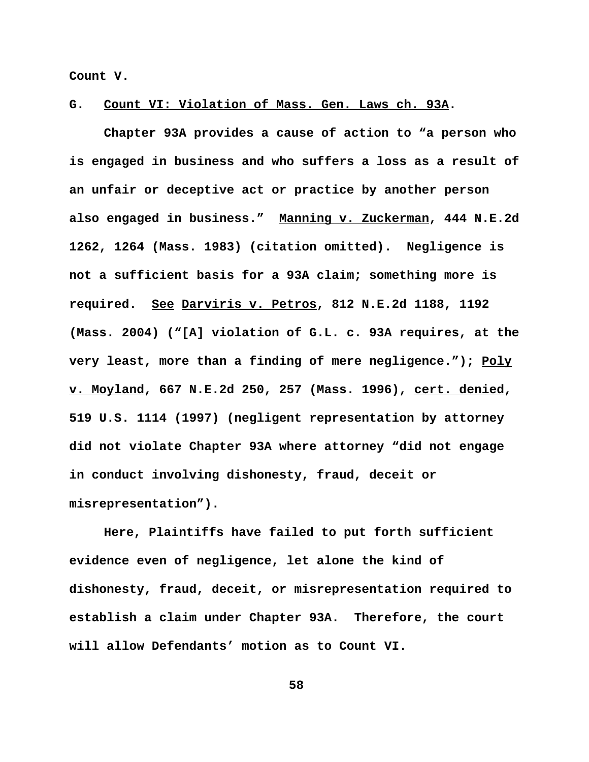Count V.

### G. Count VI: Violation of Mass. Gen. Laws ch. 93A.

Chapter 93A provides a cause of action to "a person who is engaged in business and who suffers a loss as a result of an unfair or deceptive act or practice by another person also engaged in business." Manning v. Zuckerman, 444 N.E.2d 1262, 1264 (Mass. 1983) (citation omitted). Negligence is not a sufficient basis for a 93A claim; something more is required. *See* Darviris v. Petros, 812 N.E.2d 1188, 1192 (Mass. 2004) ("[A] violation of G.L. c. 93A requires, at the very least, more than a finding of mere negligence."); Poly v. Moyland, 667 N.E.2d 250, 257 (Mass. 1996), *cert. denied*, 519 U.S. 1114 (1997) (negligent representation by attorney did not violate Chapter 93A where attorney "did not engage in conduct involving dishonesty, fraud, deceit or misrepresentation").

Here, Plaintiffs have failed to put forth sufficient evidence even of negligence, let alone the kind of dishonesty, fraud, deceit, or misrepresentation required to establish a claim under Chapter 93A. Therefore, the court will allow Defendants' motion as to Count VI.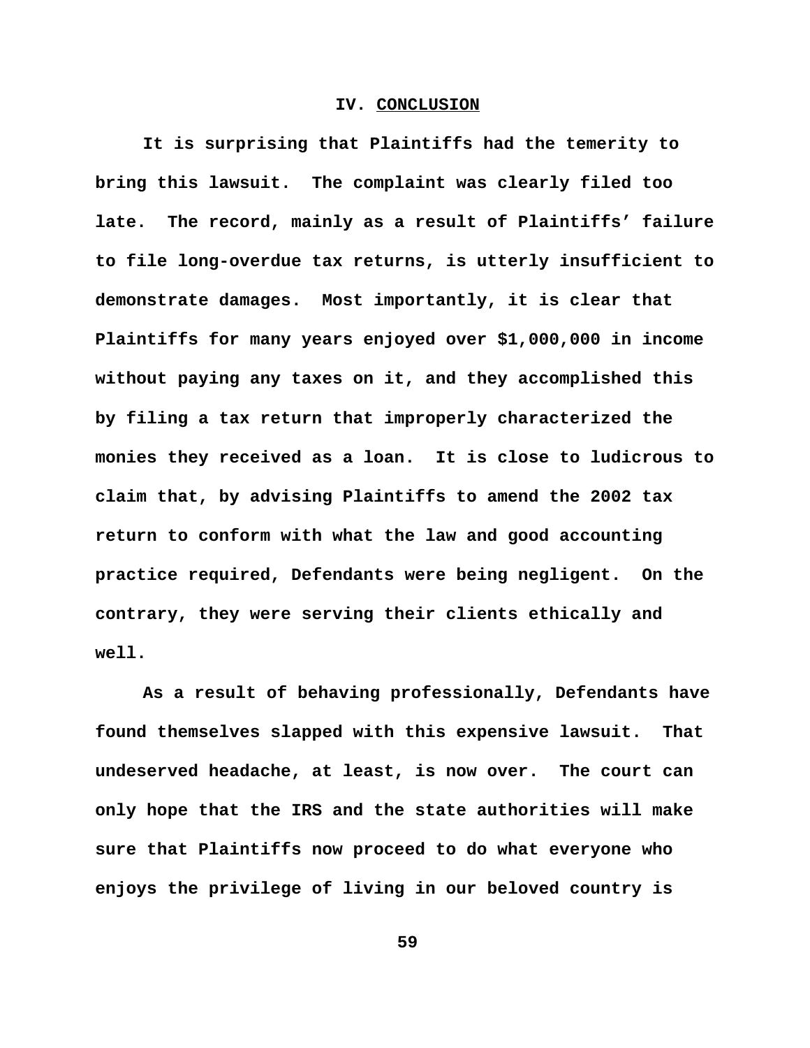## IV. CONCLUSION

It is surprising that Plaintiffs had the temerity to bring this lawsuit. The complaint was clearly filed too late. The record, mainly as a result of Plaintiffs' failure to file long-overdue tax returns, is utterly insufficient to demonstrate damages. Most importantly, it is clear that Plaintiffs for many years enjoyed over $1,000,000 in income without paying any taxes on it, and they accomplished this by filing a tax return that improperly characterized the monies they received as a loan. It is close to ludicrous to claim that, by advising Plaintiffs to amend the 2002 tax return to conform with what the law and good accounting practice required, Defendants were being negligent. On the contrary, they were serving their clients ethically and well.

As a result of behaving professionally, Defendants have found themselves slapped with this expensive lawsuit. That undeserved headache, at least, is now over. The court can only hope that the IRS and the state authorities will make sure that Plaintiffs now proceed to do what everyone who enjoys the privilege of living in our beloved country is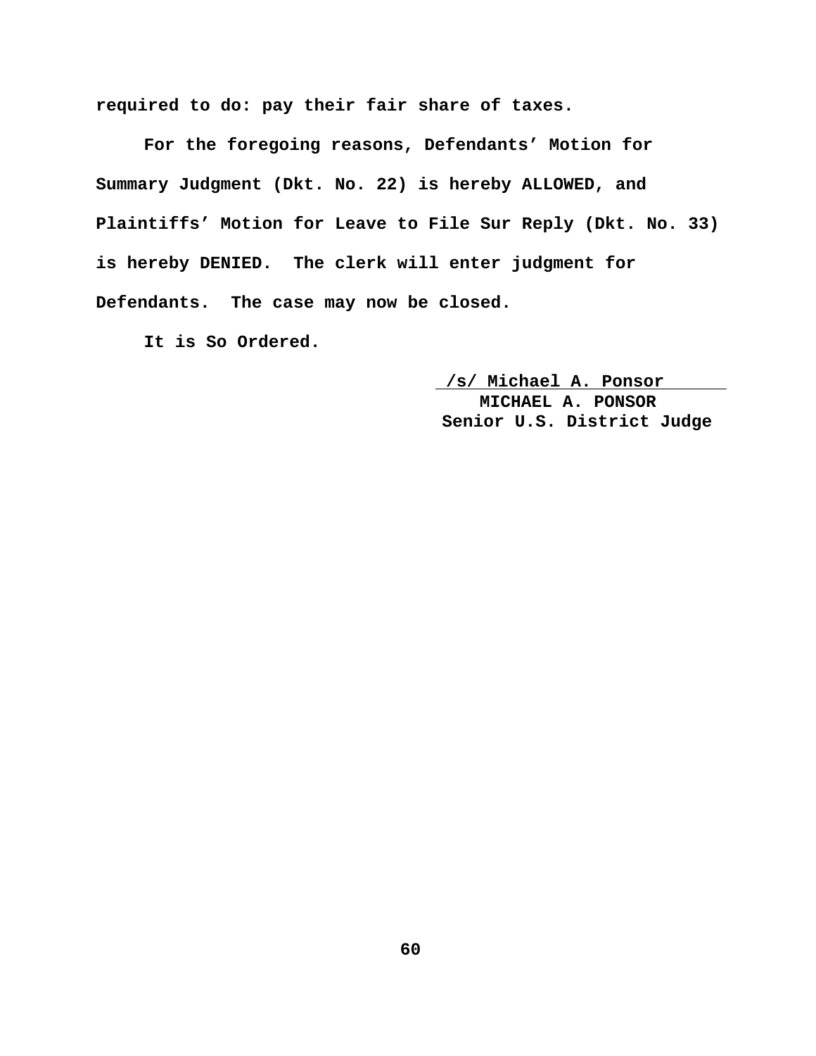required to do: pay their fair share of taxes.

For the foregoing reasons, Defendants' Motion for Summary Judgment (Dkt. No. 22) is hereby **ALLOWED**, and Plaintiffs' Motion for Leave to File Sur Reply (Dkt. No. 33) is hereby **DENIED**. The clerk will enter judgment for Defendants. The case may now be closed.

It is So Ordered.

/s/ Michael A. Ponsor
MICHAEL A. PONSOR
Senior U.S. District Judge